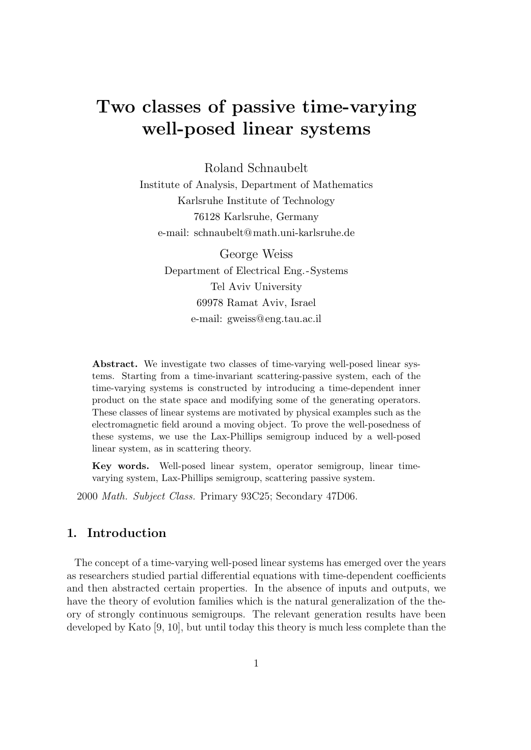# Two classes of passive time-varying well-posed linear systems

Roland Schnaubelt
Institute of Analysis, Department of Mathematics
Karlsruhe Institute of Technology
76128 Karlsruhe, Germany
e-mail: schnaubelt@math.uni-karlsruhe.de

George Weiss
Department of Electrical Eng.-Systems
Tel Aviv University
69978 Ramat Aviv, Israel
e-mail: gweiss@eng.tau.ac.il

**Abstract.** We investigate two classes of time-varying well-posed linear systems. Starting from a time-invariant scattering-passive system, each of the time-varying systems is constructed by introducing a time-dependent inner product on the state space and modifying some of the generating operators. These classes of linear systems are motivated by physical examples such as the electromagnetic field around a moving object. To prove the well-posedness of these systems, we use the Lax-Phillips semigroup induced by a well-posed linear system, as in scattering theory.

**Key words.** Well-posed linear system, operator semigroup, linear time-varying system, Lax-Phillips semigroup, scattering passive system.

2000 *Math. Subject Class.* Primary 93C25; Secondary 47D06.

## 1. Introduction

The concept of a time-varying well-posed linear systems has emerged over the years as researchers studied partial differential equations with time-dependent coefficients and then abstracted certain properties. In the absence of inputs and outputs, we have the theory of evolution families which is the natural generalization of the theory of strongly continuous semigroups. The relevant generation results have been developed by Kato [9, 10], but until today this theory is much less complete than the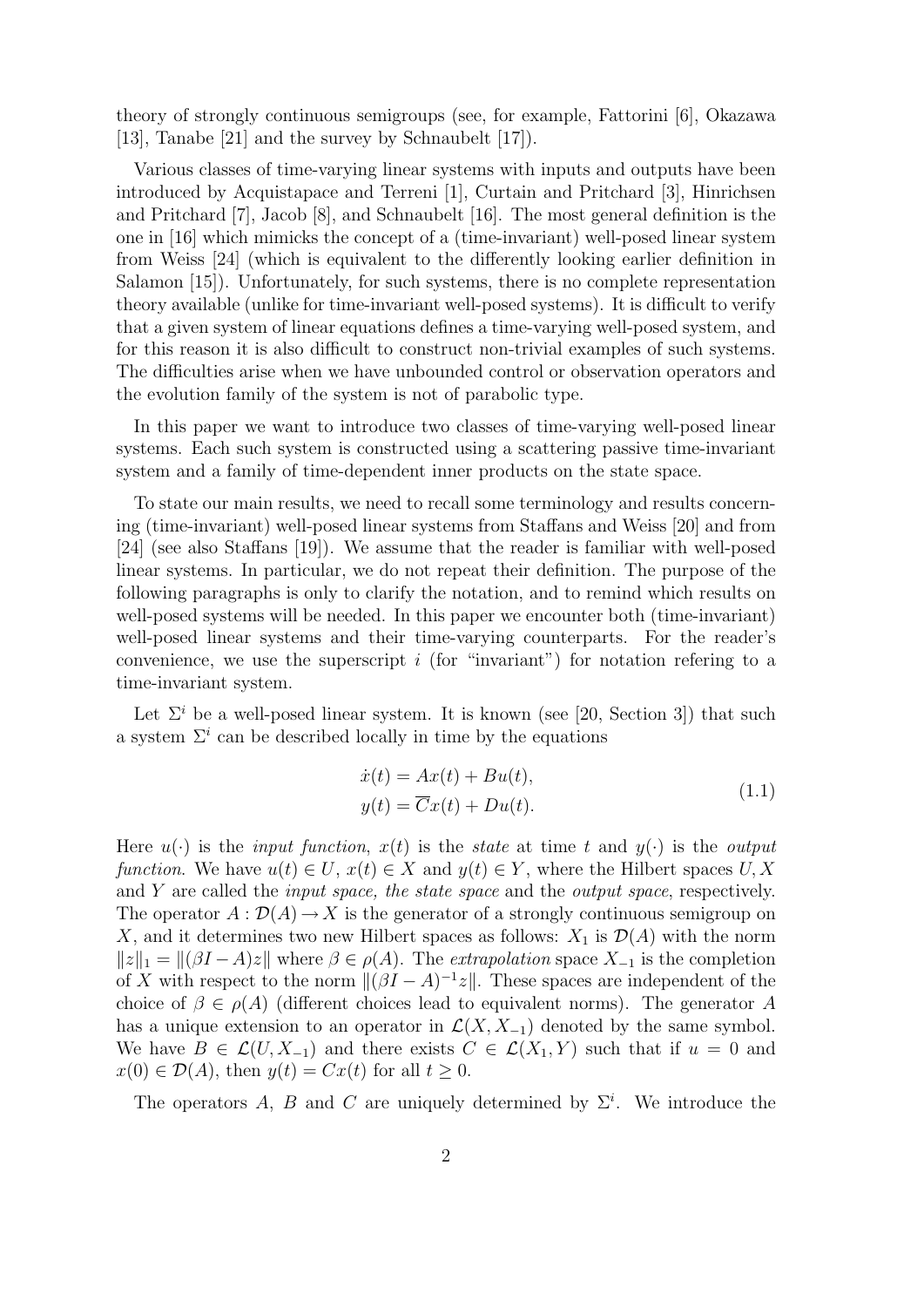theory of strongly continuous semigroups (see, for example, Fattorini [6], Okazawa [13], Tanabe [21] and the survey by Schnaubelt [17]).

Various classes of time-varying linear systems with inputs and outputs have been introduced by Acquistapace and Terreni [1], Curtain and Pritchard [3], Hinrichsen and Pritchard [7], Jacob [8], and Schnaubelt [16]. The most general definition is the one in [16] which mimicks the concept of a (time-invariant) well-posed linear system from Weiss [24] (which is equivalent to the differently looking earlier definition in Salamon [15]). Unfortunately, for such systems, there is no complete representation theory available (unlike for time-invariant well-posed systems). It is difficult to verify that a given system of linear equations defines a time-varying well-posed system, and for this reason it is also difficult to construct non-trivial examples of such systems. The difficulties arise when we have unbounded control or observation operators and the evolution family of the system is not of parabolic type.

In this paper we want to introduce two classes of time-varying well-posed linear systems. Each such system is constructed using a scattering passive time-invariant system and a family of time-dependent inner products on the state space.

To state our main results, we need to recall some terminology and results concerning (time-invariant) well-posed linear systems from Staffans and Weiss [20] and from [24] (see also Staffans [19]). We assume that the reader is familiar with well-posed linear systems. In particular, we do not repeat their definition. The purpose of the following paragraphs is only to clarify the notation, and to remind which results on well-posed systems will be needed. In this paper we encounter both (time-invariant) well-posed linear systems and their time-varying counterparts. For the reader's convenience, we use the superscript $i$ (for "invariant") for notation refering to a time-invariant system.

Let $\Sigma^i$ be a well-posed linear system. It is known (see [20, Section 3]) that such a system $\Sigma^i$ can be described locally in time by the equations

$$
\begin{aligned}
\dot{x}(t) &= Ax(t) + Bu(t), \\
y(t) &= \overline{C}x(t) + Du(t).
\end{aligned}
\tag{1.1}
$$

Here $u(\cdot)$ is the *input function*, $x(t)$ is the *state* at time $t$ and $y(\cdot)$ is the *output function*. We have $u(t) \in U$, $x(t) \in X$ and $y(t) \in Y$, where the Hilbert spaces $U, X$ and $Y$ are called the *input space, the state space* and the *output space*, respectively. The operator $A : \mathcal{D}(A) \to X$ is the generator of a strongly continuous semigroup on $X$, and it determines two new Hilbert spaces as follows: $X_1$ is $\mathcal{D}(A)$ with the norm $\|z\|_1 = \|(\beta I - A)z\|$ where $\beta \in \rho(A)$. The *extrapolation* space $X_{-1}$ is the completion of $X$ with respect to the norm $\|(\beta I - A)^{-1}z\|$. These spaces are independent of the choice of $\beta \in \rho(A)$ (different choices lead to equivalent norms). The generator $A$ has a unique extension to an operator in $\mathcal{L}(X, X_{-1})$ denoted by the same symbol. We have $B \in \mathcal{L}(U, X_{-1})$ and there exists $C \in \mathcal{L}(X_1, Y)$ such that if $u = 0$ and $x(0) \in \mathcal{D}(A)$, then $y(t) = Cx(t)$ for all $t \geq 0$.

The operators $A$, $B$ and $C$ are uniquely determined by $\Sigma^i$. We introduce the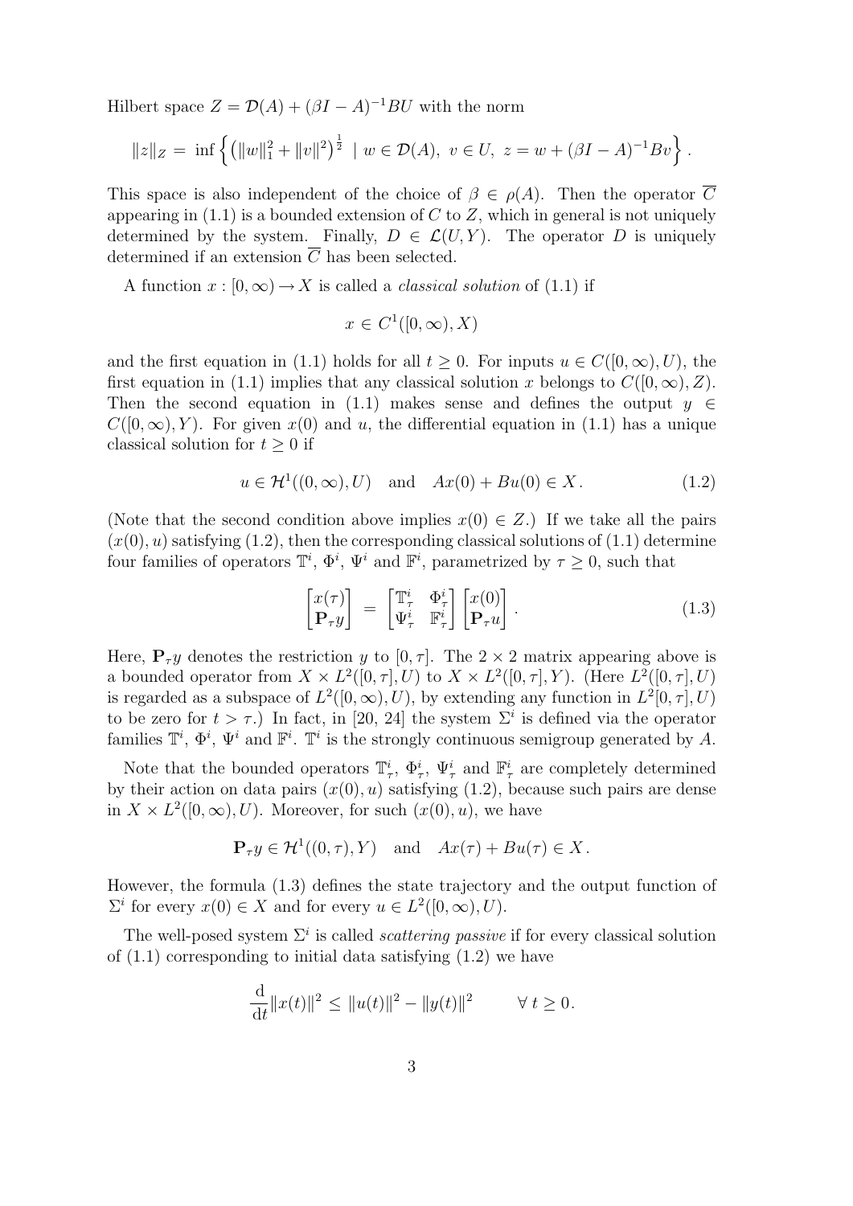Hilbert space $Z = \mathcal{D}(A) + (\beta I - A)^{-1}BU$ with the norm

$$\|z\|_Z = \inf \left\{ \left(\|w\|_1^2 + \|v\|^2\right)^{\frac{1}{2}} \mid w \in \mathcal{D}(A),\ v \in U,\ z = w + (\beta I - A)^{-1}Bv \right\}.$$

This space is also independent of the choice of $\beta \in \rho(A)$. Then the operator $\overline{C}$ appearing in (1.1) is a bounded extension of $C$ to $Z$, which in general is not uniquely determined by the system. Finally, $D \in \mathcal{L}(U, Y)$. The operator $D$ is uniquely determined if an extension $\overline{C}$ has been selected.

A function $x : [0, \infty) \to X$ is called a *classical solution* of (1.1) if

$$x \in C^1([0, \infty), X)$$

and the first equation in (1.1) holds for all $t \geq 0$. For inputs $u \in C([0, \infty), U)$, the first equation in (1.1) implies that any classical solution $x$ belongs to $C([0, \infty), Z)$. Then the second equation in (1.1) makes sense and defines the output $y \in C([0, \infty), Y)$. For given $x(0)$ and $u$, the differential equation in (1.1) has a unique classical solution for $t \geq 0$ if

$$u \in \mathcal{H}^1((0, \infty), U) \quad \text{and} \quad Ax(0) + Bu(0) \in X. \tag{1.2}$$

(Note that the second condition above implies $x(0) \in Z$.) If we take all the pairs $(x(0), u)$ satisfying (1.2), then the corresponding classical solutions of (1.1) determine four families of operators $\mathbb{T}^i$, $\Phi^i$, $\Psi^i$ and $\mathbb{F}^i$, parametrized by $\tau \geq 0$, such that

$$\begin{bmatrix} x(\tau) \\ \mathbf{P}_\tau y \end{bmatrix} = \begin{bmatrix} \mathbb{T}^i_\tau & \Phi^i_\tau \\ \Psi^i_\tau & \mathbb{F}^i_\tau \end{bmatrix} \begin{bmatrix} x(0) \\ \mathbf{P}_\tau u \end{bmatrix}. \tag{1.3}$$

Here, $\mathbf{P}_\tau y$ denotes the restriction $y$ to $[0, \tau]$. The $2 \times 2$ matrix appearing above is a bounded operator from $X \times L^2([0, \tau], U)$ to $X \times L^2([0, \tau], Y)$. (Here $L^2([0, \tau], U)$ is regarded as a subspace of $L^2([0, \infty), U)$, by extending any function in $L^2[0, \tau], U)$ to be zero for $t > \tau$.) In fact, in [20, 24] the system $\Sigma^i$ is defined via the operator families $\mathbb{T}^i$, $\Phi^i$, $\Psi^i$ and $\mathbb{F}^i$. $\mathbb{T}^i$ is the strongly continuous semigroup generated by $A$.

Note that the bounded operators $\mathbb{T}^i_\tau$, $\Phi^i_\tau$, $\Psi^i_\tau$ and $\mathbb{F}^i_\tau$ are completely determined by their action on data pairs $(x(0), u)$ satisfying (1.2), because such pairs are dense in $X \times L^2([0, \infty), U)$. Moreover, for such $(x(0), u)$, we have

$$\mathbf{P}_\tau y \in \mathcal{H}^1((0, \tau), Y) \quad \text{and} \quad Ax(\tau) + Bu(\tau) \in X.$$

However, the formula (1.3) defines the state trajectory and the output function of $\Sigma^i$ for every $x(0) \in X$ and for every $u \in L^2([0, \infty), U)$.

The well-posed system $\Sigma^i$ is called *scattering passive* if for every classical solution of (1.1) corresponding to initial data satisfying (1.2) we have

$$\frac{\mathrm{d}}{\mathrm{d}t}\|x(t)\|^2 \leq \|u(t)\|^2 - \|y(t)\|^2 \qquad \forall\, t \geq 0.$$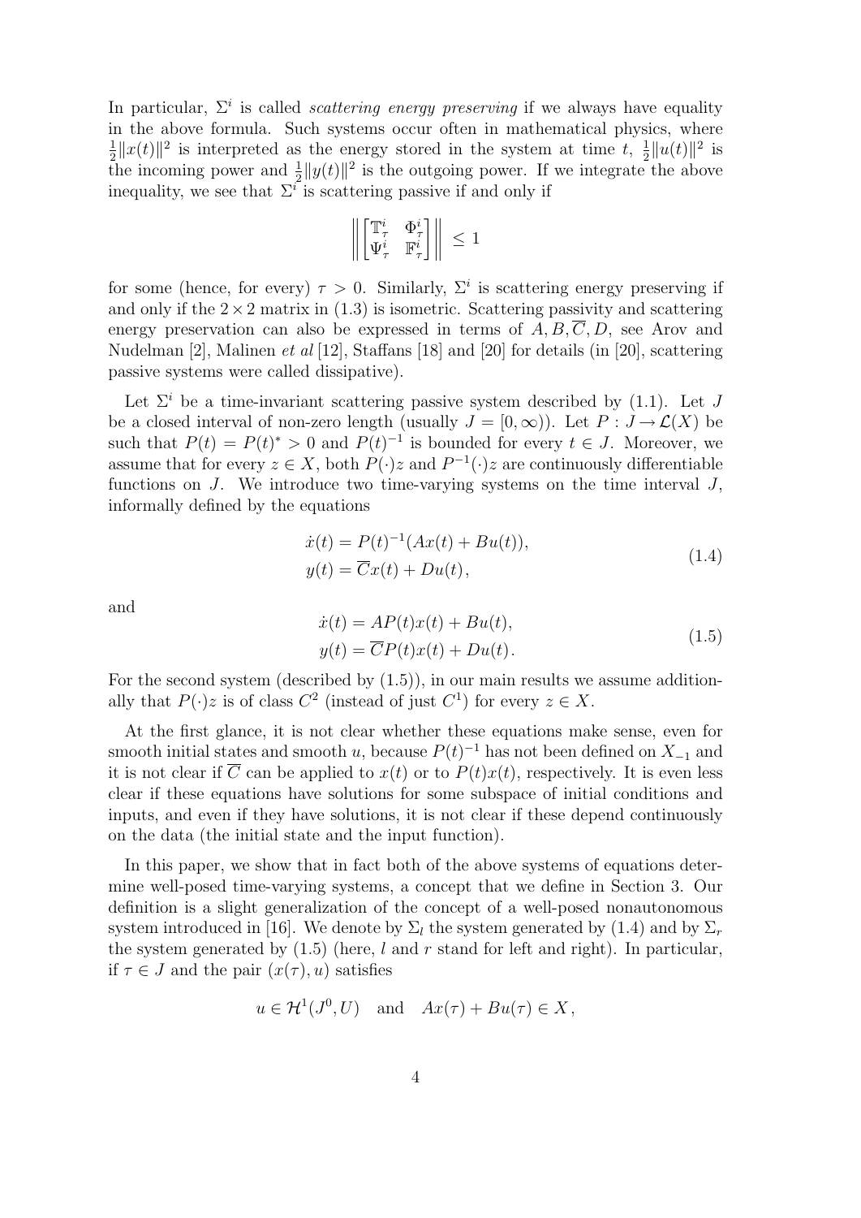In particular, $\Sigma^i$ is called *scattering energy preserving* if we always have equality in the above formula. Such systems occur often in mathematical physics, where $\frac{1}{2}\|x(t)\|^2$ is interpreted as the energy stored in the system at time $t$, $\frac{1}{2}\|u(t)\|^2$ is the incoming power and $\frac{1}{2}\|y(t)\|^2$ is the outgoing power. If we integrate the above inequality, we see that $\Sigma^i$ is scattering passive if and only if

$$\left\| \begin{bmatrix} \mathbb{T}^i_\tau & \Phi^i_\tau \\ \Psi^i_\tau & \mathbb{F}^i_\tau \end{bmatrix} \right\| \leq 1$$

for some (hence, for every) $\tau > 0$. Similarly, $\Sigma^i$ is scattering energy preserving if and only if the $2 \times 2$ matrix in (1.3) is isometric. Scattering passivity and scattering energy preservation can also be expressed in terms of $A, B, \overline{C}, D$, see Arov and Nudelman [2], Malinen *et al* [12], Staffans [18] and [20] for details (in [20], scattering passive systems were called dissipative).

Let $\Sigma^i$ be a time-invariant scattering passive system described by (1.1). Let $J$ be a closed interval of non-zero length (usually $J = [0, \infty)$). Let $P : J \to \mathcal{L}(X)$ be such that $P(t) = P(t)^* > 0$ and $P(t)^{-1}$ is bounded for every $t \in J$. Moreover, we assume that for every $z \in X$, both $P(\cdot)z$ and $P^{-1}(\cdot)z$ are continuously differentiable functions on $J$. We introduce two time-varying systems on the time interval $J$, informally defined by the equations

$$\begin{aligned} \dot{x}(t) &= P(t)^{-1}(Ax(t) + Bu(t)), \\ y(t) &= \overline{C}x(t) + Du(t), \end{aligned} \tag{1.4}$$

and

$$\begin{aligned} \dot{x}(t) &= AP(t)x(t) + Bu(t), \\ y(t) &= \overline{C}P(t)x(t) + Du(t). \end{aligned} \tag{1.5}$$

For the second system (described by (1.5)), in our main results we assume additionally that $P(\cdot)z$ is of class $C^2$ (instead of just $C^1$) for every $z \in X$.

At the first glance, it is not clear whether these equations make sense, even for smooth initial states and smooth $u$, because $P(t)^{-1}$ has not been defined on $X_{-1}$ and it is not clear if $\overline{C}$ can be applied to $x(t)$ or to $P(t)x(t)$, respectively. It is even less clear if these equations have solutions for some subspace of initial conditions and inputs, and even if they have solutions, it is not clear if these depend continuously on the data (the initial state and the input function).

In this paper, we show that in fact both of the above systems of equations determine well-posed time-varying systems, a concept that we define in Section 3. Our definition is a slight generalization of the concept of a well-posed nonautonomous system introduced in [16]. We denote by $\Sigma_l$ the system generated by (1.4) and by $\Sigma_r$ the system generated by (1.5) (here, $l$ and $r$ stand for left and right). In particular, if $\tau \in J$ and the pair $(x(\tau), u)$ satisfies

$$u \in \mathcal{H}^1(J^0, U) \quad \text{and} \quad Ax(\tau) + Bu(\tau) \in X,$$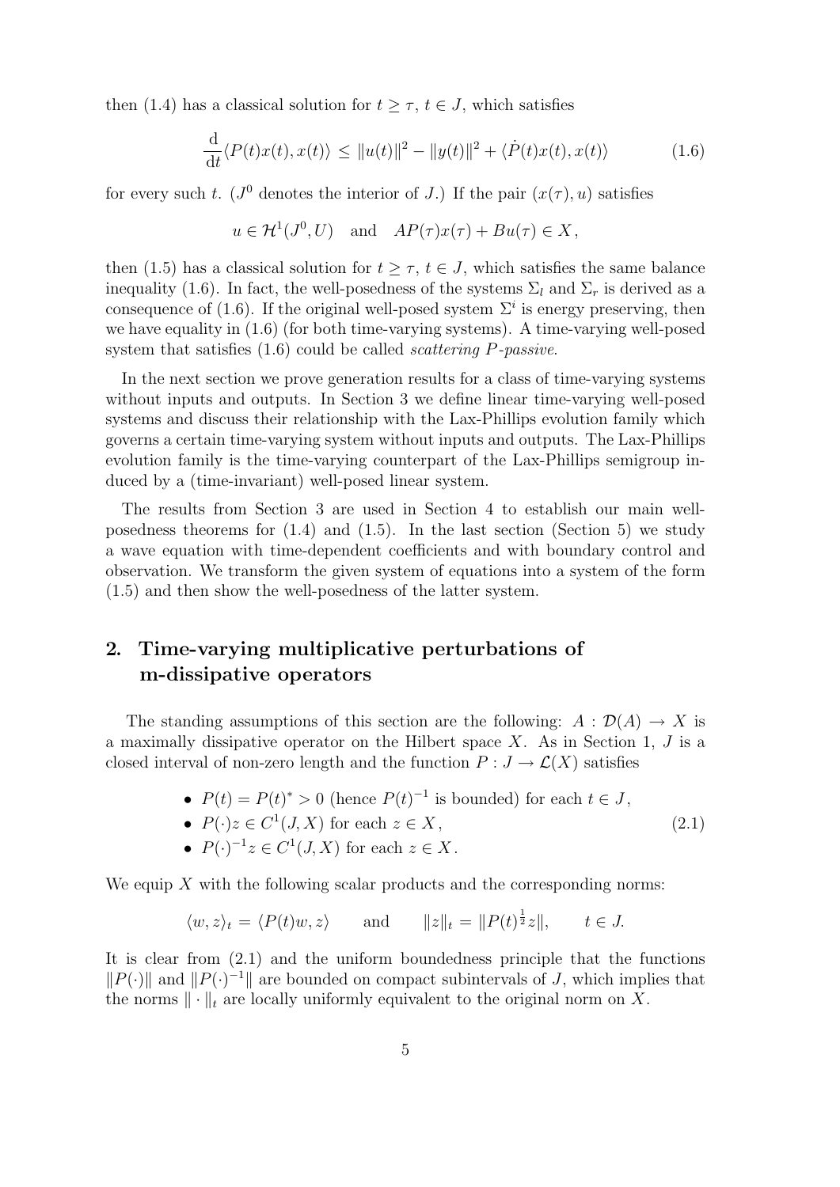then (1.4) has a classical solution for $t \geq \tau$, $t \in J$, which satisfies

$$\frac{\mathrm{d}}{\mathrm{d}t}\langle P(t)x(t), x(t)\rangle \leq \|u(t)\|^2 - \|y(t)\|^2 + \langle \dot{P}(t)x(t), x(t)\rangle \tag{1.6}$$

for every such $t$. ($J^0$ denotes the interior of $J$.) If the pair $(x(\tau), u)$ satisfies

$$u \in \mathcal{H}^1(J^0, U) \quad \text{and} \quad AP(\tau)x(\tau) + Bu(\tau) \in X,$$

then (1.5) has a classical solution for $t \geq \tau$, $t \in J$, which satisfies the same balance inequality (1.6). In fact, the well-posedness of the systems $\Sigma_l$ and $\Sigma_r$ is derived as a consequence of (1.6). If the original well-posed system $\Sigma^i$ is energy preserving, then we have equality in (1.6) (for both time-varying systems). A time-varying well-posed system that satisfies (1.6) could be called *scattering $P$-passive*.

In the next section we prove generation results for a class of time-varying systems without inputs and outputs. In Section 3 we define linear time-varying well-posed systems and discuss their relationship with the Lax-Phillips evolution family which governs a certain time-varying system without inputs and outputs. The Lax-Phillips evolution family is the time-varying counterpart of the Lax-Phillips semigroup induced by a (time-invariant) well-posed linear system.

The results from Section 3 are used in Section 4 to establish our main well-posedness theorems for (1.4) and (1.5). In the last section (Section 5) we study a wave equation with time-dependent coefficients and with boundary control and observation. We transform the given system of equations into a system of the form (1.5) and then show the well-posedness of the latter system.

## 2. Time-varying multiplicative perturbations of m-dissipative operators

The standing assumptions of this section are the following: $A : \mathcal{D}(A) \to X$ is a maximally dissipative operator on the Hilbert space $X$. As in Section 1, $J$ is a closed interval of non-zero length and the function $P : J \to \mathcal{L}(X)$ satisfies

$$\begin{aligned}
&\bullet\ P(t) = P(t)^* > 0 \text{ (hence } P(t)^{-1} \text{ is bounded) for each } t \in J,\\
&\bullet\ P(\cdot)z \in C^1(J, X) \text{ for each } z \in X,\\
&\bullet\ P(\cdot)^{-1}z \in C^1(J, X) \text{ for each } z \in X.
\end{aligned} \tag{2.1}$$

We equip $X$ with the following scalar products and the corresponding norms:

$$\langle w, z\rangle_t = \langle P(t)w, z\rangle \qquad \text{and} \qquad \|z\|_t = \|P(t)^{\frac{1}{2}}z\|, \qquad t \in J.$$

It is clear from (2.1) and the uniform boundedness principle that the functions $\|P(\cdot)\|$ and $\|P(\cdot)^{-1}\|$ are bounded on compact subintervals of $J$, which implies that the norms $\|\cdot\|_t$ are locally uniformly equivalent to the original norm on $X$.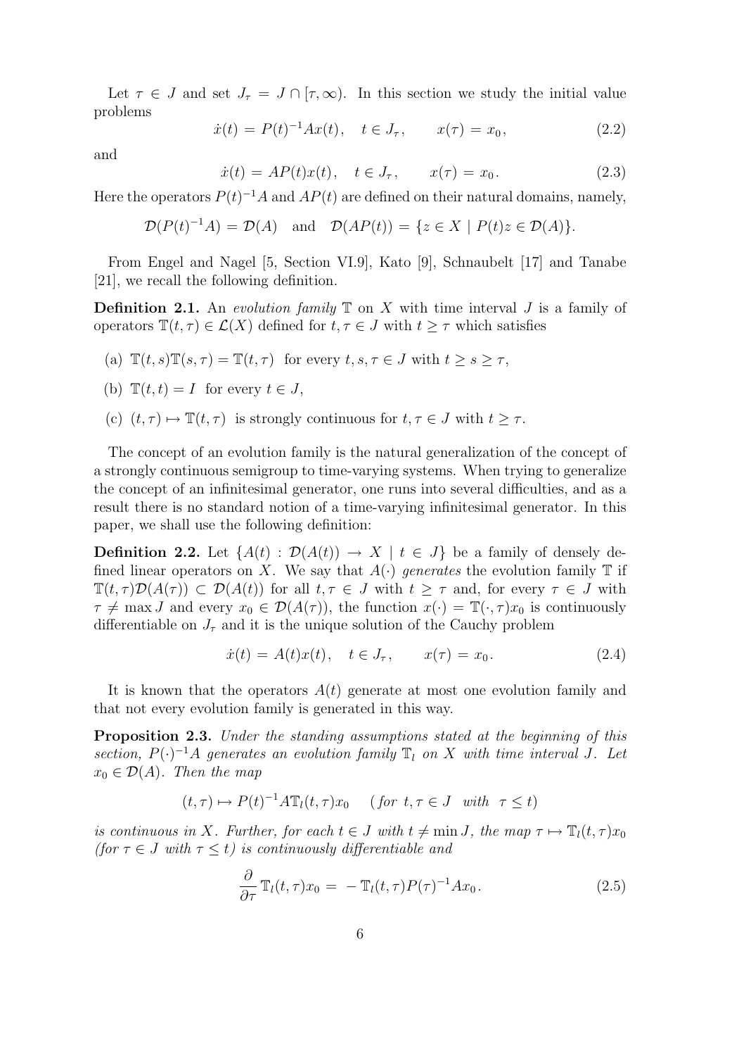Let $\tau \in J$ and set $J_\tau = J \cap [\tau, \infty)$. In this section we study the initial value problems

$$\dot{x}(t) = P(t)^{-1} A x(t), \quad t \in J_\tau, \qquad x(\tau) = x_0, \tag{2.2}$$

and

$$\dot{x}(t) = A P(t) x(t), \quad t \in J_\tau, \qquad x(\tau) = x_0. \tag{2.3}$$

Here the operators $P(t)^{-1}A$ and $AP(t)$ are defined on their natural domains, namely,

$$\mathcal{D}(P(t)^{-1}A) = \mathcal{D}(A) \quad \text{and} \quad \mathcal{D}(AP(t)) = \{z \in X \mid P(t)z \in \mathcal{D}(A)\}.$$

From Engel and Nagel [5, Section VI.9], Kato [9], Schnaubelt [17] and Tanabe [21], we recall the following definition.

**Definition 2.1.** An *evolution family* $\mathbb{T}$ on $X$ with time interval $J$ is a family of operators $\mathbb{T}(t, \tau) \in \mathcal{L}(X)$ defined for $t, \tau \in J$ with $t \geq \tau$ which satisfies

(a) $\mathbb{T}(t, s)\mathbb{T}(s, \tau) = \mathbb{T}(t, \tau)$ for every $t, s, \tau \in J$ with $t \geq s \geq \tau$,

(b) $\mathbb{T}(t, t) = I$ for every $t \in J$,

(c) $(t, \tau) \mapsto \mathbb{T}(t, \tau)$ is strongly continuous for $t, \tau \in J$ with $t \geq \tau$.

The concept of an evolution family is the natural generalization of the concept of a strongly continuous semigroup to time-varying systems. When trying to generalize the concept of an infinitesimal generator, one runs into several difficulties, and as a result there is no standard notion of a time-varying infinitesimal generator. In this paper, we shall use the following definition:

**Definition 2.2.** Let $\{A(t) : \mathcal{D}(A(t)) \to X \mid t \in J\}$ be a family of densely defined linear operators on $X$. We say that $A(\cdot)$ *generates* the evolution family $\mathbb{T}$ if $\mathbb{T}(t, \tau)\mathcal{D}(A(\tau)) \subset \mathcal{D}(A(t))$ for all $t, \tau \in J$ with $t \geq \tau$ and, for every $\tau \in J$ with $\tau \neq \max J$ and every $x_0 \in \mathcal{D}(A(\tau))$, the function $x(\cdot) = \mathbb{T}(\cdot, \tau)x_0$ is continuously differentiable on $J_\tau$ and it is the unique solution of the Cauchy problem

$$\dot{x}(t) = A(t)x(t), \quad t \in J_\tau, \qquad x(\tau) = x_0. \tag{2.4}$$

It is known that the operators $A(t)$ generate at most one evolution family and that not every evolution family is generated in this way.

**Proposition 2.3.** *Under the standing assumptions stated at the beginning of this section, $P(\cdot)^{-1}A$ generates an evolution family $\mathbb{T}_l$ on $X$ with time interval $J$. Let $x_0 \in \mathcal{D}(A)$. Then the map*

$$(t, \tau) \mapsto P(t)^{-1} A \mathbb{T}_l(t, \tau) x_0 \quad (\textit{for } t, \tau \in J \textit{ with } \tau \leq t)$$

*is continuous in $X$. Further, for each $t \in J$ with $t \neq \min J$, the map $\tau \mapsto \mathbb{T}_l(t, \tau)x_0$ (for $\tau \in J$ with $\tau \leq t$) is continuously differentiable and*

$$\frac{\partial}{\partial \tau} \mathbb{T}_l(t, \tau) x_0 = -\mathbb{T}_l(t, \tau) P(\tau)^{-1} A x_0. \tag{2.5}$$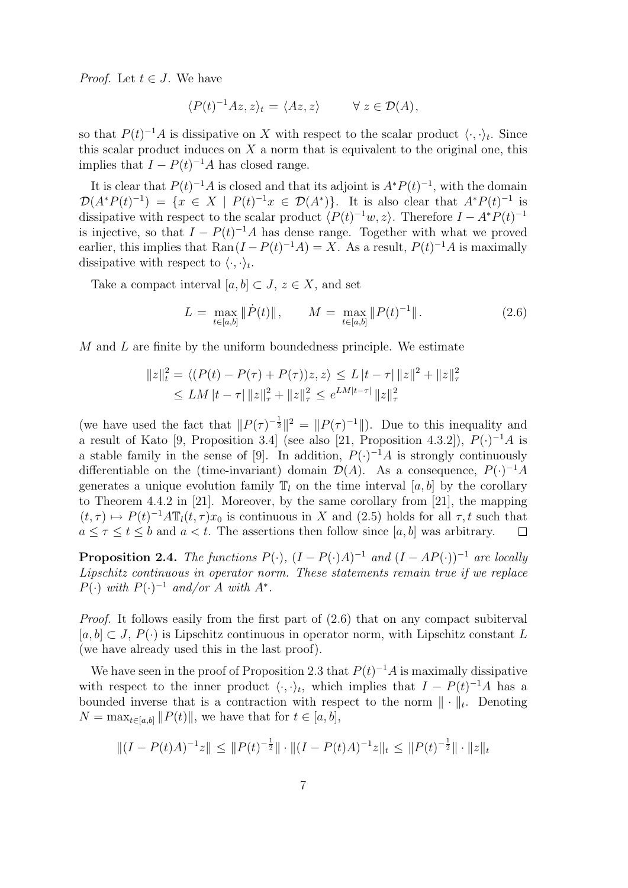*Proof.* Let $t \in J$. We have

$$\langle P(t)^{-1}Az, z\rangle_t = \langle Az, z\rangle \qquad \forall\, z \in \mathcal{D}(A),$$

so that $P(t)^{-1}A$ is dissipative on $X$ with respect to the scalar product $\langle\cdot,\cdot\rangle_t$. Since this scalar product induces on $X$ a norm that is equivalent to the original one, this implies that $I - P(t)^{-1}A$ has closed range.

It is clear that $P(t)^{-1}A$ is closed and that its adjoint is $A^*P(t)^{-1}$, with the domain $\mathcal{D}(A^*P(t)^{-1}) = \{x \in X \mid P(t)^{-1}x \in \mathcal{D}(A^*)\}$. It is also clear that $A^*P(t)^{-1}$ is dissipative with respect to the scalar product $\langle P(t)^{-1}w, z\rangle$. Therefore $I - A^*P(t)^{-1}$ is injective, so that $I - P(t)^{-1}A$ has dense range. Together with what we proved earlier, this implies that $\operatorname{Ran}(I - P(t)^{-1}A) = X$. As a result, $P(t)^{-1}A$ is maximally dissipative with respect to $\langle\cdot,\cdot\rangle_t$.

Take a compact interval $[a, b] \subset J$, $z \in X$, and set

$$L = \max_{t\in[a,b]} \|\dot{P}(t)\|, \qquad M = \max_{t\in[a,b]} \|P(t)^{-1}\|. \tag{2.6}$$

$M$ and $L$ are finite by the uniform boundedness principle. We estimate

$$\begin{aligned}\|z\|_t^2 &= \langle (P(t) - P(\tau) + P(\tau))z, z\rangle \le L\,|t-\tau|\,\|z\|^2 + \|z\|_\tau^2 \\ &\le LM\,|t-\tau|\,\|z\|_\tau^2 + \|z\|_\tau^2 \le e^{LM|t-\tau|}\,\|z\|_\tau^2\end{aligned}$$

(we have used the fact that $\|P(\tau)^{-\frac{1}{2}}\|^2 = \|P(\tau)^{-1}\|$). Due to this inequality and a result of Kato [9, Proposition 3.4] (see also [21, Proposition 4.3.2]), $P(\cdot)^{-1}A$ is a stable family in the sense of [9]. In addition, $P(\cdot)^{-1}A$ is strongly continuously differentiable on the (time-invariant) domain $\mathcal{D}(A)$. As a consequence, $P(\cdot)^{-1}A$ generates a unique evolution family $\mathbb{T}_l$ on the time interval $[a, b]$ by the corollary to Theorem 4.4.2 in [21]. Moreover, by the same corollary from [21], the mapping $(t, \tau) \mapsto P(t)^{-1}A\mathbb{T}_l(t, \tau)x_0$ is continuous in $X$ and (2.5) holds for all $\tau, t$ such that $a \le \tau \le t \le b$ and $a < t$. The assertions then follow since $[a, b]$ was arbitrary. $\square$

**Proposition 2.4.** *The functions $P(\cdot)$, $(I - P(\cdot)A)^{-1}$ and $(I - AP(\cdot))^{-1}$ are locally Lipschitz continuous in operator norm. These statements remain true if we replace $P(\cdot)$ with $P(\cdot)^{-1}$ and/or $A$ with $A^*$.*

*Proof.* It follows easily from the first part of (2.6) that on any compact subiterval $[a, b] \subset J$, $P(\cdot)$ is Lipschitz continuous in operator norm, with Lipschitz constant $L$ (we have already used this in the last proof).

We have seen in the proof of Proposition 2.3 that $P(t)^{-1}A$ is maximally dissipative with respect to the inner product $\langle\cdot,\cdot\rangle_t$, which implies that $I - P(t)^{-1}A$ has a bounded inverse that is a contraction with respect to the norm $\|\cdot\|_t$. Denoting $N = \max_{t\in[a,b]} \|P(t)\|$, we have that for $t \in [a, b]$,

$$\|(I - P(t)A)^{-1}z\| \le \|P(t)^{-\frac{1}{2}}\| \cdot \|(I - P(t)A)^{-1}z\|_t \le \|P(t)^{-\frac{1}{2}}\| \cdot \|z\|_t$$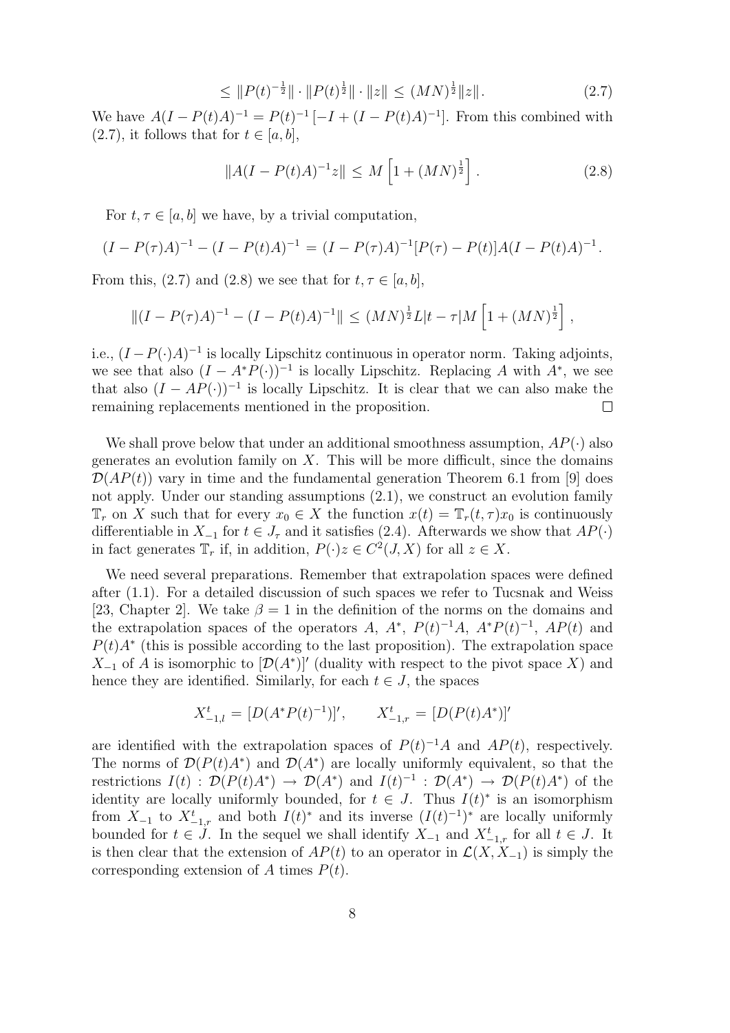$$\leq \|P(t)^{-\frac{1}{2}}\| \cdot \|P(t)^{\frac{1}{2}}\| \cdot \|z\| \leq (MN)^{\frac{1}{2}} \|z\|. \tag{2.7}$$

We have $A(I - P(t)A)^{-1} = P(t)^{-1}\left[-I + (I - P(t)A)^{-1}\right]$. From this combined with (2.7), it follows that for $t \in [a, b]$,

$$\|A(I - P(t)A)^{-1}z\| \leq M\left[1 + (MN)^{\frac{1}{2}}\right]. \tag{2.8}$$

For $t, \tau \in [a, b]$ we have, by a trivial computation,

$$(I - P(\tau)A)^{-1} - (I - P(t)A)^{-1} = (I - P(\tau)A)^{-1}[P(\tau) - P(t)]A(I - P(t)A)^{-1}.$$

From this, (2.7) and (2.8) we see that for $t, \tau \in [a, b]$,

$$\|(I - P(\tau)A)^{-1} - (I - P(t)A)^{-1}\| \leq (MN)^{\frac{1}{2}} L|t - \tau| M\left[1 + (MN)^{\frac{1}{2}}\right],$$

i.e., $(I - P(\cdot)A)^{-1}$ is locally Lipschitz continuous in operator norm. Taking adjoints, we see that also $(I - A^*P(\cdot))^{-1}$ is locally Lipschitz. Replacing $A$ with $A^*$, we see that also $(I - AP(\cdot))^{-1}$ is locally Lipschitz. It is clear that we can also make the remaining replacements mentioned in the proposition. $\square$

We shall prove below that under an additional smoothness assumption, $AP(\cdot)$ also generates an evolution family on $X$. This will be more difficult, since the domains $\mathcal{D}(AP(t))$ vary in time and the fundamental generation Theorem 6.1 from [9] does not apply. Under our standing assumptions (2.1), we construct an evolution family $\mathbb{T}_r$ on $X$ such that for every $x_0 \in X$ the function $x(t) = \mathbb{T}_r(t, \tau)x_0$ is continuously differentiable in $X_{-1}$ for $t \in J_\tau$ and it satisfies (2.4). Afterwards we show that $AP(\cdot)$ in fact generates $\mathbb{T}_r$ if, in addition, $P(\cdot)z \in C^2(J, X)$ for all $z \in X$.

We need several preparations. Remember that extrapolation spaces were defined after (1.1). For a detailed discussion of such spaces we refer to Tucsnak and Weiss [23, Chapter 2]. We take $\beta = 1$ in the definition of the norms on the domains and the extrapolation spaces of the operators $A$, $A^*$, $P(t)^{-1}A$, $A^*P(t)^{-1}$, $AP(t)$ and $P(t)A^*$ (this is possible according to the last proposition). The extrapolation space $X_{-1}$ of $A$ is isomorphic to $[\mathcal{D}(A^*)]'$ (duality with respect to the pivot space $X$) and hence they are identified. Similarly, for each $t \in J$, the spaces

$$X^t_{-1,l} = [D(A^*P(t)^{-1})]', \qquad X^t_{-1,r} = [D(P(t)A^*)]'$$

are identified with the extrapolation spaces of $P(t)^{-1}A$ and $AP(t)$, respectively. The norms of $\mathcal{D}(P(t)A^*)$ and $\mathcal{D}(A^*)$ are locally uniformly equivalent, so that the restrictions $I(t) : \mathcal{D}(P(t)A^*) \to \mathcal{D}(A^*)$ and $I(t)^{-1} : \mathcal{D}(A^*) \to \mathcal{D}(P(t)A^*)$ of the identity are locally uniformly bounded, for $t \in J$. Thus $I(t)^*$ is an isomorphism from $X_{-1}$ to $X^t_{-1,r}$ and both $I(t)^*$ and its inverse $(I(t)^{-1})^*$ are locally uniformly bounded for $t \in J$. In the sequel we shall identify $X_{-1}$ and $X^t_{-1,r}$ for all $t \in J$. It is then clear that the extension of $AP(t)$ to an operator in $\mathcal{L}(X, X_{-1})$ is simply the corresponding extension of $A$ times $P(t)$.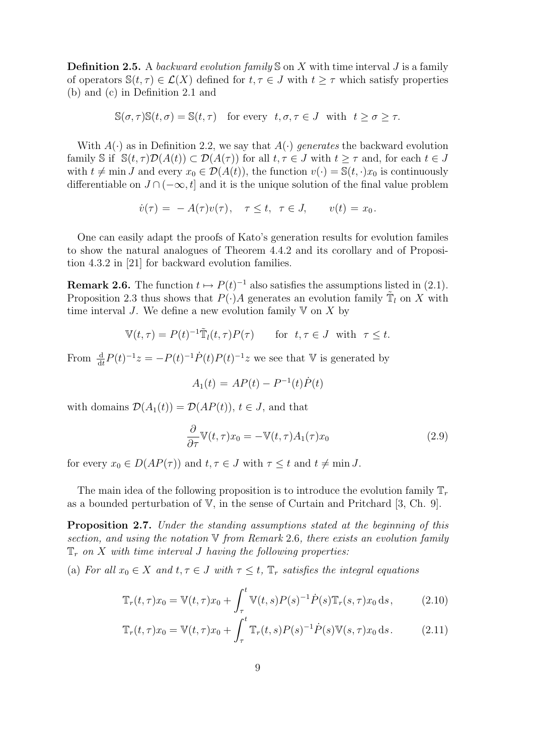**Definition 2.5.** A *backward evolution family* $\mathbb{S}$ on $X$ with time interval $J$ is a family of operators $\mathbb{S}(t,\tau) \in \mathcal{L}(X)$ defined for $t, \tau \in J$ with $t \geq \tau$ which satisfy properties (b) and (c) in Definition 2.1 and

$$\mathbb{S}(\sigma,\tau)\mathbb{S}(t,\sigma) = \mathbb{S}(t,\tau) \quad \text{for every} \quad t,\sigma,\tau \in J \quad \text{with} \quad t \geq \sigma \geq \tau.$$

With $A(\cdot)$ as in Definition 2.2, we say that $A(\cdot)$ *generates* the backward evolution family $\mathbb{S}$ if $\mathbb{S}(t,\tau)\mathcal{D}(A(t)) \subset \mathcal{D}(A(\tau))$ for all $t, \tau \in J$ with $t \geq \tau$ and, for each $t \in J$ with $t \neq \min J$ and every $x_0 \in \mathcal{D}(A(t))$, the function $v(\cdot) = \mathbb{S}(t,\cdot)x_0$ is continuously differentiable on $J \cap (-\infty, t]$ and it is the unique solution of the final value problem

$$\dot{v}(\tau) = -A(\tau)v(\tau), \quad \tau \leq t, \ \ \tau \in J, \qquad v(t) = x_0.$$

One can easily adapt the proofs of Kato's generation results for evolution familes to show the natural analogues of Theorem 4.4.2 and its corollary and of Proposition 4.3.2 in [21] for backward evolution families.

**Remark 2.6.** The function $t \mapsto P(t)^{-1}$ also satisfies the assumptions listed in (2.1). Proposition 2.3 thus shows that $P(\cdot)A$ generates an evolution family $\tilde{\mathbb{T}}_l$ on $X$ with time interval $J$. We define a new evolution family $\mathbb{V}$ on $X$ by

$$\mathbb{V}(t,\tau) = P(t)^{-1}\tilde{\mathbb{T}}_l(t,\tau)P(\tau) \qquad \text{for} \ \ t,\tau \in J \ \ \text{with} \ \ \tau \leq t.$$

From $\frac{\mathrm{d}}{\mathrm{d}t}P(t)^{-1}z = -P(t)^{-1}\dot{P}(t)P(t)^{-1}z$ we see that $\mathbb{V}$ is generated by

$$A_1(t) = AP(t) - P^{-1}(t)\dot{P}(t)$$

with domains $\mathcal{D}(A_1(t)) = \mathcal{D}(AP(t))$, $t \in J$, and that

$$\frac{\partial}{\partial \tau}\mathbb{V}(t,\tau)x_0 = -\mathbb{V}(t,\tau)A_1(\tau)x_0 \tag{2.9}$$

for every $x_0 \in D(AP(\tau))$ and $t, \tau \in J$ with $\tau \leq t$ and $t \neq \min J$.

The main idea of the following proposition is to introduce the evolution family $\mathbb{T}_r$ as a bounded perturbation of $\mathbb{V}$, in the sense of Curtain and Pritchard [3, Ch. 9].

**Proposition 2.7.** *Under the standing assumptions stated at the beginning of this section, and using the notation $\mathbb{V}$ from Remark 2.6, there exists an evolution family $\mathbb{T}_r$ on $X$ with time interval $J$ having the following properties:*

(a) *For all $x_0 \in X$ and $t, \tau \in J$ with $\tau \leq t$, $\mathbb{T}_r$ satisfies the integral equations*

$$\mathbb{T}_r(t,\tau)x_0 = \mathbb{V}(t,\tau)x_0 + \int_\tau^t \mathbb{V}(t,s)P(s)^{-1}\dot{P}(s)\mathbb{T}_r(s,\tau)x_0 \,\mathrm{d}s, \tag{2.10}$$

$$\mathbb{T}_r(t,\tau)x_0 = \mathbb{V}(t,\tau)x_0 + \int_\tau^t \mathbb{T}_r(t,s)P(s)^{-1}\dot{P}(s)\mathbb{V}(s,\tau)x_0 \,\mathrm{d}s. \tag{2.11}$$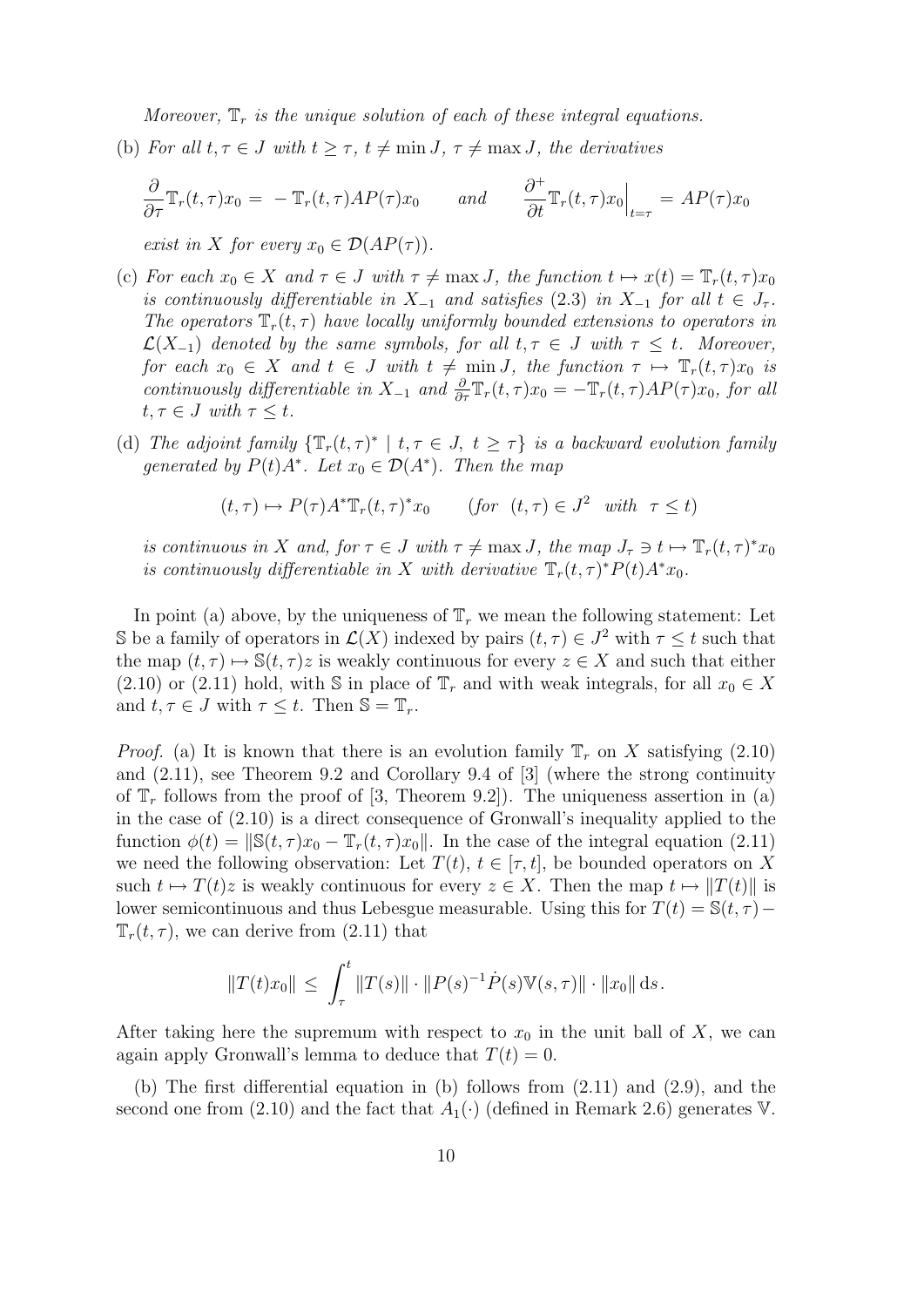*Moreover, $\mathbb{T}_r$ is the unique solution of each of these integral equations.*

(b) *For all $t, \tau \in J$ with $t \geq \tau$, $t \neq \min J$, $\tau \neq \max J$, the derivatives*

$$\frac{\partial}{\partial \tau}\mathbb{T}_r(t,\tau)x_0 = -\mathbb{T}_r(t,\tau)AP(\tau)x_0 \qquad \text{and} \qquad \frac{\partial^+}{\partial t}\mathbb{T}_r(t,\tau)x_0\Big|_{t=\tau} = AP(\tau)x_0$$

*exist in $X$ for every $x_0 \in \mathcal{D}(AP(\tau))$.*

(c) *For each $x_0 \in X$ and $\tau \in J$ with $\tau \neq \max J$, the function $t \mapsto x(t) = \mathbb{T}_r(t,\tau)x_0$ is continuously differentiable in $X_{-1}$ and satisfies (2.3) in $X_{-1}$ for all $t \in J_\tau$. The operators $\mathbb{T}_r(t,\tau)$ have locally uniformly bounded extensions to operators in $\mathcal{L}(X_{-1})$ denoted by the same symbols, for all $t, \tau \in J$ with $\tau \leq t$. Moreover, for each $x_0 \in X$ and $t \in J$ with $t \neq \min J$, the function $\tau \mapsto \mathbb{T}_r(t,\tau)x_0$ is continuously differentiable in $X_{-1}$ and $\frac{\partial}{\partial \tau}\mathbb{T}_r(t,\tau)x_0 = -\mathbb{T}_r(t,\tau)AP(\tau)x_0$, for all $t, \tau \in J$ with $\tau \leq t$.*

(d) *The adjoint family $\{\mathbb{T}_r(t,\tau)^* \mid t, \tau \in J,\ t \geq \tau\}$ is a backward evolution family generated by $P(t)A^*$. Let $x_0 \in \mathcal{D}(A^*)$. Then the map*

$$(t,\tau) \mapsto P(\tau)A^*\mathbb{T}_r(t,\tau)^*x_0 \qquad (\text{for } \ (t,\tau) \in J^2 \ \text{ with } \ \tau \leq t)$$

*is continuous in $X$ and, for $\tau \in J$ with $\tau \neq \max J$, the map $J_\tau \ni t \mapsto \mathbb{T}_r(t,\tau)^*x_0$ is continuously differentiable in $X$ with derivative $\mathbb{T}_r(t,\tau)^*P(t)A^*x_0$.*

In point (a) above, by the uniqueness of $\mathbb{T}_r$ we mean the following statement: Let $\mathbb{S}$ be a family of operators in $\mathcal{L}(X)$ indexed by pairs $(t,\tau) \in J^2$ with $\tau \leq t$ such that the map $(t,\tau) \mapsto \mathbb{S}(t,\tau)z$ is weakly continuous for every $z \in X$ and such that either (2.10) or (2.11) hold, with $\mathbb{S}$ in place of $\mathbb{T}_r$ and with weak integrals, for all $x_0 \in X$ and $t, \tau \in J$ with $\tau \leq t$. Then $\mathbb{S} = \mathbb{T}_r$.

*Proof.* (a) It is known that there is an evolution family $\mathbb{T}_r$ on $X$ satisfying (2.10) and (2.11), see Theorem 9.2 and Corollary 9.4 of [3] (where the strong continuity of $\mathbb{T}_r$ follows from the proof of [3, Theorem 9.2]). The uniqueness assertion in (a) in the case of (2.10) is a direct consequence of Gronwall's inequality applied to the function $\phi(t) = \|\mathbb{S}(t,\tau)x_0 - \mathbb{T}_r(t,\tau)x_0\|$. In the case of the integral equation (2.11) we need the following observation: Let $T(t)$, $t \in [\tau, t]$, be bounded operators on $X$ such $t \mapsto T(t)z$ is weakly continuous for every $z \in X$. Then the map $t \mapsto \|T(t)\|$ is lower semicontinuous and thus Lebesgue measurable. Using this for $T(t) = \mathbb{S}(t,\tau) - \mathbb{T}_r(t,\tau)$, we can derive from (2.11) that

$$\|T(t)x_0\| \leq \int_\tau^t \|T(s)\| \cdot \|P(s)^{-1}\dot{P}(s)\mathbb{V}(s,\tau)\| \cdot \|x_0\| \,\mathrm{d}s.$$

After taking here the supremum with respect to $x_0$ in the unit ball of $X$, we can again apply Gronwall's lemma to deduce that $T(t) = 0$.

(b) The first differential equation in (b) follows from (2.11) and (2.9), and the second one from (2.10) and the fact that $A_1(\cdot)$ (defined in Remark 2.6) generates $\mathbb{V}$.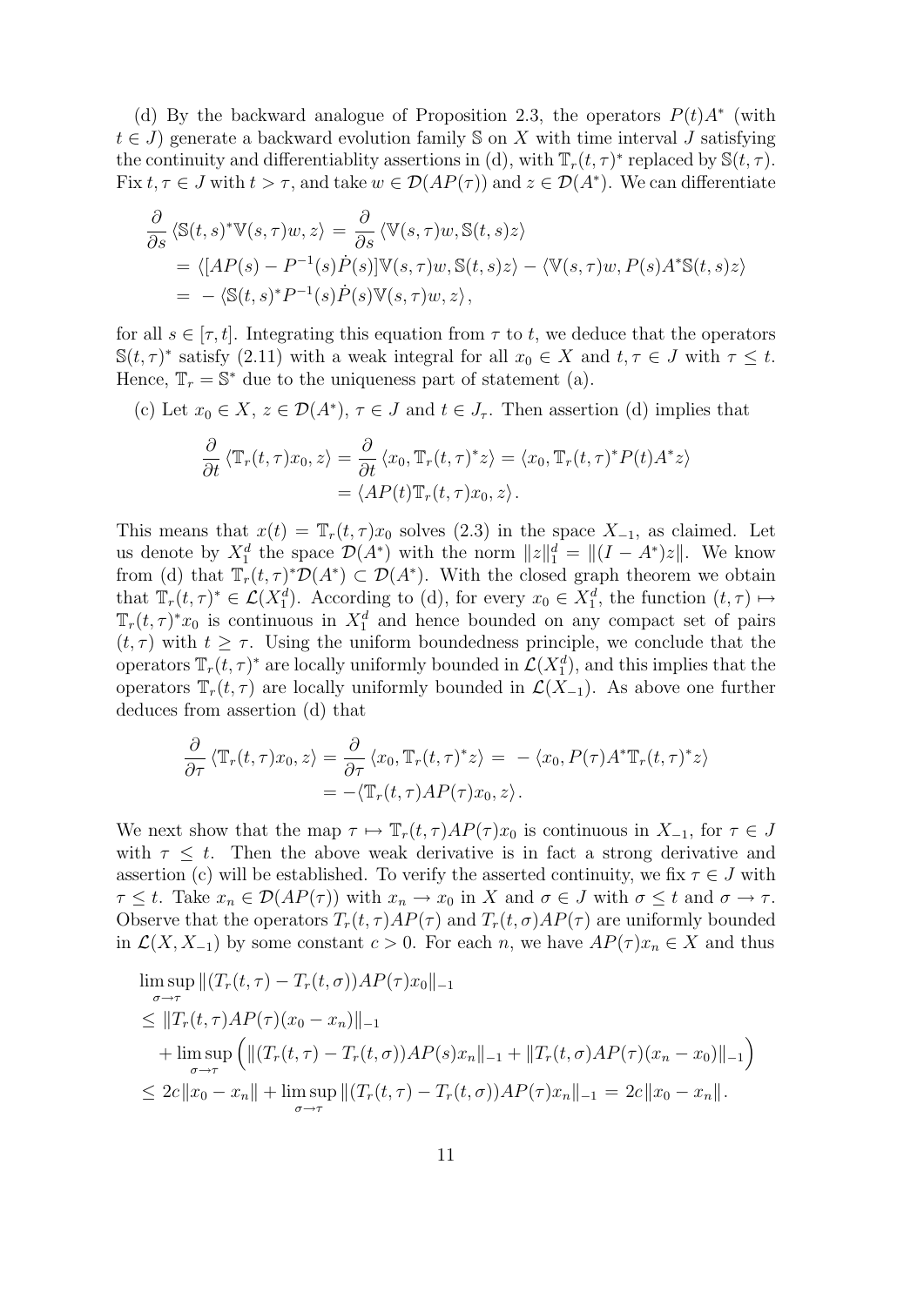(d) By the backward analogue of Proposition 2.3, the operators $P(t)A^*$ (with $t \in J$) generate a backward evolution family $\mathbb{S}$ on $X$ with time interval $J$ satisfying the continuity and differentiablity assertions in (d), with $\mathbb{T}_r(t,\tau)^*$ replaced by $\mathbb{S}(t,\tau)$. Fix $t, \tau \in J$ with $t > \tau$, and take $w \in \mathcal{D}(AP(\tau))$ and $z \in \mathcal{D}(A^*)$. We can differentiate

$$
\begin{aligned}
\frac{\partial}{\partial s} \langle \mathbb{S}(t,s)^* \mathbb{V}(s,\tau)w, z\rangle &= \frac{\partial}{\partial s} \langle \mathbb{V}(s,\tau)w, \mathbb{S}(t,s)z\rangle \\
&= \langle [AP(s) - P^{-1}(s)\dot{P}(s)]\mathbb{V}(s,\tau)w, \mathbb{S}(t,s)z\rangle - \langle \mathbb{V}(s,\tau)w, P(s)A^*\mathbb{S}(t,s)z\rangle \\
&= -\langle \mathbb{S}(t,s)^* P^{-1}(s)\dot{P}(s)\mathbb{V}(s,\tau)w, z\rangle,
\end{aligned}
$$

for all $s \in [\tau, t]$. Integrating this equation from $\tau$ to $t$, we deduce that the operators $\mathbb{S}(t,\tau)^*$ satisfy (2.11) with a weak integral for all $x_0 \in X$ and $t, \tau \in J$ with $\tau \le t$. Hence, $\mathbb{T}_r = \mathbb{S}^*$ due to the uniqueness part of statement (a).

(c) Let $x_0 \in X$, $z \in \mathcal{D}(A^*)$, $\tau \in J$ and $t \in J_\tau$. Then assertion (d) implies that

$$
\begin{aligned}
\frac{\partial}{\partial t} \langle \mathbb{T}_r(t,\tau)x_0, z\rangle &= \frac{\partial}{\partial t} \langle x_0, \mathbb{T}_r(t,\tau)^* z\rangle = \langle x_0, \mathbb{T}_r(t,\tau)^* P(t)A^* z\rangle \\
&= \langle AP(t)\mathbb{T}_r(t,\tau)x_0, z\rangle.
\end{aligned}
$$

This means that $x(t) = \mathbb{T}_r(t,\tau)x_0$ solves (2.3) in the space $X_{-1}$, as claimed. Let us denote by $X_1^d$ the space $\mathcal{D}(A^*)$ with the norm $\|z\|_1^d = \|(I - A^*)z\|$. We know from (d) that $\mathbb{T}_r(t,\tau)^*\mathcal{D}(A^*) \subset \mathcal{D}(A^*)$. With the closed graph theorem we obtain that $\mathbb{T}_r(t,\tau)^* \in \mathcal{L}(X_1^d)$. According to (d), for every $x_0 \in X_1^d$, the function $(t,\tau) \mapsto \mathbb{T}_r(t,\tau)^* x_0$ is continuous in $X_1^d$ and hence bounded on any compact set of pairs $(t,\tau)$ with $t \ge \tau$. Using the uniform boundedness principle, we conclude that the operators $\mathbb{T}_r(t,\tau)^*$ are locally uniformly bounded in $\mathcal{L}(X_1^d)$, and this implies that the operators $\mathbb{T}_r(t,\tau)$ are locally uniformly bounded in $\mathcal{L}(X_{-1})$. As above one further deduces from assertion (d) that

$$
\begin{aligned}
\frac{\partial}{\partial \tau} \langle \mathbb{T}_r(t,\tau)x_0, z\rangle &= \frac{\partial}{\partial \tau} \langle x_0, \mathbb{T}_r(t,\tau)^* z\rangle = -\langle x_0, P(\tau)A^*\mathbb{T}_r(t,\tau)^* z\rangle \\
&= -\langle \mathbb{T}_r(t,\tau)AP(\tau)x_0, z\rangle.
\end{aligned}
$$

We next show that the map $\tau \mapsto \mathbb{T}_r(t,\tau)AP(\tau)x_0$ is continuous in $X_{-1}$, for $\tau \in J$ with $\tau \le t$. Then the above weak derivative is in fact a strong derivative and assertion (c) will be established. To verify the asserted continuity, we fix $\tau \in J$ with $\tau \le t$. Take $x_n \in \mathcal{D}(AP(\tau))$ with $x_n \to x_0$ in $X$ and $\sigma \in J$ with $\sigma \le t$ and $\sigma \to \tau$. Observe that the operators $T_r(t,\tau)AP(\tau)$ and $T_r(t,\sigma)AP(\tau)$ are uniformly bounded in $\mathcal{L}(X, X_{-1})$ by some constant $c > 0$. For each $n$, we have $AP(\tau)x_n \in X$ and thus

$$
\begin{aligned}
&\limsup_{\sigma \to \tau} \|(T_r(t,\tau) - T_r(t,\sigma))AP(\tau)x_0\|_{-1} \\
&\le \|T_r(t,\tau)AP(\tau)(x_0 - x_n)\|_{-1} \\
&\quad + \limsup_{\sigma \to \tau} \Big( \|(T_r(t,\tau) - T_r(t,\sigma))AP(s)x_n\|_{-1} + \|T_r(t,\sigma)AP(\tau)(x_n - x_0)\|_{-1} \Big) \\
&\le 2c\|x_0 - x_n\| + \limsup_{\sigma \to \tau} \|(T_r(t,\tau) - T_r(t,\sigma))AP(\tau)x_n\|_{-1} = 2c\|x_0 - x_n\|.
\end{aligned}
$$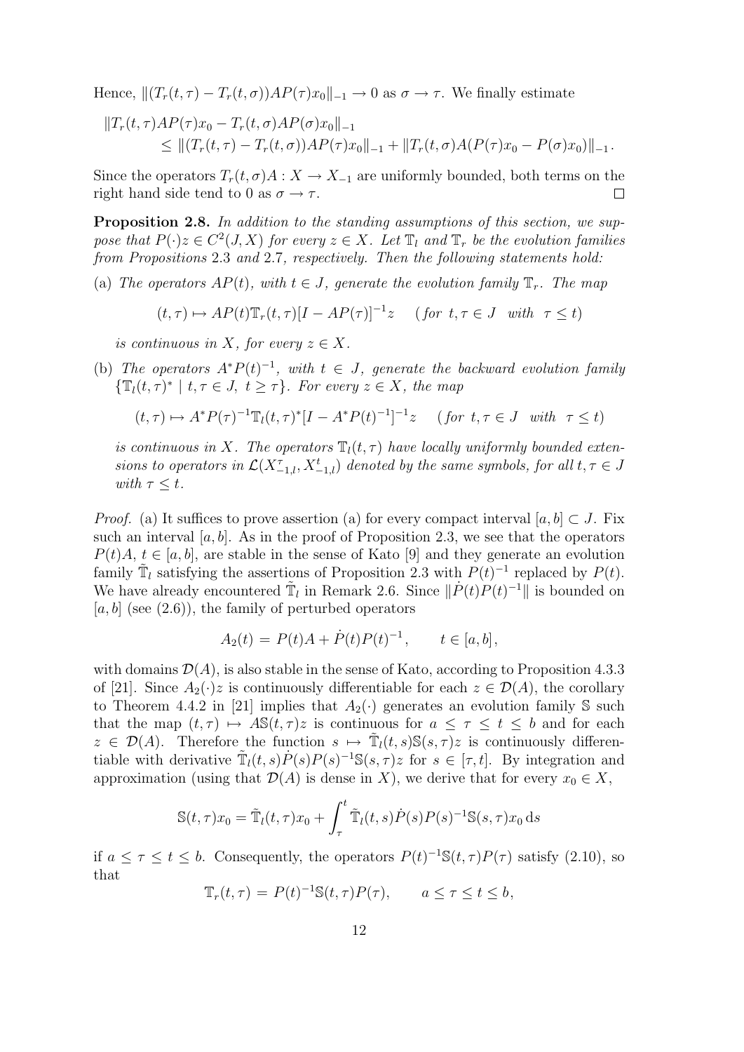Hence, $\|(T_r(t,\tau) - T_r(t,\sigma))AP(\tau)x_0\|_{-1} \to 0$ as $\sigma \to \tau$. We finally estimate

$$
\begin{aligned}
&\|T_r(t,\tau)AP(\tau)x_0 - T_r(t,\sigma)AP(\sigma)x_0\|_{-1} \\
&\qquad \le \|(T_r(t,\tau) - T_r(t,\sigma))AP(\tau)x_0\|_{-1} + \|T_r(t,\sigma)A(P(\tau)x_0 - P(\sigma)x_0)\|_{-1}.
\end{aligned}
$$

Since the operators $T_r(t,\sigma)A : X \to X_{-1}$ are uniformly bounded, both terms on the right hand side tend to 0 as $\sigma \to \tau$. $\square$

**Proposition 2.8.** *In addition to the standing assumptions of this section, we suppose that $P(\cdot)z \in C^2(J,X)$ for every $z \in X$. Let $\mathbb{T}_l$ and $\mathbb{T}_r$ be the evolution families from Propositions* 2.3 *and* 2.7*, respectively. Then the following statements hold:*

(a) *The operators $AP(t)$, with $t \in J$, generate the evolution family $\mathbb{T}_r$. The map*

$$
(t,\tau) \mapsto AP(t)\mathbb{T}_r(t,\tau)[I - AP(\tau)]^{-1}z \qquad (\text{for } t,\tau \in J \text{ with } \tau \le t)
$$

*is continuous in $X$, for every $z \in X$.*

(b) *The operators $A^*P(t)^{-1}$, with $t \in J$, generate the backward evolution family $\{\mathbb{T}_l(t,\tau)^* \mid t,\tau \in J,\ t \ge \tau\}$. For every $z \in X$, the map*

$$
(t,\tau) \mapsto A^*P(\tau)^{-1}\mathbb{T}_l(t,\tau)^*[I - A^*P(t)^{-1}]^{-1}z \qquad (\text{for } t,\tau \in J \text{ with } \tau \le t)
$$

*is continuous in $X$. The operators $\mathbb{T}_l(t,\tau)$ have locally uniformly bounded extensions to operators in $\mathcal{L}(X^{\tau}_{-1,l}, X^{t}_{-1,l})$ denoted by the same symbols, for all $t,\tau \in J$ with $\tau \le t$.*

*Proof.* (a) It suffices to prove assertion (a) for every compact interval $[a,b] \subset J$. Fix such an interval $[a,b]$. As in the proof of Proposition 2.3, we see that the operators $P(t)A$, $t \in [a,b]$, are stable in the sense of Kato [9] and they generate an evolution family $\tilde{\mathbb{T}}_l$ satisfying the assertions of Proposition 2.3 with $P(t)^{-1}$ replaced by $P(t)$. We have already encountered $\tilde{\mathbb{T}}_l$ in Remark 2.6. Since $\|\dot{P}(t)P(t)^{-1}\|$ is bounded on $[a,b]$ (see (2.6)), the family of perturbed operators

$$
A_2(t) \,=\, P(t)A + \dot{P}(t)P(t)^{-1}, \qquad t \in [a,b],
$$

with domains $\mathcal{D}(A)$, is also stable in the sense of Kato, according to Proposition 4.3.3 of [21]. Since $A_2(\cdot)z$ is continuously differentiable for each $z \in \mathcal{D}(A)$, the corollary to Theorem 4.4.2 in [21] implies that $A_2(\cdot)$ generates an evolution family $\mathbb{S}$ such that the map $(t,\tau) \mapsto A\mathbb{S}(t,\tau)z$ is continuous for $a \le \tau \le t \le b$ and for each $z \in \mathcal{D}(A)$. Therefore the function $s \mapsto \tilde{\mathbb{T}}_l(t,s)\mathbb{S}(s,\tau)z$ is continuously differentiable with derivative $\tilde{\mathbb{T}}_l(t,s)\dot{P}(s)P(s)^{-1}\mathbb{S}(s,\tau)z$ for $s \in [\tau,t]$. By integration and approximation (using that $\mathcal{D}(A)$ is dense in $X$), we derive that for every $x_0 \in X$,

$$
\mathbb{S}(t,\tau)x_0 = \tilde{\mathbb{T}}_l(t,\tau)x_0 + \int_\tau^t \tilde{\mathbb{T}}_l(t,s)\dot{P}(s)P(s)^{-1}\mathbb{S}(s,\tau)x_0 \,\mathrm{d}s
$$

if $a \le \tau \le t \le b$. Consequently, the operators $P(t)^{-1}\mathbb{S}(t,\tau)P(\tau)$ satisfy (2.10), so that

$$
\mathbb{T}_r(t,\tau) \,=\, P(t)^{-1}\mathbb{S}(t,\tau)P(\tau), \qquad a \le \tau \le t \le b,
$$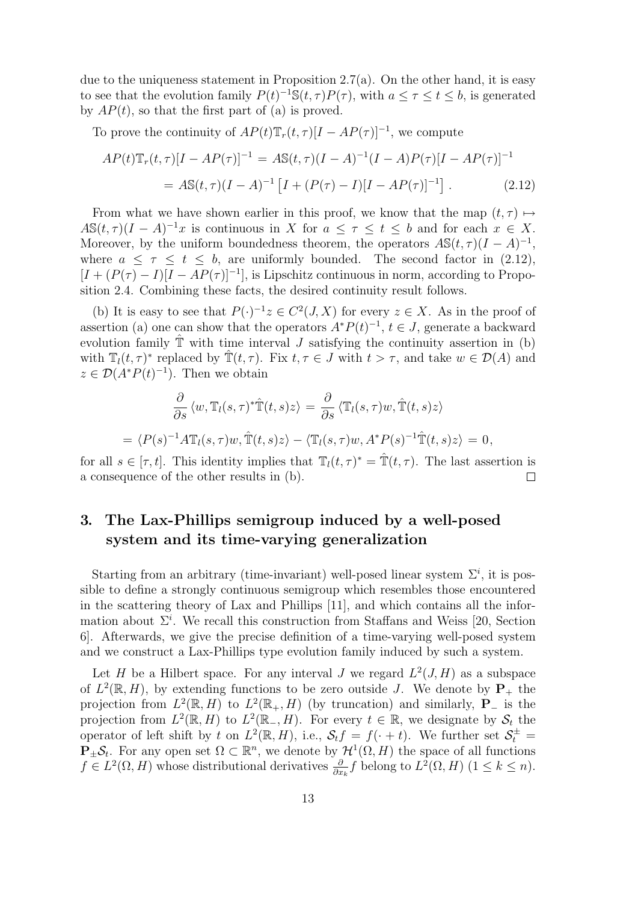due to the uniqueness statement in Proposition 2.7(a). On the other hand, it is easy to see that the evolution family $P(t)^{-1}\mathbb{S}(t,\tau)P(\tau)$, with $a \le \tau \le t \le b$, is generated by $AP(t)$, so that the first part of (a) is proved.

To prove the continuity of $AP(t)\mathbb{T}_r(t,\tau)[I - AP(\tau)]^{-1}$, we compute

$$
\begin{aligned}
AP(t)\mathbb{T}_r(t,\tau)[I - AP(\tau)]^{-1} &= A\mathbb{S}(t,\tau)(I-A)^{-1}(I-A)P(\tau)[I - AP(\tau)]^{-1} \\
&= A\mathbb{S}(t,\tau)(I-A)^{-1}\left[I + (P(\tau)-I)[I - AP(\tau)]^{-1}\right]. \qquad (2.12)
\end{aligned}
$$

From what we have shown earlier in this proof, we know that the map $(t,\tau) \mapsto A\mathbb{S}(t,\tau)(I-A)^{-1}x$ is continuous in $X$ for $a \le \tau \le t \le b$ and for each $x \in X$. Moreover, by the uniform boundedness theorem, the operators $A\mathbb{S}(t,\tau)(I-A)^{-1}$, where $a \le \tau \le t \le b$, are uniformly bounded. The second factor in (2.12), $[I + (P(\tau)-I)[I - AP(\tau)]^{-1}]$, is Lipschitz continuous in norm, according to Proposition 2.4. Combining these facts, the desired continuity result follows.

(b) It is easy to see that $P(\cdot)^{-1}z \in C^2(J,X)$ for every $z \in X$. As in the proof of assertion (a) one can show that the operators $A^*P(t)^{-1}$, $t \in J$, generate a backward evolution family $\hat{\mathbb{T}}$ with time interval $J$ satisfying the continuity assertion in (b) with $\mathbb{T}_l(t,\tau)^*$ replaced by $\hat{\mathbb{T}}(t,\tau)$. Fix $t,\tau \in J$ with $t > \tau$, and take $w \in \mathcal{D}(A)$ and $z \in \mathcal{D}(A^*P(t)^{-1})$. Then we obtain

$$
\begin{aligned}
&\frac{\partial}{\partial s}\langle w, \mathbb{T}_l(s,\tau)^*\hat{\mathbb{T}}(t,s)z\rangle = \frac{\partial}{\partial s}\langle \mathbb{T}_l(s,\tau)w, \hat{\mathbb{T}}(t,s)z\rangle \\
&= \langle P(s)^{-1}A\mathbb{T}_l(s,\tau)w, \hat{\mathbb{T}}(t,s)z\rangle - \langle \mathbb{T}_l(s,\tau)w, A^*P(s)^{-1}\hat{\mathbb{T}}(t,s)z\rangle = 0,
\end{aligned}
$$

for all $s \in [\tau, t]$. This identity implies that $\mathbb{T}_l(t,\tau)^* = \hat{\mathbb{T}}(t,\tau)$. The last assertion is a consequence of the other results in (b). $\square$

# 3. The Lax-Phillips semigroup induced by a well-posed system and its time-varying generalization

Starting from an arbitrary (time-invariant) well-posed linear system $\Sigma^i$, it is possible to define a strongly continuous semigroup which resembles those encountered in the scattering theory of Lax and Phillips [11], and which contains all the information about $\Sigma^i$. We recall this construction from Staffans and Weiss [20, Section 6]. Afterwards, we give the precise definition of a time-varying well-posed system and we construct a Lax-Phillips type evolution family induced by such a system.

Let $H$ be a Hilbert space. For any interval $J$ we regard $L^2(J,H)$ as a subspace of $L^2(\mathbb{R},H)$, by extending functions to be zero outside $J$. We denote by $\mathbf{P}_+$ the projection from $L^2(\mathbb{R},H)$ to $L^2(\mathbb{R}_+,H)$ (by truncation) and similarly, $\mathbf{P}_-$ is the projection from $L^2(\mathbb{R},H)$ to $L^2(\mathbb{R}_-,H)$. For every $t \in \mathbb{R}$, we designate by $\mathcal{S}_t$ the operator of left shift by $t$ on $L^2(\mathbb{R},H)$, i.e., $\mathcal{S}_t f = f(\cdot + t)$. We further set $\mathcal{S}_t^{\pm} = \mathbf{P}_{\pm}\mathcal{S}_t$. For any open set $\Omega \subset \mathbb{R}^n$, we denote by $\mathcal{H}^1(\Omega,H)$ the space of all functions $f \in L^2(\Omega,H)$ whose distributional derivatives $\frac{\partial}{\partial x_k}f$ belong to $L^2(\Omega,H)$ $(1 \le k \le n)$.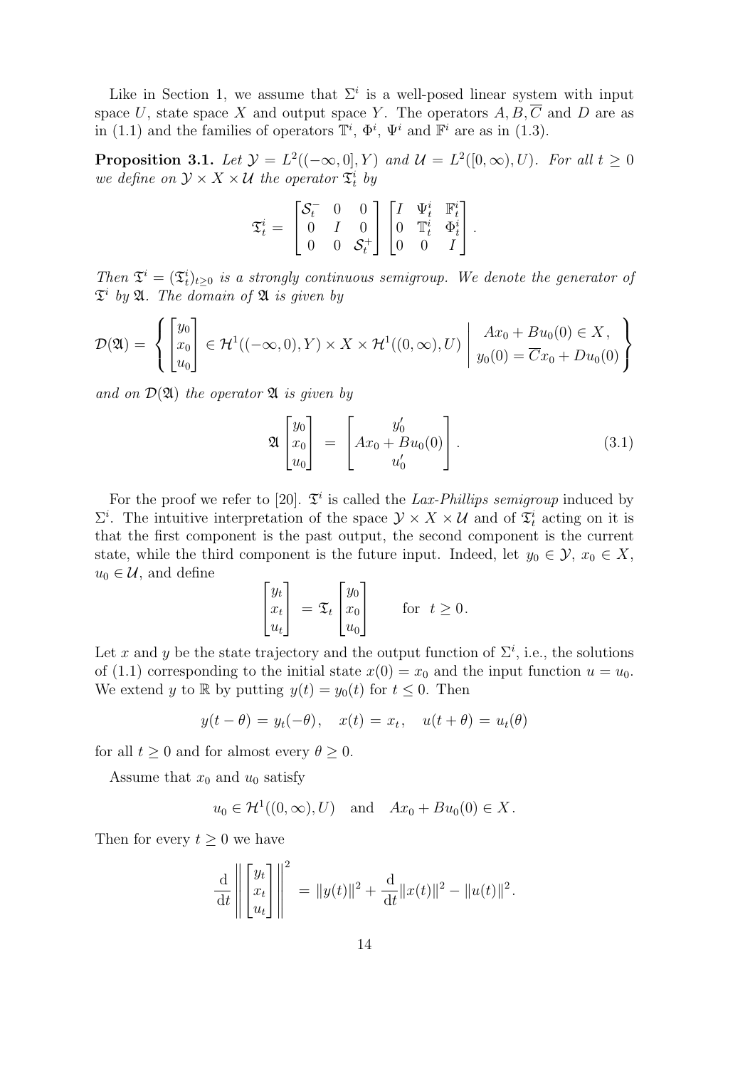Like in Section 1, we assume that $\Sigma^i$ is a well-posed linear system with input space $U$, state space $X$ and output space $Y$. The operators $A, B, \overline{C}$ and $D$ are as in (1.1) and the families of operators $\mathbb{T}^i$, $\Phi^i$, $\Psi^i$ and $\mathbb{F}^i$ are as in (1.3).

**Proposition 3.1.** *Let $\mathcal{Y} = L^2((-\infty, 0], Y)$ and $\mathcal{U} = L^2([0, \infty), U)$. For all $t \geq 0$ we define on $\mathcal{Y} \times X \times \mathcal{U}$ the operator $\mathfrak{T}^i_t$ by*

$$\mathfrak{T}^i_t = \begin{bmatrix} \mathcal{S}^-_t & 0 & 0 \\ 0 & I & 0 \\ 0 & 0 & \mathcal{S}^+_t \end{bmatrix} \begin{bmatrix} I & \Psi^i_t & \mathbb{F}^i_t \\ 0 & \mathbb{T}^i_t & \Phi^i_t \\ 0 & 0 & I \end{bmatrix}.$$

*Then $\mathfrak{T}^i = (\mathfrak{T}^i_t)_{t\geq 0}$ is a strongly continuous semigroup. We denote the generator of $\mathfrak{T}^i$ by $\mathfrak{A}$. The domain of $\mathfrak{A}$ is given by*

$$\mathcal{D}(\mathfrak{A}) = \left\{ \begin{bmatrix} y_0 \\ x_0 \\ u_0 \end{bmatrix} \in \mathcal{H}^1((-\infty, 0), Y) \times X \times \mathcal{H}^1((0, \infty), U) \;\middle|\; \begin{array}{c} Ax_0 + Bu_0(0) \in X\,, \\ y_0(0) = \overline{C}x_0 + Du_0(0) \end{array} \right\}$$

*and on $\mathcal{D}(\mathfrak{A})$ the operator $\mathfrak{A}$ is given by*

$$\mathfrak{A} \begin{bmatrix} y_0 \\ x_0 \\ u_0 \end{bmatrix} = \begin{bmatrix} y_0' \\ Ax_0 + Bu_0(0) \\ u_0' \end{bmatrix}. \tag{3.1}$$

For the proof we refer to [20]. $\mathfrak{T}^i$ is called the *Lax-Phillips semigroup* induced by $\Sigma^i$. The intuitive interpretation of the space $\mathcal{Y} \times X \times \mathcal{U}$ and of $\mathfrak{T}^i_t$ acting on it is that the first component is the past output, the second component is the current state, while the third component is the future input. Indeed, let $y_0 \in \mathcal{Y}$, $x_0 \in X$, $u_0 \in \mathcal{U}$, and define

$$\begin{bmatrix} y_t \\ x_t \\ u_t \end{bmatrix} = \mathfrak{T}_t \begin{bmatrix} y_0 \\ x_0 \\ u_0 \end{bmatrix} \qquad \text{for} \;\; t \geq 0.$$

Let $x$ and $y$ be the state trajectory and the output function of $\Sigma^i$, i.e., the solutions of (1.1) corresponding to the initial state $x(0) = x_0$ and the input function $u = u_0$. We extend $y$ to $\mathbb{R}$ by putting $y(t) = y_0(t)$ for $t \leq 0$. Then

$$y(t - \theta) = y_t(-\theta), \quad x(t) = x_t, \quad u(t + \theta) = u_t(\theta)$$

for all $t \geq 0$ and for almost every $\theta \geq 0$.

Assume that $x_0$ and $u_0$ satisfy

$$u_0 \in \mathcal{H}^1((0, \infty), U) \quad \text{and} \quad Ax_0 + Bu_0(0) \in X\,.$$

Then for every $t \geq 0$ we have

$$\frac{\mathrm{d}}{\mathrm{d}t} \left\| \begin{bmatrix} y_t \\ x_t \\ u_t \end{bmatrix} \right\|^2 = \|y(t)\|^2 + \frac{\mathrm{d}}{\mathrm{d}t}\|x(t)\|^2 - \|u(t)\|^2.$$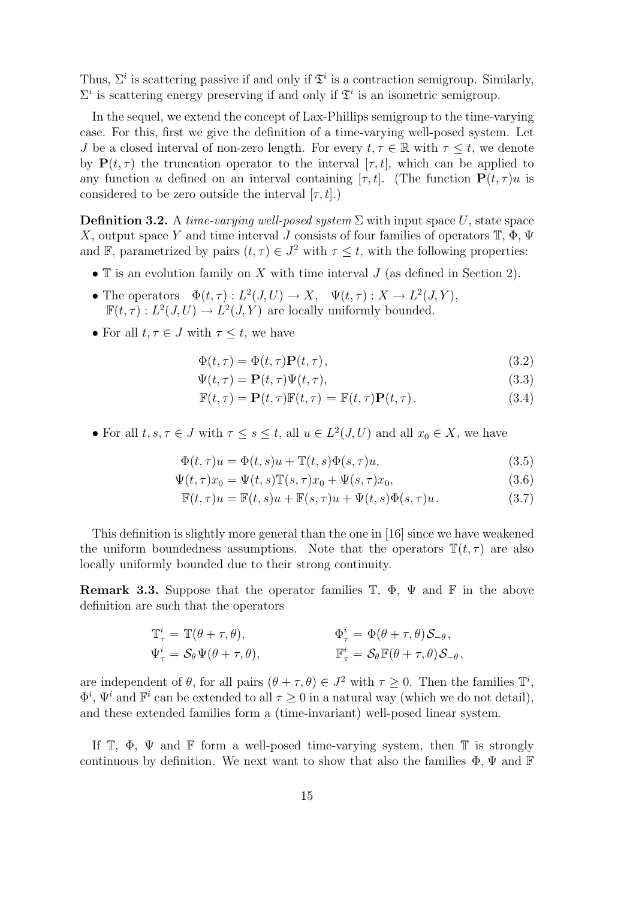Thus, $\Sigma^i$ is scattering passive if and only if $\mathfrak{T}^i$ is a contraction semigroup. Similarly, $\Sigma^i$ is scattering energy preserving if and only if $\mathfrak{T}^i$ is an isometric semigroup.

In the sequel, we extend the concept of Lax-Phillips semigroup to the time-varying case. For this, first we give the definition of a time-varying well-posed system. Let $J$ be a closed interval of non-zero length. For every $t, \tau \in \mathbb{R}$ with $\tau \leq t$, we denote by $\mathbf{P}(t, \tau)$ the truncation operator to the interval $[\tau, t]$, which can be applied to any function $u$ defined on an interval containing $[\tau, t]$. (The function $\mathbf{P}(t, \tau)u$ is considered to be zero outside the interval $[\tau, t]$.)

**Definition 3.2.** A *time-varying well-posed system* $\Sigma$ with input space $U$, state space $X$, output space $Y$ and time interval $J$ consists of four families of operators $\mathbb{T}$, $\Phi$, $\Psi$ and $\mathbb{F}$, parametrized by pairs $(t, \tau) \in J^2$ with $\tau \leq t$, with the following properties:

- $\mathbb{T}$ is an evolution family on $X$ with time interval $J$ (as defined in Section 2).
- The operators $\Phi(t, \tau) : L^2(J, U) \to X$, $\Psi(t, \tau) : X \to L^2(J, Y)$, $\mathbb{F}(t, \tau) : L^2(J, U) \to L^2(J, Y)$ are locally uniformly bounded.
- For all $t, \tau \in J$ with $\tau \leq t$, we have

$$\Phi(t, \tau) = \Phi(t, \tau)\mathbf{P}(t, \tau), \tag{3.2}$$

$$\Psi(t, \tau) = \mathbf{P}(t, \tau)\Psi(t, \tau), \tag{3.3}$$

$$\mathbb{F}(t, \tau) = \mathbf{P}(t, \tau)\mathbb{F}(t, \tau) = \mathbb{F}(t, \tau)\mathbf{P}(t, \tau). \tag{3.4}$$

- For all $t, s, \tau \in J$ with $\tau \leq s \leq t$, all $u \in L^2(J, U)$ and all $x_0 \in X$, we have

$$\Phi(t, \tau)u = \Phi(t, s)u + \mathbb{T}(t, s)\Phi(s, \tau)u, \tag{3.5}$$

$$\Psi(t, \tau)x_0 = \Psi(t, s)\mathbb{T}(s, \tau)x_0 + \Psi(s, \tau)x_0, \tag{3.6}$$

$$\mathbb{F}(t, \tau)u = \mathbb{F}(t, s)u + \mathbb{F}(s, \tau)u + \Psi(t, s)\Phi(s, \tau)u. \tag{3.7}$$

This definition is slightly more general than the one in [16] since we have weakened the uniform boundedness assumptions. Note that the operators $\mathbb{T}(t, \tau)$ are also locally uniformly bounded due to their strong continuity.

**Remark 3.3.** Suppose that the operator families $\mathbb{T}$, $\Phi$, $\Psi$ and $\mathbb{F}$ in the above definition are such that the operators

$$\mathbb{T}^i_\tau = \mathbb{T}(\theta + \tau, \theta), \qquad \Phi^i_\tau = \Phi(\theta + \tau, \theta)\mathcal{S}_{-\theta},$$

$$\Psi^i_\tau = \mathcal{S}_\theta \Psi(\theta + \tau, \theta), \qquad \mathbb{F}^i_\tau = \mathcal{S}_\theta \mathbb{F}(\theta + \tau, \theta)\mathcal{S}_{-\theta},$$

are independent of $\theta$, for all pairs $(\theta + \tau, \theta) \in J^2$ with $\tau \geq 0$. Then the families $\mathbb{T}^i$, $\Phi^i$, $\Psi^i$ and $\mathbb{F}^i$ can be extended to all $\tau \geq 0$ in a natural way (which we do not detail), and these extended families form a (time-invariant) well-posed linear system.

If $\mathbb{T}$, $\Phi$, $\Psi$ and $\mathbb{F}$ form a well-posed time-varying system, then $\mathbb{T}$ is strongly continuous by definition. We next want to show that also the families $\Phi$, $\Psi$ and $\mathbb{F}$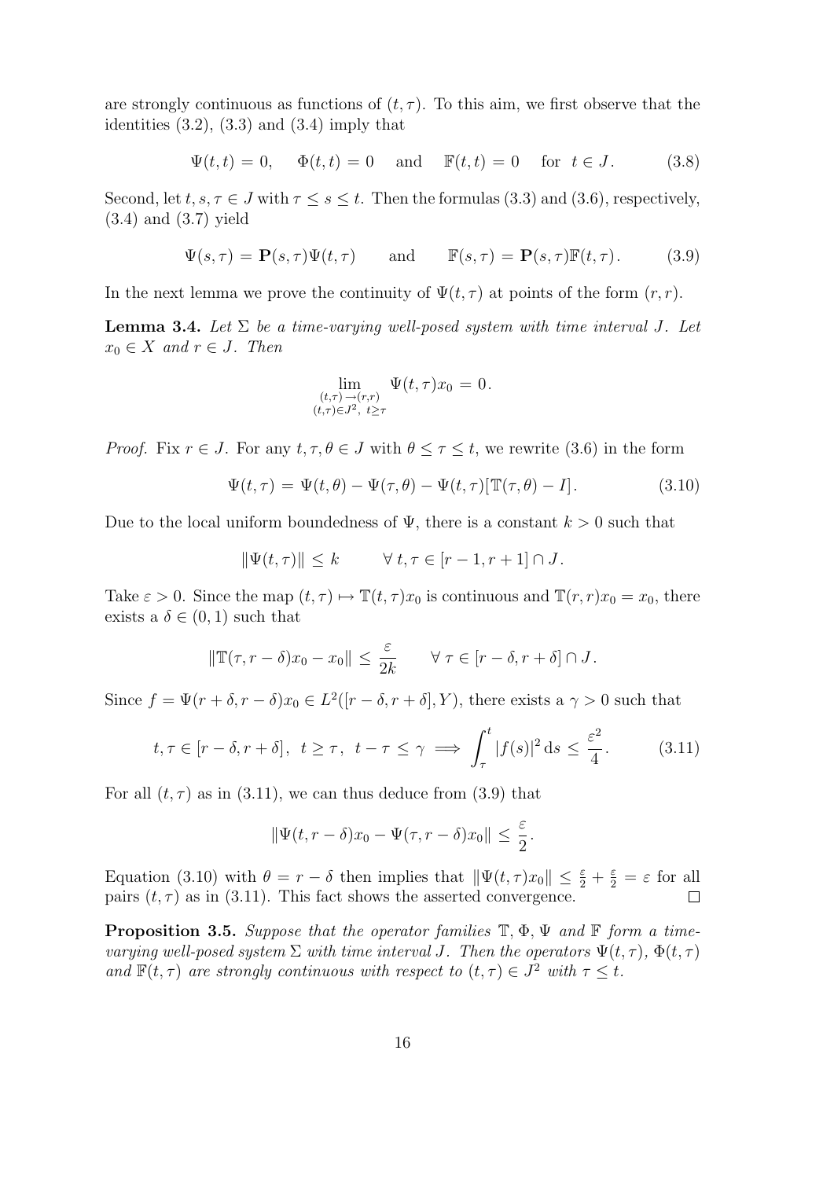are strongly continuous as functions of $(t,\tau)$. To this aim, we first observe that the identities (3.2), (3.3) and (3.4) imply that

$$\Psi(t,t) = 0, \quad \Phi(t,t) = 0 \quad \text{and} \quad \mathbb{F}(t,t) = 0 \quad \text{for } t \in J. \tag{3.8}$$

Second, let $t, s, \tau \in J$ with $\tau \le s \le t$. Then the formulas (3.3) and (3.6), respectively, (3.4) and (3.7) yield

$$\Psi(s,\tau) = \mathbf{P}(s,\tau)\Psi(t,\tau) \qquad \text{and} \qquad \mathbb{F}(s,\tau) = \mathbf{P}(s,\tau)\mathbb{F}(t,\tau). \tag{3.9}$$

In the next lemma we prove the continuity of $\Psi(t,\tau)$ at points of the form $(r,r)$.

**Lemma 3.4.** *Let $\Sigma$ be a time-varying well-posed system with time interval $J$. Let $x_0 \in X$ and $r \in J$. Then*

$$\lim_{\substack{(t,\tau)\to(r,r)\\ (t,\tau)\in J^2,\ t\ge\tau}} \Psi(t,\tau)x_0 = 0.$$

*Proof.* Fix $r \in J$. For any $t, \tau, \theta \in J$ with $\theta \le \tau \le t$, we rewrite (3.6) in the form

$$\Psi(t,\tau) = \Psi(t,\theta) - \Psi(\tau,\theta) - \Psi(t,\tau)[\mathbb{T}(\tau,\theta) - I]. \tag{3.10}$$

Due to the local uniform boundedness of $\Psi$, there is a constant $k > 0$ such that

$$\|\Psi(t,\tau)\| \le k \qquad \forall\, t,\tau \in [r-1, r+1] \cap J.$$

Take $\varepsilon > 0$. Since the map $(t,\tau) \mapsto \mathbb{T}(t,\tau)x_0$ is continuous and $\mathbb{T}(r,r)x_0 = x_0$, there exists a $\delta \in (0,1)$ such that

$$\|\mathbb{T}(\tau, r-\delta)x_0 - x_0\| \le \frac{\varepsilon}{2k} \qquad \forall\, \tau \in [r-\delta, r+\delta] \cap J.$$

Since $f = \Psi(r+\delta, r-\delta)x_0 \in L^2([r-\delta, r+\delta], Y)$, there exists a $\gamma > 0$ such that

$$t,\tau \in [r-\delta, r+\delta],\ \ t \ge \tau,\ \ t - \tau \le \gamma \implies \int_\tau^t |f(s)|^2 \, \mathrm{d}s \le \frac{\varepsilon^2}{4}. \tag{3.11}$$

For all $(t,\tau)$ as in (3.11), we can thus deduce from (3.9) that

$$\|\Psi(t, r-\delta)x_0 - \Psi(\tau, r-\delta)x_0\| \le \frac{\varepsilon}{2}.$$

Equation (3.10) with $\theta = r - \delta$ then implies that $\|\Psi(t,\tau)x_0\| \le \frac{\varepsilon}{2} + \frac{\varepsilon}{2} = \varepsilon$ for all pairs $(t,\tau)$ as in (3.11). This fact shows the asserted convergence. $\square$

**Proposition 3.5.** *Suppose that the operator families $\mathbb{T}$, $\Phi$, $\Psi$ and $\mathbb{F}$ form a time-varying well-posed system $\Sigma$ with time interval $J$. Then the operators $\Psi(t,\tau)$, $\Phi(t,\tau)$ and $\mathbb{F}(t,\tau)$ are strongly continuous with respect to $(t,\tau) \in J^2$ with $\tau \le t$.*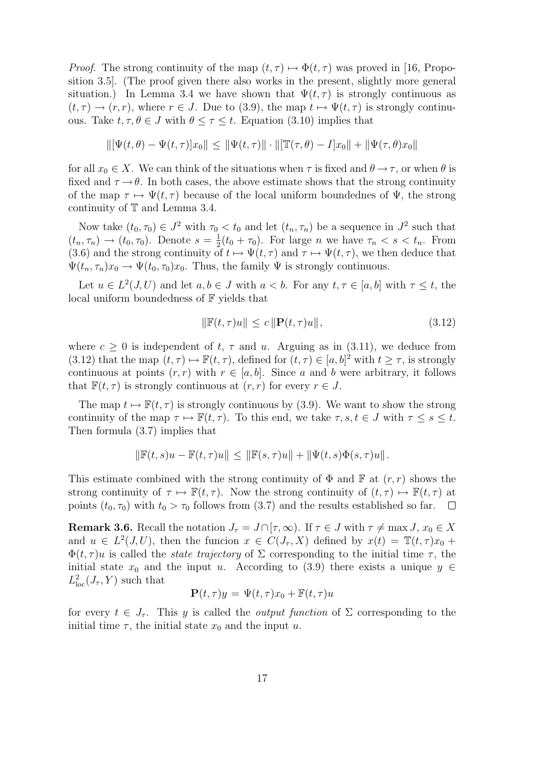*Proof.* The strong continuity of the map $(t, \tau) \mapsto \Phi(t, \tau)$ was proved in [16, Proposition 3.5]. (The proof given there also works in the present, slightly more general situation.) In Lemma 3.4 we have shown that $\Psi(t, \tau)$ is strongly continuous as $(t, \tau) \to (r, r)$, where $r \in J$. Due to (3.9), the map $t \mapsto \Psi(t, \tau)$ is strongly continuous. Take $t, \tau, \theta \in J$ with $\theta \leq \tau \leq t$. Equation (3.10) implies that

$$\|[\Psi(t, \theta) - \Psi(t, \tau)]x_0\| \leq \|\Psi(t, \tau)\| \cdot \|[\mathbb{T}(\tau, \theta) - I]x_0\| + \|\Psi(\tau, \theta)x_0\|$$

for all $x_0 \in X$. We can think of the situations when $\tau$ is fixed and $\theta \to \tau$, or when $\theta$ is fixed and $\tau \to \theta$. In both cases, the above estimate shows that the strong continuity of the map $\tau \mapsto \Psi(t, \tau)$ because of the local uniform boundednes of $\Psi$, the strong continuity of $\mathbb{T}$ and Lemma 3.4.

Now take $(t_0, \tau_0) \in J^2$ with $\tau_0 < t_0$ and let $(t_n, \tau_n)$ be a sequence in $J^2$ such that $(t_n, \tau_n) \to (t_0, \tau_0)$. Denote $s = \frac{1}{2}(t_0 + \tau_0)$. For large $n$ we have $\tau_n < s < t_n$. From (3.6) and the strong continuity of $t \mapsto \Psi(t, \tau)$ and $\tau \mapsto \Psi(t, \tau)$, we then deduce that $\Psi(t_n, \tau_n)x_0 \to \Psi(t_0, \tau_0)x_0$. Thus, the family $\Psi$ is strongly continuous.

Let $u \in L^2(J, U)$ and let $a, b \in J$ with $a < b$. For any $t, \tau \in [a, b]$ with $\tau \leq t$, the local uniform boundedness of $\mathbb{F}$ yields that

$$\|\mathbb{F}(t, \tau)u\| \leq c\,\|\mathbf{P}(t, \tau)u\|, \tag{3.12}$$

where $c \geq 0$ is independent of $t$, $\tau$ and $u$. Arguing as in (3.11), we deduce from (3.12) that the map $(t, \tau) \mapsto \mathbb{F}(t, \tau)$, defined for $(t, \tau) \in [a, b]^2$ with $t \geq \tau$, is strongly continuous at points $(r, r)$ with $r \in [a, b]$. Since $a$ and $b$ were arbitrary, it follows that $\mathbb{F}(t, \tau)$ is strongly continuous at $(r, r)$ for every $r \in J$.

The map $t \mapsto \mathbb{F}(t, \tau)$ is strongly continuous by (3.9). We want to show the strong continuity of the map $\tau \mapsto \mathbb{F}(t, \tau)$. To this end, we take $\tau, s, t \in J$ with $\tau \leq s \leq t$. Then formula (3.7) implies that

$$\|\mathbb{F}(t, s)u - \mathbb{F}(t, \tau)u\| \leq \|\mathbb{F}(s, \tau)u\| + \|\Psi(t, s)\Phi(s, \tau)u\|.$$

This estimate combined with the strong continuity of $\Phi$ and $\mathbb{F}$ at $(r, r)$ shows the strong continuity of $\tau \mapsto \mathbb{F}(t, \tau)$. Now the strong continuity of $(t, \tau) \mapsto \mathbb{F}(t, \tau)$ at points $(t_0, \tau_0)$ with $t_0 > \tau_0$ follows from (3.7) and the results established so far. $\square$

**Remark 3.6.** Recall the notation $J_\tau = J \cap [\tau, \infty)$. If $\tau \in J$ with $\tau \neq \max J$, $x_0 \in X$ and $u \in L^2(J, U)$, then the funcion $x \in C(J_\tau, X)$ defined by $x(t) = \mathbb{T}(t, \tau)x_0 + \Phi(t, \tau)u$ is called the *state trajectory* of $\Sigma$ corresponding to the initial time $\tau$, the initial state $x_0$ and the input $u$. According to (3.9) there exists a unique $y \in L^2_{\mathrm{loc}}(J_\tau, Y)$ such that

$$\mathbf{P}(t, \tau)y = \Psi(t, \tau)x_0 + \mathbb{F}(t, \tau)u$$

for every $t \in J_\tau$. This $y$ is called the *output function* of $\Sigma$ corresponding to the initial time $\tau$, the initial state $x_0$ and the input $u$.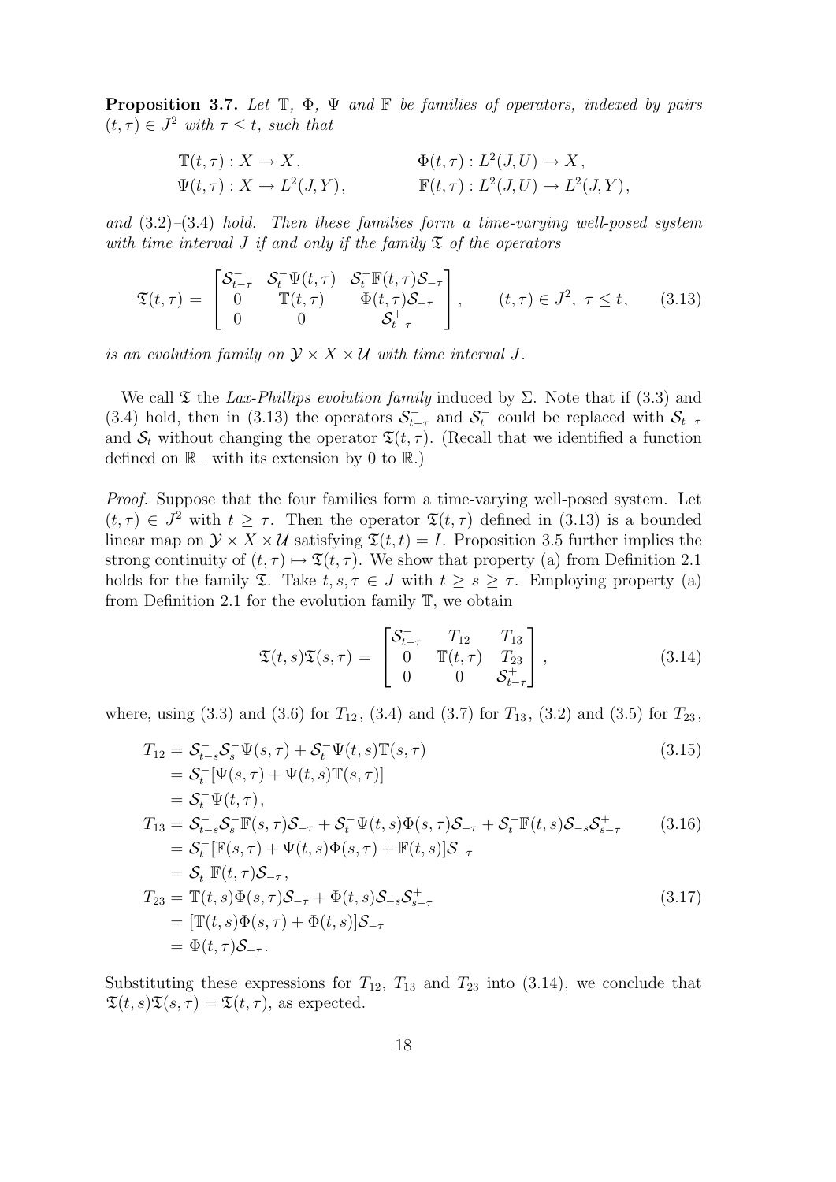**Proposition 3.7.** *Let $\mathbb{T}$, $\Phi$, $\Psi$ and $\mathbb{F}$ be families of operators, indexed by pairs $(t, \tau) \in J^2$ with $\tau \leq t$, such that*

$$
\begin{aligned}
&\mathbb{T}(t,\tau) : X \to X\,, &&\Phi(t,\tau) : L^2(J,U) \to X\,,\\
&\Psi(t,\tau) : X \to L^2(J,Y)\,, &&\mathbb{F}(t,\tau) : L^2(J,U) \to L^2(J,Y)\,,
\end{aligned}
$$

*and (3.2)–(3.4) hold. Then these families form a time-varying well-posed system with time interval $J$ if and only if the family $\mathfrak{T}$ of the operators*

$$
\mathfrak{T}(t,\tau) = \begin{bmatrix} \mathcal{S}^-_{t-\tau} & \mathcal{S}^-_t \Psi(t,\tau) & \mathcal{S}^-_t \mathbb{F}(t,\tau)\mathcal{S}_{-\tau} \\ 0 & \mathbb{T}(t,\tau) & \Phi(t,\tau)\mathcal{S}_{-\tau} \\ 0 & 0 & \mathcal{S}^+_{t-\tau} \end{bmatrix}, \qquad (t,\tau) \in J^2,\ \tau \leq t, \tag{3.13}
$$

*is an evolution family on $\mathcal{Y} \times X \times \mathcal{U}$ with time interval $J$.*

We call $\mathfrak{T}$ the *Lax-Phillips evolution family* induced by $\Sigma$. Note that if (3.3) and (3.4) hold, then in (3.13) the operators $\mathcal{S}^-_{t-\tau}$ and $\mathcal{S}^-_t$ could be replaced with $\mathcal{S}_{t-\tau}$ and $\mathcal{S}_t$ without changing the operator $\mathfrak{T}(t,\tau)$. (Recall that we identified a function defined on $\mathbb{R}_-$ with its extension by 0 to $\mathbb{R}$.)

*Proof.* Suppose that the four families form a time-varying well-posed system. Let $(t,\tau) \in J^2$ with $t \geq \tau$. Then the operator $\mathfrak{T}(t,\tau)$ defined in (3.13) is a bounded linear map on $\mathcal{Y} \times X \times \mathcal{U}$ satisfying $\mathfrak{T}(t,t) = I$. Proposition 3.5 further implies the strong continuity of $(t,\tau) \mapsto \mathfrak{T}(t,\tau)$. We show that property (a) from Definition 2.1 holds for the family $\mathfrak{T}$. Take $t, s, \tau \in J$ with $t \geq s \geq \tau$. Employing property (a) from Definition 2.1 for the evolution family $\mathbb{T}$, we obtain

$$
\mathfrak{T}(t,s)\mathfrak{T}(s,\tau) = \begin{bmatrix} \mathcal{S}^-_{t-\tau} & T_{12} & T_{13} \\ 0 & \mathbb{T}(t,\tau) & T_{23} \\ 0 & 0 & \mathcal{S}^+_{t-\tau} \end{bmatrix}, \tag{3.14}
$$

where, using (3.3) and (3.6) for $T_{12}$, (3.4) and (3.7) for $T_{13}$, (3.2) and (3.5) for $T_{23}$,

$$
\begin{aligned}
T_{12} &= \mathcal{S}^-_{t-s}\mathcal{S}^-_s \Psi(s,\tau) + \mathcal{S}^-_t \Psi(t,s)\mathbb{T}(s,\tau) &(3.15)\\
&= \mathcal{S}^-_t [\Psi(s,\tau) + \Psi(t,s)\mathbb{T}(s,\tau)]\\
&= \mathcal{S}^-_t \Psi(t,\tau)\,,\\
T_{13} &= \mathcal{S}^-_{t-s}\mathcal{S}^-_s \mathbb{F}(s,\tau)\mathcal{S}_{-\tau} + \mathcal{S}^-_t \Psi(t,s)\Phi(s,\tau)\mathcal{S}_{-\tau} + \mathcal{S}^-_t \mathbb{F}(t,s)\mathcal{S}_{-s}\mathcal{S}^+_{s-\tau} &(3.16)\\
&= \mathcal{S}^-_t [\mathbb{F}(s,\tau) + \Psi(t,s)\Phi(s,\tau) + \mathbb{F}(t,s)]\mathcal{S}_{-\tau}\\
&= \mathcal{S}^-_t \mathbb{F}(t,\tau)\mathcal{S}_{-\tau}\,,\\
T_{23} &= \mathbb{T}(t,s)\Phi(s,\tau)\mathcal{S}_{-\tau} + \Phi(t,s)\mathcal{S}_{-s}\mathcal{S}^+_{s-\tau} &(3.17)\\
&= [\mathbb{T}(t,s)\Phi(s,\tau) + \Phi(t,s)]\mathcal{S}_{-\tau}\\
&= \Phi(t,\tau)\mathcal{S}_{-\tau}\,.
\end{aligned}
$$

Substituting these expressions for $T_{12}$, $T_{13}$ and $T_{23}$ into (3.14), we conclude that $\mathfrak{T}(t,s)\mathfrak{T}(s,\tau) = \mathfrak{T}(t,\tau)$, as expected.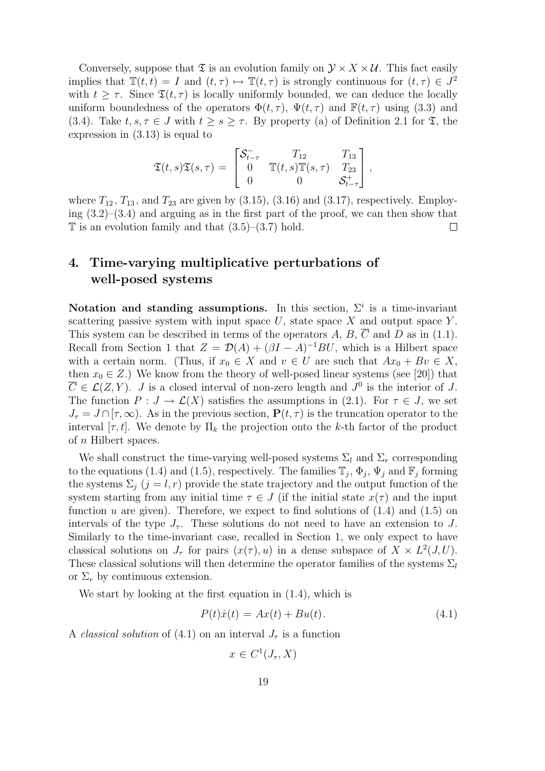Conversely, suppose that $\mathfrak{T}$ is an evolution family on $\mathcal{Y} \times X \times \mathcal{U}$. This fact easily implies that $\mathbb{T}(t,t) = I$ and $(t,\tau) \mapsto \mathbb{T}(t,\tau)$ is strongly continuous for $(t,\tau) \in J^2$ with $t \geq \tau$. Since $\mathfrak{T}(t,\tau)$ is locally uniformly bounded, we can deduce the locally uniform boundedness of the operators $\Phi(t,\tau)$, $\Psi(t,\tau)$ and $\mathbb{F}(t,\tau)$ using (3.3) and (3.4). Take $t, s, \tau \in J$ with $t \geq s \geq \tau$. By property (a) of Definition 2.1 for $\mathfrak{T}$, the expression in (3.13) is equal to

$$\mathfrak{T}(t,s)\mathfrak{T}(s,\tau) = \begin{bmatrix} \mathcal{S}^-_{t-\tau} & T_{12} & T_{13} \\ 0 & \mathbb{T}(t,s)\mathbb{T}(s,\tau) & T_{23} \\ 0 & 0 & \mathcal{S}^+_{t-\tau} \end{bmatrix},$$

where $T_{12}$, $T_{13}$, and $T_{23}$ are given by (3.15), (3.16) and (3.17), respectively. Employing (3.2)–(3.4) and arguing as in the first part of the proof, we can then show that $\mathbb{T}$ is an evolution family and that (3.5)–(3.7) hold. $\square$

## 4. Time-varying multiplicative perturbations of well-posed systems

**Notation and standing assumptions.** In this section, $\Sigma^i$ is a time-invariant scattering passive system with input space $U$, state space $X$ and output space $Y$. This system can be described in terms of the operators $A$, $B$, $\overline{C}$ and $D$ as in (1.1). Recall from Section 1 that $Z = \mathcal{D}(A) + (\beta I - A)^{-1}BU$, which is a Hilbert space with a certain norm. (Thus, if $x_0 \in X$ and $v \in U$ are such that $Ax_0 + Bv \in X$, then $x_0 \in Z$.) We know from the theory of well-posed linear systems (see [20]) that $\overline{C} \in \mathcal{L}(Z, Y)$. $J$ is a closed interval of non-zero length and $J^0$ is the interior of $J$. The function $P : J \to \mathcal{L}(X)$ satisfies the assumptions in (2.1). For $\tau \in J$, we set $J_\tau = J \cap [\tau, \infty)$. As in the previous section, $\mathbf{P}(t,\tau)$ is the truncation operator to the interval $[\tau, t]$. We denote by $\Pi_k$ the projection onto the $k$-th factor of the product of $n$ Hilbert spaces.

We shall construct the time-varying well-posed systems $\Sigma_l$ and $\Sigma_r$ corresponding to the equations (1.4) and (1.5), respectively. The families $\mathbb{T}_j$, $\Phi_j$, $\Psi_j$ and $\mathbb{F}_j$ forming the systems $\Sigma_j$ ($j = l, r$) provide the state trajectory and the output function of the system starting from any initial time $\tau \in J$ (if the initial state $x(\tau)$ and the input function $u$ are given). Therefore, we expect to find solutions of (1.4) and (1.5) on intervals of the type $J_\tau$. These solutions do not need to have an extension to $J$. Similarly to the time-invariant case, recalled in Section 1, we only expect to have classical solutions on $J_\tau$ for pairs $(x(\tau), u)$ in a dense subspace of $X \times L^2(J, U)$. These classical solutions will then determine the operator families of the systems $\Sigma_l$ or $\Sigma_r$ by continuous extension.

We start by looking at the first equation in (1.4), which is

$$P(t)\dot{x}(t) = Ax(t) + Bu(t). \tag{4.1}$$

A *classical solution* of (4.1) on an interval $J_\tau$ is a function

$$x \in C^1(J_\tau, X)$$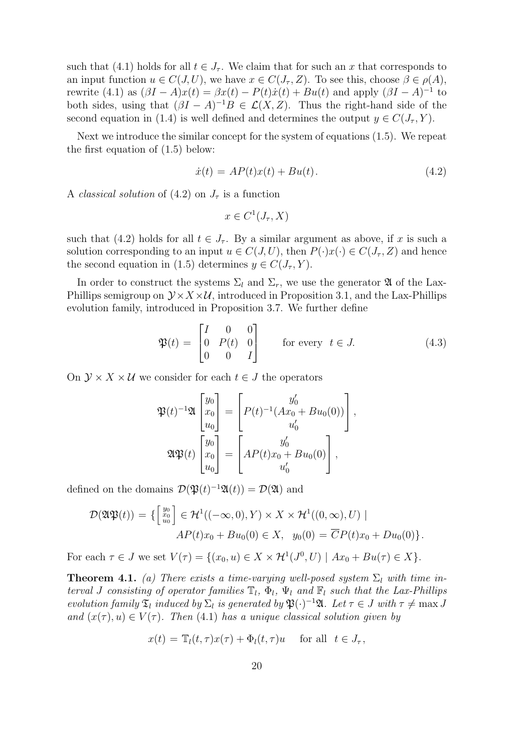such that (4.1) holds for all $t \in J_\tau$. We claim that for such an $x$ that corresponds to an input function $u \in C(J, U)$, we have $x \in C(J_\tau, Z)$. To see this, choose $\beta \in \rho(A)$, rewrite (4.1) as $(\beta I - A)x(t) = \beta x(t) - P(t)\dot{x}(t) + Bu(t)$ and apply $(\beta I - A)^{-1}$ to both sides, using that $(\beta I - A)^{-1}B \in \mathcal{L}(X, Z)$. Thus the right-hand side of the second equation in (1.4) is well defined and determines the output $y \in C(J_\tau, Y)$.

Next we introduce the similar concept for the system of equations (1.5). We repeat the first equation of (1.5) below:

$$\dot{x}(t) = AP(t)x(t) + Bu(t). \tag{4.2}$$

A *classical solution* of (4.2) on $J_\tau$ is a function

$$x \in C^1(J_\tau, X)$$

such that (4.2) holds for all $t \in J_\tau$. By a similar argument as above, if $x$ is such a solution corresponding to an input $u \in C(J, U)$, then $P(\cdot)x(\cdot) \in C(J_\tau, Z)$ and hence the second equation in (1.5) determines $y \in C(J_\tau, Y)$.

In order to construct the systems $\Sigma_l$ and $\Sigma_r$, we use the generator $\mathfrak{A}$ of the Lax-Phillips semigroup on $\mathcal{Y} \times X \times \mathcal{U}$, introduced in Proposition 3.1, and the Lax-Phillips evolution family, introduced in Proposition 3.7. We further define

$$\mathfrak{P}(t) = \begin{bmatrix} I & 0 & 0 \\ 0 & P(t) & 0 \\ 0 & 0 & I \end{bmatrix} \qquad \text{for every} \quad t \in J. \tag{4.3}$$

On $\mathcal{Y} \times X \times \mathcal{U}$ we consider for each $t \in J$ the operators

$$\mathfrak{P}(t)^{-1}\mathfrak{A} \begin{bmatrix} y_0 \\ x_0 \\ u_0 \end{bmatrix} = \begin{bmatrix} y_0' \\ P(t)^{-1}(Ax_0 + Bu_0(0)) \\ u_0' \end{bmatrix},$$

$$\mathfrak{A}\mathfrak{P}(t) \begin{bmatrix} y_0 \\ x_0 \\ u_0 \end{bmatrix} = \begin{bmatrix} y_0' \\ AP(t)x_0 + Bu_0(0) \\ u_0' \end{bmatrix},$$

defined on the domains $\mathcal{D}(\mathfrak{P}(t)^{-1}\mathfrak{A}(t)) = \mathcal{D}(\mathfrak{A})$ and

$$\mathcal{D}(\mathfrak{A}\mathfrak{P}(t)) = \left\{ \left[\begin{smallmatrix} y_0 \\ x_0 \\ u_0 \end{smallmatrix}\right] \in \mathcal{H}^1((-\infty, 0), Y) \times X \times \mathcal{H}^1((0, \infty), U) \mid AP(t)x_0 + Bu_0(0) \in X, \quad y_0(0) = \overline{C}P(t)x_0 + Du_0(0) \right\}.$$

For each $\tau \in J$ we set $V(\tau) = \{(x_0, u) \in X \times \mathcal{H}^1(J^0, U) \mid Ax_0 + Bu(\tau) \in X\}$.

**Theorem 4.1.** *(a) There exists a time-varying well-posed system $\Sigma_l$ with time interval $J$ consisting of operator families $\mathbb{T}_l$, $\Phi_l$, $\Psi_l$ and $\mathbb{F}_l$ such that the Lax-Phillips evolution family $\mathfrak{T}_l$ induced by $\Sigma_l$ is generated by $\mathfrak{P}(\cdot)^{-1}\mathfrak{A}$. Let $\tau \in J$ with $\tau \neq \max J$ and $(x(\tau), u) \in V(\tau)$. Then (4.1) has a unique classical solution given by*

$$x(t) = \mathbb{T}_l(t, \tau)x(\tau) + \Phi_l(t, \tau)u \quad \text{ for all } \ t \in J_\tau,$$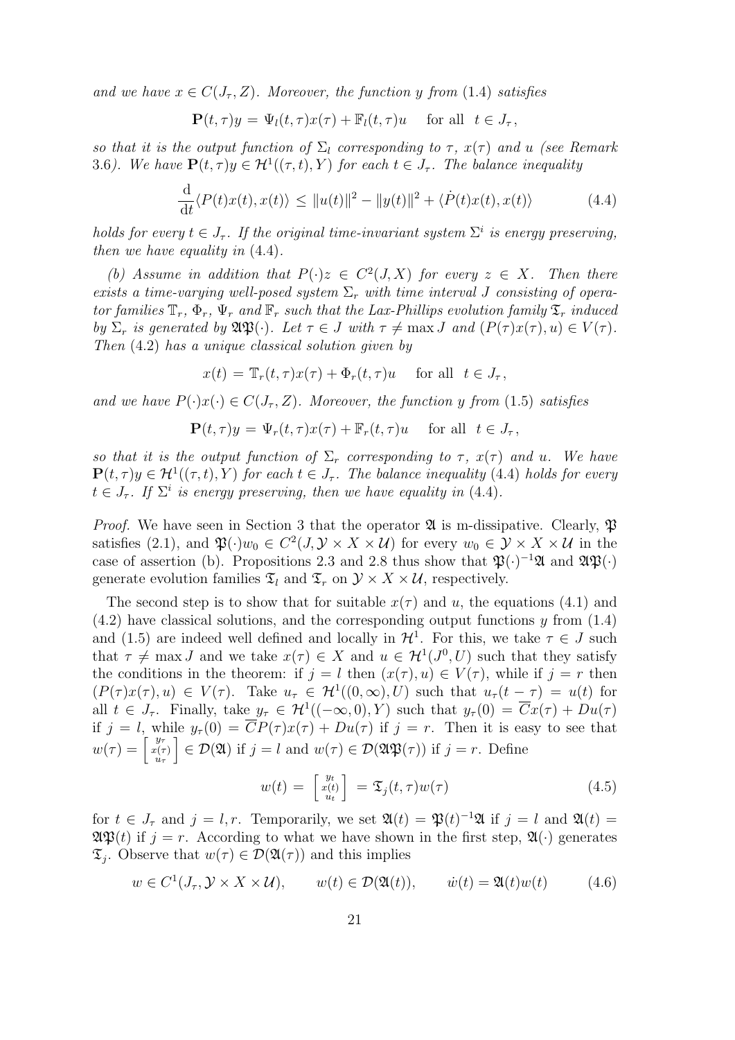*and we have $x \in C(J_\tau, Z)$. Moreover, the function $y$ from* (1.4) *satisfies*

$$\mathbf{P}(t,\tau)y = \Psi_l(t,\tau)x(\tau) + \mathbb{F}_l(t,\tau)u \quad \text{for all} \;\; t \in J_\tau,$$

*so that it is the output function of $\Sigma_l$ corresponding to $\tau$, $x(\tau)$ and $u$ (see Remark* 3.6*). We have $\mathbf{P}(t,\tau)y \in \mathcal{H}^1((\tau,t),Y)$ for each $t \in J_\tau$. The balance inequality*

$$\frac{\mathrm{d}}{\mathrm{d}t}\langle P(t)x(t), x(t)\rangle \,\le\, \|u(t)\|^2 - \|y(t)\|^2 + \langle \dot{P}(t)x(t), x(t)\rangle \tag{4.4}$$

*holds for every $t \in J_\tau$. If the original time-invariant system $\Sigma^i$ is energy preserving, then we have equality in* (4.4)*.*

*(b) Assume in addition that $P(\cdot)z \in C^2(J,X)$ for every $z \in X$. Then there exists a time-varying well-posed system $\Sigma_r$ with time interval $J$ consisting of operator families $\mathbb{T}_r$, $\Phi_r$, $\Psi_r$ and $\mathbb{F}_r$ such that the Lax-Phillips evolution family $\mathfrak{T}_r$ induced by $\Sigma_r$ is generated by $\mathfrak{A}\mathfrak{P}(\cdot)$. Let $\tau \in J$ with $\tau \neq \max J$ and $(P(\tau)x(\tau), u) \in V(\tau)$. Then* (4.2) *has a unique classical solution given by*

$$x(t) \,=\, \mathbb{T}_r(t,\tau)x(\tau) + \Phi_r(t,\tau)u \quad \text{ for all } \;\; t \in J_\tau,$$

*and we have $P(\cdot)x(\cdot) \in C(J_\tau, Z)$. Moreover, the function $y$ from* (1.5) *satisfies*

$$\mathbf{P}(t,\tau)y = \Psi_r(t,\tau)x(\tau) + \mathbb{F}_r(t,\tau)u \quad \text{ for all } \;\; t \in J_\tau,$$

*so that it is the output function of $\Sigma_r$ corresponding to $\tau$, $x(\tau)$ and $u$. We have $\mathbf{P}(t,\tau)y \in \mathcal{H}^1((\tau,t),Y)$ for each $t \in J_\tau$. The balance inequality* (4.4) *holds for every $t \in J_\tau$. If $\Sigma^i$ is energy preserving, then we have equality in* (4.4)*.*

*Proof.* We have seen in Section 3 that the operator $\mathfrak{A}$ is m-dissipative. Clearly, $\mathfrak{P}$ satisfies (2.1), and $\mathfrak{P}(\cdot)w_0 \in C^2(J, \mathcal{Y}\times X\times \mathcal{U})$ for every $w_0 \in \mathcal{Y}\times X\times\mathcal{U}$ in the case of assertion (b). Propositions 2.3 and 2.8 thus show that $\mathfrak{P}(\cdot)^{-1}\mathfrak{A}$ and $\mathfrak{A}\mathfrak{P}(\cdot)$ generate evolution families $\mathfrak{T}_l$ and $\mathfrak{T}_r$ on $\mathcal{Y}\times X\times\mathcal{U}$, respectively.

The second step is to show that for suitable $x(\tau)$ and $u$, the equations (4.1) and (4.2) have classical solutions, and the corresponding output functions $y$ from (1.4) and (1.5) are indeed well defined and locally in $\mathcal{H}^1$. For this, we take $\tau \in J$ such that $\tau \neq \max J$ and we take $x(\tau) \in X$ and $u \in \mathcal{H}^1(J^0, U)$ such that they satisfy the conditions in the theorem: if $j = l$ then $(x(\tau), u) \in V(\tau)$, while if $j = r$ then $(P(\tau)x(\tau), u) \in V(\tau)$. Take $u_\tau \in \mathcal{H}^1((0,\infty), U)$ such that $u_\tau(t-\tau) = u(t)$ for all $t \in J_\tau$. Finally, take $y_\tau \in \mathcal{H}^1((-\infty,0),Y)$ such that $y_\tau(0) = \overline{C}x(\tau) + Du(\tau)$ if $j = l$, while $y_\tau(0) = \overline{C}P(\tau)x(\tau) + Du(\tau)$ if $j = r$. Then it is easy to see that $w(\tau) = \left[\begin{smallmatrix} y_\tau \\ x(\tau) \\ u_\tau \end{smallmatrix}\right] \in \mathcal{D}(\mathfrak{A})$ if $j = l$ and $w(\tau) \in \mathcal{D}(\mathfrak{A}\mathfrak{P}(\tau))$ if $j = r$. Define

$$w(t) \,=\, \left[\begin{smallmatrix} y_t \\ x(t) \\ u_t \end{smallmatrix}\right] \,=\, \mathfrak{T}_j(t,\tau)w(\tau) \tag{4.5}$$

for $t \in J_\tau$ and $j = l, r$. Temporarily, we set $\mathfrak{A}(t) = \mathfrak{P}(t)^{-1}\mathfrak{A}$ if $j = l$ and $\mathfrak{A}(t) = \mathfrak{A}\mathfrak{P}(t)$ if $j = r$. According to what we have shown in the first step, $\mathfrak{A}(\cdot)$ generates $\mathfrak{T}_j$. Observe that $w(\tau) \in \mathcal{D}(\mathfrak{A}(\tau))$ and this implies

$$w \in C^1(J_\tau, \mathcal{Y}\times X\times\mathcal{U}), \qquad w(t) \in \mathcal{D}(\mathfrak{A}(t)), \qquad \dot{w}(t) = \mathfrak{A}(t)w(t) \tag{4.6}$$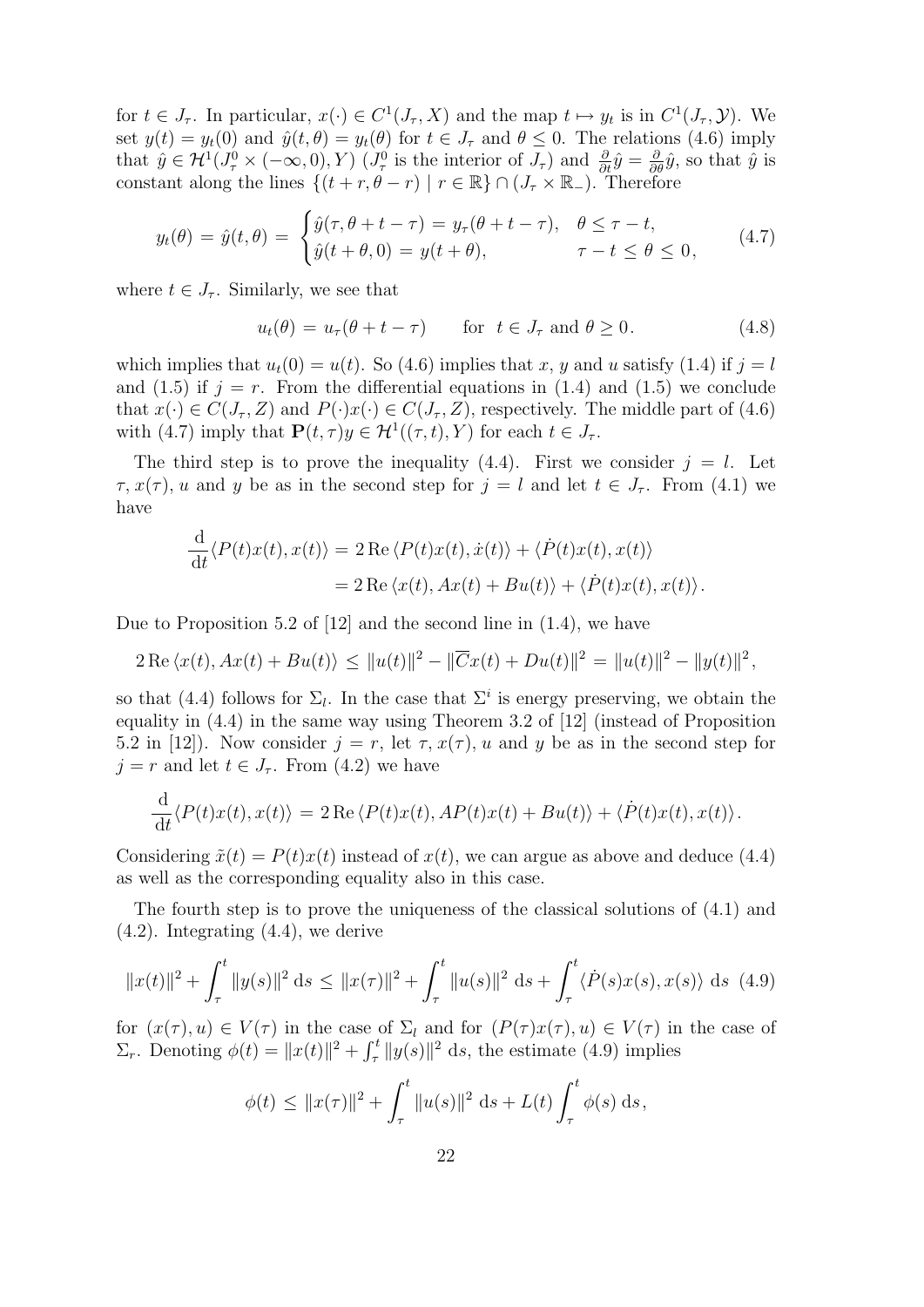for $t \in J_\tau$. In particular, $x(\cdot) \in C^1(J_\tau, X)$ and the map $t \mapsto y_t$ is in $C^1(J_\tau, \mathcal{Y})$. We set $y(t) = y_t(0)$ and $\hat{y}(t,\theta) = y_t(\theta)$ for $t \in J_\tau$ and $\theta \le 0$. The relations (4.6) imply that $\hat{y} \in \mathcal{H}^1(J_\tau^0 \times (-\infty, 0), Y)$ ($J_\tau^0$ is the interior of $J_\tau$) and $\frac{\partial}{\partial t}\hat{y} = \frac{\partial}{\partial \theta}\hat{y}$, so that $\hat{y}$ is constant along the lines $\{(t+r, \theta - r) \mid r \in \mathbb{R}\} \cap (J_\tau \times \mathbb{R}_-)$. Therefore

$$
y_t(\theta) = \hat{y}(t,\theta) = \begin{cases} \hat{y}(\tau, \theta + t - \tau) = y_\tau(\theta + t - \tau), & \theta \le \tau - t, \\ \hat{y}(t+\theta, 0) = y(t+\theta), & \tau - t \le \theta \le 0, \end{cases} \tag{4.7}
$$

where $t \in J_\tau$. Similarly, we see that

$$
u_t(\theta) = u_\tau(\theta + t - \tau) \qquad \text{for } \; t \in J_\tau \text{ and } \theta \ge 0. \tag{4.8}
$$

which implies that $u_t(0) = u(t)$. So (4.6) implies that $x$, $y$ and $u$ satisfy (1.4) if $j = l$ and (1.5) if $j = r$. From the differential equations in (1.4) and (1.5) we conclude that $x(\cdot) \in C(J_\tau, Z)$ and $P(\cdot)x(\cdot) \in C(J_\tau, Z)$, respectively. The middle part of (4.6) with (4.7) imply that $\mathbf{P}(t,\tau)y \in \mathcal{H}^1((\tau,t), Y)$ for each $t \in J_\tau$.

The third step is to prove the inequality (4.4). First we consider $j = l$. Let $\tau$, $x(\tau)$, $u$ and $y$ be as in the second step for $j = l$ and let $t \in J_\tau$. From (4.1) we have

$$
\begin{aligned}
\frac{\mathrm{d}}{\mathrm{d}t}\langle P(t)x(t), x(t)\rangle &= 2\,\mathrm{Re}\,\langle P(t)x(t), \dot{x}(t)\rangle + \langle \dot{P}(t)x(t), x(t)\rangle \\
&= 2\,\mathrm{Re}\,\langle x(t), Ax(t) + Bu(t)\rangle + \langle \dot{P}(t)x(t), x(t)\rangle .
\end{aligned}
$$

Due to Proposition 5.2 of [12] and the second line in (1.4), we have

$$
2\,\mathrm{Re}\,\langle x(t), Ax(t) + Bu(t)\rangle \le \|u(t)\|^2 - \|\overline{C}x(t) + Du(t)\|^2 = \|u(t)\|^2 - \|y(t)\|^2,
$$

so that (4.4) follows for $\Sigma_l$. In the case that $\Sigma^i$ is energy preserving, we obtain the equality in (4.4) in the same way using Theorem 3.2 of [12] (instead of Proposition 5.2 in [12]). Now consider $j = r$, let $\tau$, $x(\tau)$, $u$ and $y$ be as in the second step for $j = r$ and let $t \in J_\tau$. From (4.2) we have

$$
\frac{\mathrm{d}}{\mathrm{d}t}\langle P(t)x(t), x(t)\rangle = 2\,\mathrm{Re}\,\langle P(t)x(t), AP(t)x(t) + Bu(t)\rangle + \langle \dot{P}(t)x(t), x(t)\rangle .
$$

Considering $\tilde{x}(t) = P(t)x(t)$ instead of $x(t)$, we can argue as above and deduce (4.4) as well as the corresponding equality also in this case.

The fourth step is to prove the uniqueness of the classical solutions of (4.1) and (4.2). Integrating (4.4), we derive

$$
\|x(t)\|^2 + \int_\tau^t \|y(s)\|^2 \,\mathrm{d}s \le \|x(\tau)\|^2 + \int_\tau^t \|u(s)\|^2 \,\mathrm{d}s + \int_\tau^t \langle \dot{P}(s)x(s), x(s)\rangle \,\mathrm{d}s \tag{4.9}
$$

for $(x(\tau), u) \in V(\tau)$ in the case of $\Sigma_l$ and for $(P(\tau)x(\tau), u) \in V(\tau)$ in the case of $\Sigma_r$. Denoting $\phi(t) = \|x(t)\|^2 + \int_\tau^t \|y(s)\|^2 \,\mathrm{d}s$, the estimate (4.9) implies

$$
\phi(t) \le \|x(\tau)\|^2 + \int_\tau^t \|u(s)\|^2 \,\mathrm{d}s + L(t)\int_\tau^t \phi(s)\,\mathrm{d}s,
$$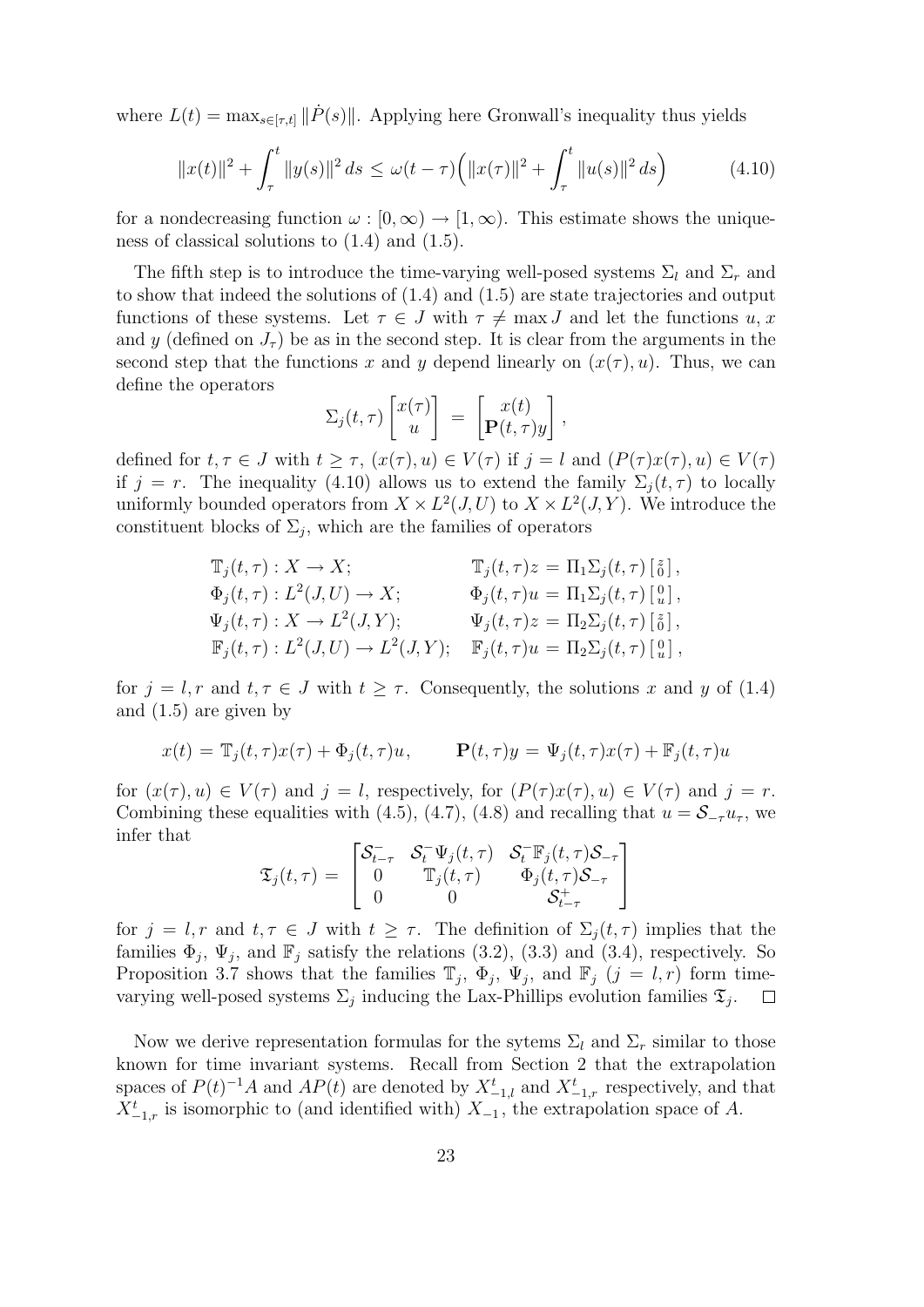where $L(t) = \max_{s\in[\tau,t]} \|\dot{P}(s)\|$. Applying here Gronwall's inequality thus yields

$$\|x(t)\|^2 + \int_\tau^t \|y(s)\|^2 \, ds \le \omega(t-\tau)\Big(\|x(\tau)\|^2 + \int_\tau^t \|u(s)\|^2 \, ds\Big) \tag{4.10}$$

for a nondecreasing function $\omega : [0,\infty) \to [1,\infty)$. This estimate shows the uniqueness of classical solutions to (1.4) and (1.5).

The fifth step is to introduce the time-varying well-posed systems $\Sigma_l$ and $\Sigma_r$ and to show that indeed the solutions of (1.4) and (1.5) are state trajectories and output functions of these systems. Let $\tau \in J$ with $\tau \neq \max J$ and let the functions $u$, $x$ and $y$ (defined on $J_\tau$) be as in the second step. It is clear from the arguments in the second step that the functions $x$ and $y$ depend linearly on $(x(\tau), u)$. Thus, we can define the operators

$$\Sigma_j(t,\tau)\begin{bmatrix} x(\tau) \\ u \end{bmatrix} = \begin{bmatrix} x(t) \\ \mathbf{P}(t,\tau)y \end{bmatrix},$$

defined for $t, \tau \in J$ with $t \ge \tau$, $(x(\tau), u) \in V(\tau)$ if $j = l$ and $(P(\tau)x(\tau), u) \in V(\tau)$ if $j = r$. The inequality (4.10) allows us to extend the family $\Sigma_j(t,\tau)$ to locally uniformly bounded operators from $X \times L^2(J,U)$ to $X \times L^2(J,Y)$. We introduce the constituent blocks of $\Sigma_j$, which are the families of operators

$$\begin{aligned}
&\mathbb{T}_j(t,\tau) : X \to X; && \mathbb{T}_j(t,\tau)z = \Pi_1\Sigma_j(t,\tau)\left[\begin{smallmatrix} z \\ 0 \end{smallmatrix}\right], \\
&\Phi_j(t,\tau) : L^2(J,U) \to X; && \Phi_j(t,\tau)u = \Pi_1\Sigma_j(t,\tau)\left[\begin{smallmatrix} 0 \\ u \end{smallmatrix}\right], \\
&\Psi_j(t,\tau) : X \to L^2(J,Y); && \Psi_j(t,\tau)z = \Pi_2\Sigma_j(t,\tau)\left[\begin{smallmatrix} z \\ 0 \end{smallmatrix}\right], \\
&\mathbb{F}_j(t,\tau) : L^2(J,U) \to L^2(J,Y); && \mathbb{F}_j(t,\tau)u = \Pi_2\Sigma_j(t,\tau)\left[\begin{smallmatrix} 0 \\ u \end{smallmatrix}\right],
\end{aligned}$$

for $j = l, r$ and $t, \tau \in J$ with $t \ge \tau$. Consequently, the solutions $x$ and $y$ of (1.4) and (1.5) are given by

$$x(t) = \mathbb{T}_j(t,\tau)x(\tau) + \Phi_j(t,\tau)u, \qquad \mathbf{P}(t,\tau)y = \Psi_j(t,\tau)x(\tau) + \mathbb{F}_j(t,\tau)u$$

for $(x(\tau), u) \in V(\tau)$ and $j = l$, respectively, for $(P(\tau)x(\tau), u) \in V(\tau)$ and $j = r$. Combining these equalities with (4.5), (4.7), (4.8) and recalling that $u = \mathcal{S}_{-\tau}u_\tau$, we infer that

$$\mathfrak{T}_j(t,\tau) = \begin{bmatrix} \mathcal{S}^-_{t-\tau} & \mathcal{S}^-_t\Psi_j(t,\tau) & \mathcal{S}^-_t\mathbb{F}_j(t,\tau)\mathcal{S}_{-\tau} \\ 0 & \mathbb{T}_j(t,\tau) & \Phi_j(t,\tau)\mathcal{S}_{-\tau} \\ 0 & 0 & \mathcal{S}^+_{t-\tau} \end{bmatrix}$$

for $j = l, r$ and $t, \tau \in J$ with $t \ge \tau$. The definition of $\Sigma_j(t,\tau)$ implies that the families $\Phi_j$, $\Psi_j$, and $\mathbb{F}_j$ satisfy the relations (3.2), (3.3) and (3.4), respectively. So Proposition 3.7 shows that the families $\mathbb{T}_j$, $\Phi_j$, $\Psi_j$, and $\mathbb{F}_j$ ($j = l, r$) form time-varying well-posed systems $\Sigma_j$ inducing the Lax-Phillips evolution families $\mathfrak{T}_j$. $\square$

Now we derive representation formulas for the sytems $\Sigma_l$ and $\Sigma_r$ similar to those known for time invariant systems. Recall from Section 2 that the extrapolation spaces of $P(t)^{-1}A$ and $AP(t)$ are denoted by $X^t_{-1,l}$ and $X^t_{-1,r}$ respectively, and that $X^t_{-1,r}$ is isomorphic to (and identified with) $X_{-1}$, the extrapolation space of $A$.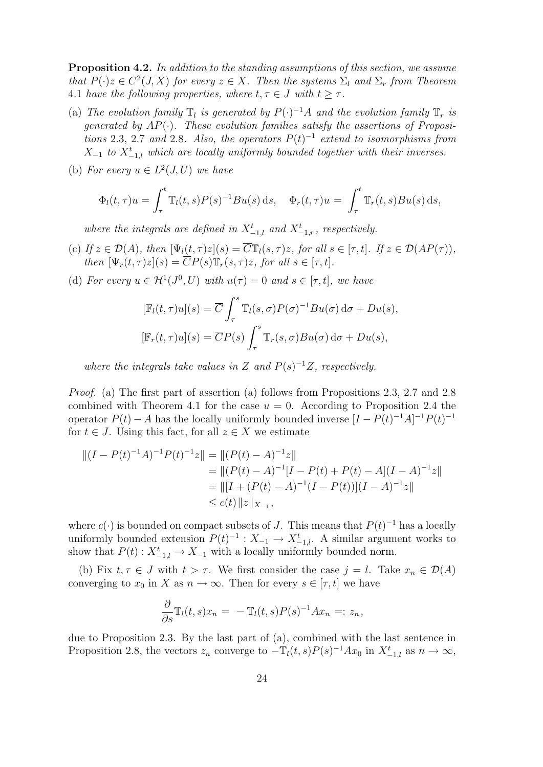**Proposition 4.2.** *In addition to the standing assumptions of this section, we assume that $P(\cdot)z \in C^2(J,X)$ for every $z \in X$. Then the systems $\Sigma_l$ and $\Sigma_r$ from Theorem 4.1 have the following properties, where $t,\tau \in J$ with $t \geq \tau$.*

(a) *The evolution family $\mathbb{T}_l$ is generated by $P(\cdot)^{-1}A$ and the evolution family $\mathbb{T}_r$ is generated by $AP(\cdot)$. These evolution families satisfy the assertions of Propositions 2.3, 2.7 and 2.8. Also, the operators $P(t)^{-1}$ extend to isomorphisms from $X_{-1}$ to $X^t_{-1,l}$ which are locally uniformly bounded together with their inverses.*

(b) *For every $u \in L^2(J,U)$ we have*

$$\Phi_l(t,\tau)u = \int_\tau^t \mathbb{T}_l(t,s)P(s)^{-1}Bu(s)\,\mathrm{d}s, \quad \Phi_r(t,\tau)u = \int_\tau^t \mathbb{T}_r(t,s)Bu(s)\,\mathrm{d}s,$$

*where the integrals are defined in $X^t_{-1,l}$ and $X^t_{-1,r}$, respectively.*

(c) *If $z \in \mathcal{D}(A)$, then $[\Psi_l(t,\tau)z](s) = \overline{C}\mathbb{T}_l(s,\tau)z$, for all $s \in [\tau,t]$. If $z \in \mathcal{D}(AP(\tau))$, then $[\Psi_r(t,\tau)z](s) = \overline{C}P(s)\mathbb{T}_r(s,\tau)z$, for all $s \in [\tau,t]$.*

(d) *For every $u \in \mathcal{H}^1(J^0,U)$ with $u(\tau) = 0$ and $s \in [\tau,t]$, we have*

$$[\mathbb{F}_l(t,\tau)u](s) = \overline{C}\int_\tau^s \mathbb{T}_l(s,\sigma)P(\sigma)^{-1}Bu(\sigma)\,\mathrm{d}\sigma + Du(s),$$
$$[\mathbb{F}_r(t,\tau)u](s) = \overline{C}P(s)\int_\tau^s \mathbb{T}_r(s,\sigma)Bu(\sigma)\,\mathrm{d}\sigma + Du(s),$$

*where the integrals take values in $Z$ and $P(s)^{-1}Z$, respectively.*

*Proof.* (a) The first part of assertion (a) follows from Propositions 2.3, 2.7 and 2.8 combined with Theorem 4.1 for the case $u = 0$. According to Proposition 2.4 the operator $P(t) - A$ has the locally uniformly bounded inverse $[I - P(t)^{-1}A]^{-1}P(t)^{-1}$ for $t \in J$. Using this fact, for all $z \in X$ we estimate

$$\begin{aligned}
\|(I - P(t)^{-1}A)^{-1}P(t)^{-1}z\| &= \|(P(t) - A)^{-1}z\| \\
&= \|(P(t) - A)^{-1}[I - P(t) + P(t) - A](I - A)^{-1}z\| \\
&= \|[I + (P(t) - A)^{-1}(I - P(t))](I - A)^{-1}z\| \\
&\leq c(t)\|z\|_{X_{-1}},
\end{aligned}$$

where $c(\cdot)$ is bounded on compact subsets of $J$. This means that $P(t)^{-1}$ has a locally uniformly bounded extension $P(t)^{-1} : X_{-1} \to X^t_{-1,l}$. A similar argument works to show that $P(t) : X^t_{-1,l} \to X_{-1}$ with a locally uniformly bounded norm.

(b) Fix $t,\tau \in J$ with $t > \tau$. We first consider the case $j = l$. Take $x_n \in \mathcal{D}(A)$ converging to $x_0$ in $X$ as $n \to \infty$. Then for every $s \in [\tau,t]$ we have

$$\frac{\partial}{\partial s}\mathbb{T}_l(t,s)x_n = -\mathbb{T}_l(t,s)P(s)^{-1}Ax_n =: z_n,$$

due to Proposition 2.3. By the last part of (a), combined with the last sentence in Proposition 2.8, the vectors $z_n$ converge to $-\mathbb{T}_l(t,s)P(s)^{-1}Ax_0$ in $X^t_{-1,l}$ as $n \to \infty$,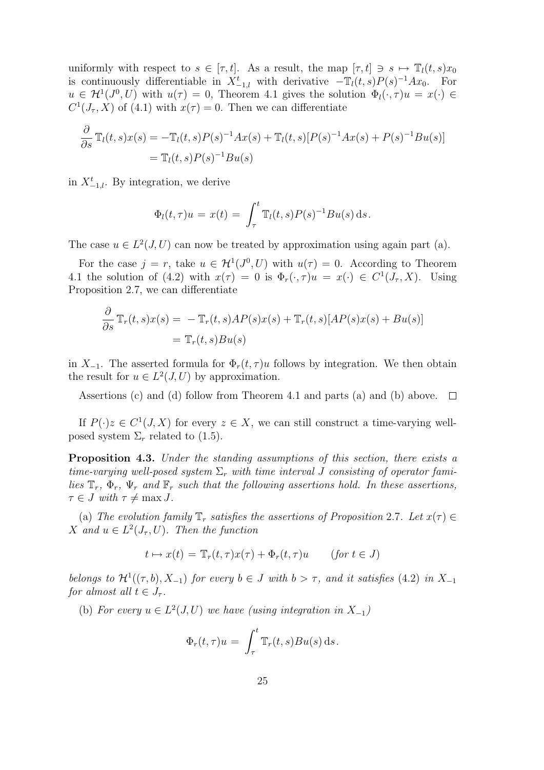uniformly with respect to $s \in [\tau, t]$. As a result, the map $[\tau, t] \ni s \mapsto \mathbb{T}_l(t,s)x_0$ is continuously differentiable in $X_{-1,l}^t$ with derivative $-\mathbb{T}_l(t,s)P(s)^{-1}Ax_0$. For $u \in \mathcal{H}^1(J^0, U)$ with $u(\tau) = 0$, Theorem 4.1 gives the solution $\Phi_l(\cdot, \tau)u = x(\cdot) \in C^1(J_\tau, X)$ of (4.1) with $x(\tau) = 0$. Then we can differentiate

$$
\begin{aligned}
\frac{\partial}{\partial s}\, \mathbb{T}_l(t,s)x(s) &= -\mathbb{T}_l(t,s)P(s)^{-1}Ax(s) + \mathbb{T}_l(t,s)[P(s)^{-1}Ax(s) + P(s)^{-1}Bu(s)] \\
&= \mathbb{T}_l(t,s)P(s)^{-1}Bu(s)
\end{aligned}
$$

in $X_{-1,l}^t$. By integration, we derive

$$
\Phi_l(t,\tau)u = x(t) = \int_\tau^t \mathbb{T}_l(t,s)P(s)^{-1}Bu(s)\,\mathrm{d}s.
$$

The case $u \in L^2(J, U)$ can now be treated by approximation using again part (a).

For the case $j = r$, take $u \in \mathcal{H}^1(J^0, U)$ with $u(\tau) = 0$. According to Theorem 4.1 the solution of (4.2) with $x(\tau) = 0$ is $\Phi_r(\cdot, \tau)u = x(\cdot) \in C^1(J_\tau, X)$. Using Proposition 2.7, we can differentiate

$$
\begin{aligned}
\frac{\partial}{\partial s}\, \mathbb{T}_r(t,s)x(s) &= -\mathbb{T}_r(t,s)AP(s)x(s) + \mathbb{T}_r(t,s)[AP(s)x(s) + Bu(s)] \\
&= \mathbb{T}_r(t,s)Bu(s)
\end{aligned}
$$

in $X_{-1}$. The asserted formula for $\Phi_r(t,\tau)u$ follows by integration. We then obtain the result for $u \in L^2(J, U)$ by approximation.

Assertions (c) and (d) follow from Theorem 4.1 and parts (a) and (b) above. $\square$

If $P(\cdot)z \in C^1(J, X)$ for every $z \in X$, we can still construct a time-varying well-posed system $\Sigma_r$ related to (1.5).

**Proposition 4.3.** *Under the standing assumptions of this section, there exists a time-varying well-posed system $\Sigma_r$ with time interval $J$ consisting of operator families $\mathbb{T}_r$, $\Phi_r$, $\Psi_r$ and $\mathbb{F}_r$ such that the following assertions hold. In these assertions, $\tau \in J$ with $\tau \neq \max J$.*

(a) *The evolution family $\mathbb{T}_r$ satisfies the assertions of Proposition 2.7. Let $x(\tau) \in X$ and $u \in L^2(J_\tau, U)$. Then the function*

$$
t \mapsto x(t) = \mathbb{T}_r(t,\tau)x(\tau) + \Phi_r(t,\tau)u \qquad (\textit{for } t \in J)
$$

*belongs to $\mathcal{H}^1((\tau, b), X_{-1})$ for every $b \in J$ with $b > \tau$, and it satisfies (4.2) in $X_{-1}$ for almost all $t \in J_\tau$.*

(b) *For every $u \in L^2(J, U)$ we have (using integration in $X_{-1}$)*

$$
\Phi_r(t,\tau)u = \int_\tau^t \mathbb{T}_r(t,s)Bu(s)\,\mathrm{d}s.
$$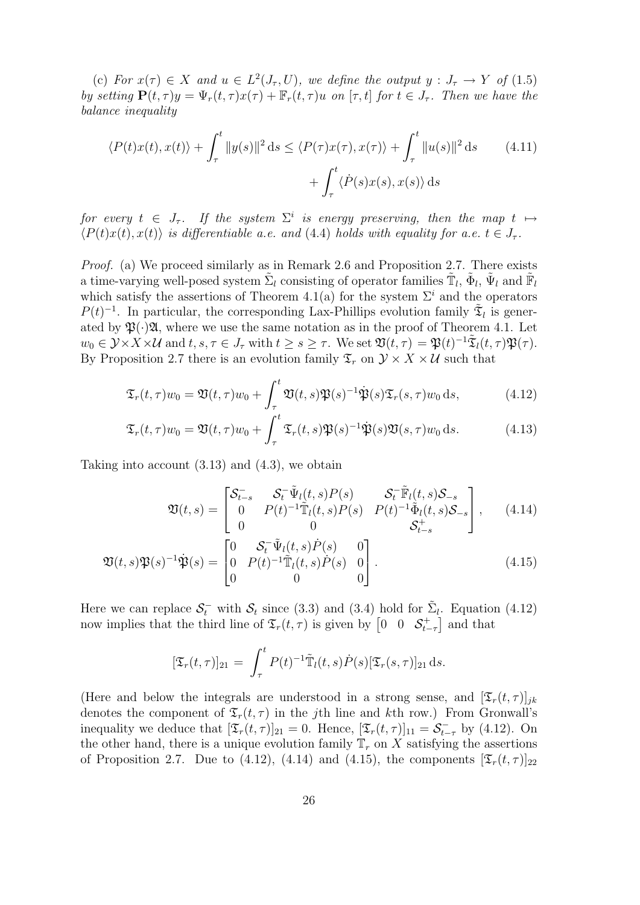(c) *For $x(\tau) \in X$ and $u \in L^2(J_\tau, U)$, we define the output $y : J_\tau \to Y$ of (1.5) by setting $\mathbf{P}(t,\tau)y = \Psi_r(t,\tau)x(\tau) + \mathbb{F}_r(t,\tau)u$ on $[\tau, t]$ for $t \in J_\tau$. Then we have the balance inequality*

$$
\begin{aligned}
\langle P(t)x(t), x(t)\rangle + \int_\tau^t \|y(s)\|^2 \,\mathrm{d}s \le \langle P(\tau)x(\tau), x(\tau)\rangle + \int_\tau^t \|u(s)\|^2 \,\mathrm{d}s \qquad (4.11)\\
+ \int_\tau^t \langle \dot{P}(s)x(s), x(s)\rangle \,\mathrm{d}s
\end{aligned}
$$

*for every $t \in J_\tau$. If the system $\Sigma^i$ is energy preserving, then the map $t \mapsto \langle P(t)x(t), x(t)\rangle$ is differentiable a.e. and (4.4) holds with equality for a.e. $t \in J_\tau$.*

*Proof.* (a) We proceed similarly as in Remark 2.6 and Proposition 2.7. There exists a time-varying well-posed system $\tilde{\Sigma}_l$ consisting of operator families $\tilde{\mathbb{T}}_l$, $\tilde{\Phi}_l$, $\tilde{\Psi}_l$ and $\tilde{\mathbb{F}}_l$ which satisfy the assertions of Theorem 4.1(a) for the system $\Sigma^i$ and the operators $P(t)^{-1}$. In particular, the corresponding Lax-Phillips evolution family $\tilde{\mathfrak{T}}_l$ is generated by $\mathfrak{P}(\cdot)\mathfrak{A}$, where we use the same notation as in the proof of Theorem 4.1. Let $w_0 \in \mathcal{Y}\times X\times\mathcal{U}$ and $t, s, \tau \in J_\tau$ with $t \ge s \ge \tau$. We set $\mathfrak{V}(t,\tau) = \mathfrak{P}(t)^{-1}\tilde{\mathfrak{T}}_l(t,\tau)\mathfrak{P}(\tau)$. By Proposition 2.7 there is an evolution family $\mathfrak{T}_r$ on $\mathcal{Y}\times X\times\mathcal{U}$ such that

$$
\mathfrak{T}_r(t,\tau)w_0 = \mathfrak{V}(t,\tau)w_0 + \int_\tau^t \mathfrak{V}(t,s)\mathfrak{P}(s)^{-1}\dot{\mathfrak{P}}(s)\mathfrak{T}_r(s,\tau)w_0 \,\mathrm{d}s, \qquad (4.12)
$$

$$
\mathfrak{T}_r(t,\tau)w_0 = \mathfrak{V}(t,\tau)w_0 + \int_\tau^t \mathfrak{T}_r(t,s)\mathfrak{P}(s)^{-1}\dot{\mathfrak{P}}(s)\mathfrak{V}(s,\tau)w_0 \,\mathrm{d}s. \qquad (4.13)
$$

Taking into account (3.13) and (4.3), we obtain

$$
\mathfrak{V}(t,s) = \begin{bmatrix} \mathcal{S}^-_{t-s} & \mathcal{S}^-_t\tilde{\Psi}_l(t,s)P(s) & \mathcal{S}^-_t\tilde{\mathbb{F}}_l(t,s)\mathcal{S}_{-s} \\ 0 & P(t)^{-1}\tilde{\mathbb{T}}_l(t,s)P(s) & P(t)^{-1}\tilde{\Phi}_l(t,s)\mathcal{S}_{-s} \\ 0 & 0 & \mathcal{S}^+_{t-s} \end{bmatrix}, \qquad (4.14)
$$

$$
\mathfrak{V}(t,s)\mathfrak{P}(s)^{-1}\dot{\mathfrak{P}}(s) = \begin{bmatrix} 0 & \mathcal{S}^-_t\tilde{\Psi}_l(t,s)\dot{P}(s) & 0 \\ 0 & P(t)^{-1}\tilde{\mathbb{T}}_l(t,s)\dot{P}(s) & 0 \\ 0 & 0 & 0 \end{bmatrix}. \qquad (4.15)
$$

Here we can replace $\mathcal{S}^-_t$ with $\mathcal{S}_t$ since (3.3) and (3.4) hold for $\tilde{\Sigma}_l$. Equation (4.12) now implies that the third line of $\mathfrak{T}_r(t,\tau)$ is given by $\begin{bmatrix} 0 & 0 & \mathcal{S}^+_{t-\tau} \end{bmatrix}$ and that

$$
[\mathfrak{T}_r(t,\tau)]_{21} = \int_\tau^t P(t)^{-1}\tilde{\mathbb{T}}_l(t,s)\dot{P}(s)[\mathfrak{T}_r(s,\tau)]_{21}\,\mathrm{d}s.
$$

(Here and below the integrals are understood in a strong sense, and $[\mathfrak{T}_r(t,\tau)]_{jk}$ denotes the component of $\mathfrak{T}_r(t,\tau)$ in the $j$th line and $k$th row.) From Gronwall's inequality we deduce that $[\mathfrak{T}_r(t,\tau)]_{21} = 0$. Hence, $[\mathfrak{T}_r(t,\tau)]_{11} = \mathcal{S}^-_{t-\tau}$ by (4.12). On the other hand, there is a unique evolution family $\mathbb{T}_r$ on $X$ satisfying the assertions of Proposition 2.7. Due to (4.12), (4.14) and (4.15), the components $[\mathfrak{T}_r(t,\tau)]_{22}$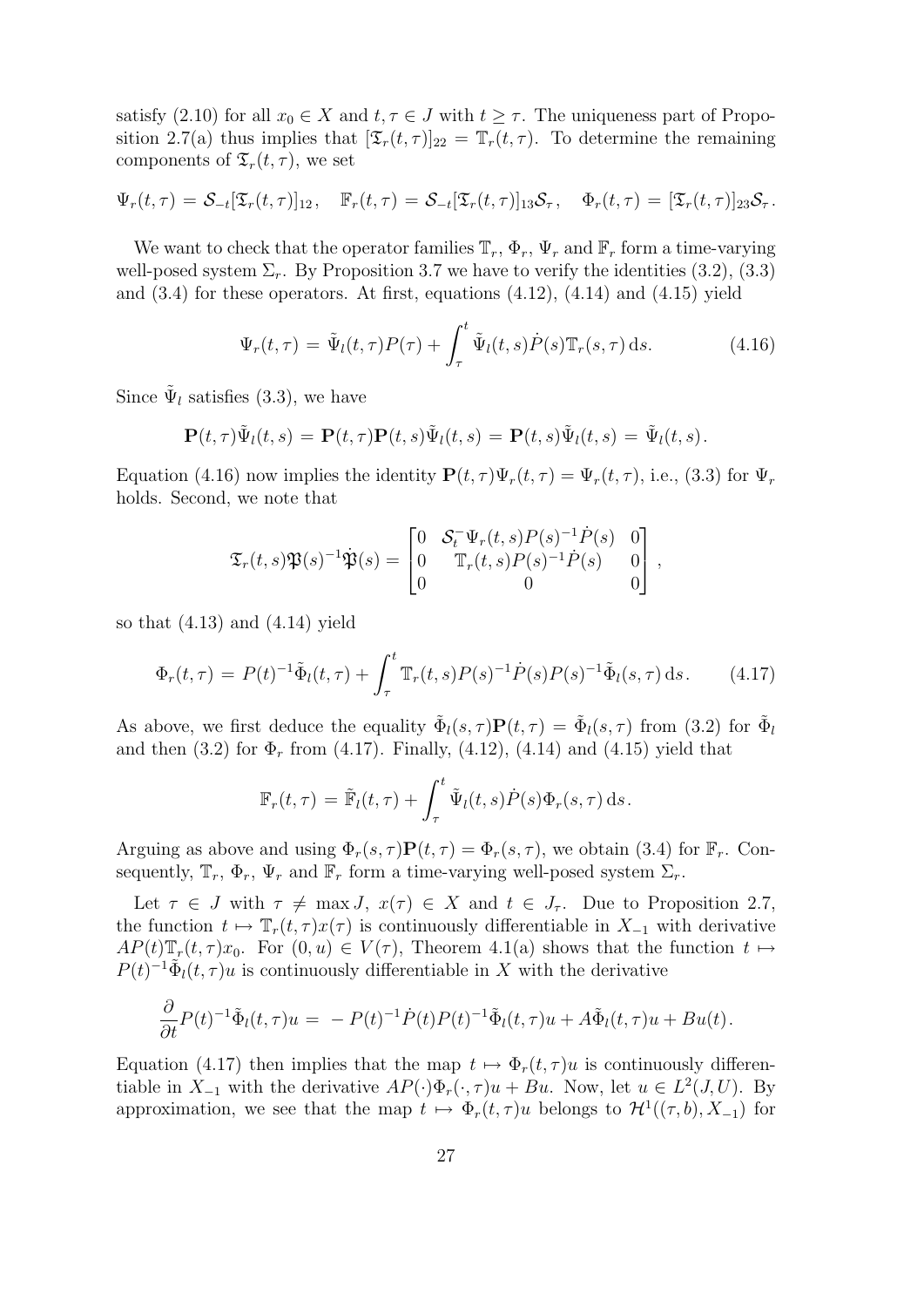satisfy (2.10) for all $x_0 \in X$ and $t, \tau \in J$ with $t \geq \tau$. The uniqueness part of Proposition 2.7(a) thus implies that $[\mathfrak{T}_r(t,\tau)]_{22} = \mathbb{T}_r(t,\tau)$. To determine the remaining components of $\mathfrak{T}_r(t,\tau)$, we set

$$\Psi_r(t,\tau) = \mathcal{S}_{-t}[\mathfrak{T}_r(t,\tau)]_{12}, \quad \mathbb{F}_r(t,\tau) = \mathcal{S}_{-t}[\mathfrak{T}_r(t,\tau)]_{13}\mathcal{S}_\tau, \quad \Phi_r(t,\tau) = [\mathfrak{T}_r(t,\tau)]_{23}\mathcal{S}_\tau.$$

We want to check that the operator families $\mathbb{T}_r$, $\Phi_r$, $\Psi_r$ and $\mathbb{F}_r$ form a time-varying well-posed system $\Sigma_r$. By Proposition 3.7 we have to verify the identities (3.2), (3.3) and (3.4) for these operators. At first, equations (4.12), (4.14) and (4.15) yield

$$\Psi_r(t,\tau) = \tilde{\Psi}_l(t,\tau)P(\tau) + \int_\tau^t \tilde{\Psi}_l(t,s)\dot{P}(s)\mathbb{T}_r(s,\tau)\,\mathrm{d}s. \tag{4.16}$$

Since $\tilde{\Psi}_l$ satisfies (3.3), we have

$$\mathbf{P}(t,\tau)\tilde{\Psi}_l(t,s) = \mathbf{P}(t,\tau)\mathbf{P}(t,s)\tilde{\Psi}_l(t,s) = \mathbf{P}(t,s)\tilde{\Psi}_l(t,s) = \tilde{\Psi}_l(t,s).$$

Equation (4.16) now implies the identity $\mathbf{P}(t,\tau)\Psi_r(t,\tau) = \Psi_r(t,\tau)$, i.e., (3.3) for $\Psi_r$ holds. Second, we note that

$$\mathfrak{T}_r(t,s)\mathfrak{P}(s)^{-1}\dot{\mathfrak{P}}(s) = \begin{bmatrix} 0 & \mathcal{S}_t^-\Psi_r(t,s)P(s)^{-1}\dot{P}(s) & 0 \\ 0 & \mathbb{T}_r(t,s)P(s)^{-1}\dot{P}(s) & 0 \\ 0 & 0 & 0 \end{bmatrix},$$

so that (4.13) and (4.14) yield

$$\Phi_r(t,\tau) = P(t)^{-1}\tilde{\Phi}_l(t,\tau) + \int_\tau^t \mathbb{T}_r(t,s)P(s)^{-1}\dot{P}(s)P(s)^{-1}\tilde{\Phi}_l(s,\tau)\,\mathrm{d}s. \tag{4.17}$$

As above, we first deduce the equality $\tilde{\Phi}_l(s,\tau)\mathbf{P}(t,\tau) = \tilde{\Phi}_l(s,\tau)$ from (3.2) for $\tilde{\Phi}_l$ and then (3.2) for $\Phi_r$ from (4.17). Finally, (4.12), (4.14) and (4.15) yield that

$$\mathbb{F}_r(t,\tau) = \tilde{\mathbb{F}}_l(t,\tau) + \int_\tau^t \tilde{\Psi}_l(t,s)\dot{P}(s)\Phi_r(s,\tau)\,\mathrm{d}s.$$

Arguing as above and using $\Phi_r(s,\tau)\mathbf{P}(t,\tau) = \Phi_r(s,\tau)$, we obtain (3.4) for $\mathbb{F}_r$. Consequently, $\mathbb{T}_r$, $\Phi_r$, $\Psi_r$ and $\mathbb{F}_r$ form a time-varying well-posed system $\Sigma_r$.

Let $\tau \in J$ with $\tau \neq \max J$, $x(\tau) \in X$ and $t \in J_\tau$. Due to Proposition 2.7, the function $t \mapsto \mathbb{T}_r(t,\tau)x(\tau)$ is continuously differentiable in $X_{-1}$ with derivative $AP(t)\mathbb{T}_r(t,\tau)x_0$. For $(0,u) \in V(\tau)$, Theorem 4.1(a) shows that the function $t \mapsto P(t)^{-1}\tilde{\Phi}_l(t,\tau)u$ is continuously differentiable in $X$ with the derivative

$$\frac{\partial}{\partial t}P(t)^{-1}\tilde{\Phi}_l(t,\tau)u = -P(t)^{-1}\dot{P}(t)P(t)^{-1}\tilde{\Phi}_l(t,\tau)u + A\tilde{\Phi}_l(t,\tau)u + Bu(t).$$

Equation (4.17) then implies that the map $t \mapsto \Phi_r(t,\tau)u$ is continuously differentiable in $X_{-1}$ with the derivative $AP(\cdot)\Phi_r(\cdot,\tau)u + Bu$. Now, let $u \in L^2(J,U)$. By approximation, we see that the map $t \mapsto \Phi_r(t,\tau)u$ belongs to $\mathcal{H}^1((\tau,b),X_{-1})$ for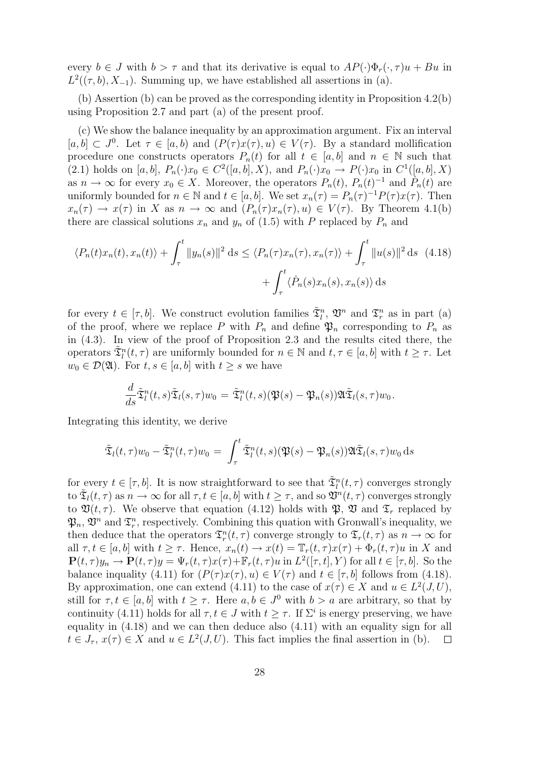every $b \in J$ with $b > \tau$ and that its derivative is equal to $AP(\cdot)\Phi_r(\cdot,\tau)u + Bu$ in $L^2((\tau,b),X_{-1})$. Summing up, we have established all assertions in (a).

(b) Assertion (b) can be proved as the corresponding identity in Proposition 4.2(b) using Proposition 2.7 and part (a) of the present proof.

(c) We show the balance inequality by an approximation argument. Fix an interval $[a,b] \subset J^0$. Let $\tau \in [a,b)$ and $(P(\tau)x(\tau),u) \in V(\tau)$. By a standard mollification procedure one constructs operators $P_n(t)$ for all $t \in [a,b]$ and $n \in \mathbb{N}$ such that (2.1) holds on $[a,b]$, $P_n(\cdot)x_0 \in C^2([a,b],X)$, and $P_n(\cdot)x_0 \to P(\cdot)x_0$ in $C^1([a,b],X)$ as $n \to \infty$ for every $x_0 \in X$. Moreover, the operators $P_n(t)$, $P_n(t)^{-1}$ and $\dot{P}_n(t)$ are uniformly bounded for $n \in \mathbb{N}$ and $t \in [a,b]$. We set $x_n(\tau) = P_n(\tau)^{-1}P(\tau)x(\tau)$. Then $x_n(\tau) \to x(\tau)$ in $X$ as $n \to \infty$ and $(P_n(\tau)x_n(\tau),u) \in V(\tau)$. By Theorem 4.1(b) there are classical solutions $x_n$ and $y_n$ of (1.5) with $P$ replaced by $P_n$ and

$$
\begin{aligned}
\langle P_n(t)x_n(t), x_n(t)\rangle + \int_\tau^t \|y_n(s)\|^2 \,\mathrm{d}s \le \langle P_n(\tau)x_n(\tau), x_n(\tau)\rangle + \int_\tau^t \|u(s)\|^2 \,\mathrm{d}s \quad (4.18)\\
+ \int_\tau^t \langle \dot{P}_n(s)x_n(s), x_n(s)\rangle \,\mathrm{d}s
\end{aligned}
$$

for every $t \in [\tau,b]$. We construct evolution families $\tilde{\mathfrak{T}}_l^n$, $\mathfrak{V}^n$ and $\mathfrak{T}_r^n$ as in part (a) of the proof, where we replace $P$ with $P_n$ and define $\mathfrak{P}_n$ corresponding to $P_n$ as in (4.3). In view of the proof of Proposition 2.3 and the results cited there, the operators $\tilde{\mathfrak{T}}_l^n(t,\tau)$ are uniformly bounded for $n \in \mathbb{N}$ and $t,\tau \in [a,b]$ with $t \ge \tau$. Let $w_0 \in \mathcal{D}(\mathfrak{A})$. For $t,s \in [a,b]$ with $t \ge s$ we have

$$
\frac{d}{ds}\tilde{\mathfrak{T}}_l^n(t,s)\tilde{\mathfrak{T}}_l(s,\tau)w_0 = \tilde{\mathfrak{T}}_l^n(t,s)(\mathfrak{P}(s) - \mathfrak{P}_n(s))\mathfrak{A}\tilde{\mathfrak{T}}_l(s,\tau)w_0 .
$$

Integrating this identity, we derive

$$
\tilde{\mathfrak{T}}_l(t,\tau)w_0 - \tilde{\mathfrak{T}}_l^n(t,\tau)w_0 = \int_\tau^t \tilde{\mathfrak{T}}_l^n(t,s)(\mathfrak{P}(s) - \mathfrak{P}_n(s))\mathfrak{A}\tilde{\mathfrak{T}}_l(s,\tau)w_0 \,\mathrm{d}s
$$

for every $t \in [\tau,b]$. It is now straightforward to see that $\tilde{\mathfrak{T}}_l^n(t,\tau)$ converges strongly to $\tilde{\mathfrak{T}}_l(t,\tau)$ as $n \to \infty$ for all $\tau,t \in [a,b]$ with $t \ge \tau$, and so $\mathfrak{V}^n(t,\tau)$ converges strongly to $\mathfrak{V}(t,\tau)$. We observe that equation (4.12) holds with $\mathfrak{P}$, $\mathfrak{V}$ and $\mathfrak{T}_r$ replaced by $\mathfrak{P}_n$, $\mathfrak{V}^n$ and $\mathfrak{T}_r^n$, respectively. Combining this quation with Gronwall's inequality, we then deduce that the operators $\mathfrak{T}_r^n(t,\tau)$ converge strongly to $\mathfrak{T}_r(t,\tau)$ as $n \to \infty$ for all $\tau,t \in [a,b]$ with $t \ge \tau$. Hence, $x_n(t) \to x(t) = \mathbb{T}_r(t,\tau)x(\tau) + \Phi_r(t,\tau)u$ in $X$ and $\mathbf{P}(t,\tau)y_n \to \mathbf{P}(t,\tau)y = \Psi_r(t,\tau)x(\tau) + \mathbb{F}_r(t,\tau)u$ in $L^2([\tau,t],Y)$ for all $t \in [\tau,b]$. So the balance inquality (4.11) for $(P(\tau)x(\tau),u) \in V(\tau)$ and $t \in [\tau,b]$ follows from (4.18). By approximation, one can extend (4.11) to the case of $x(\tau) \in X$ and $u \in L^2(J,U)$, still for $\tau,t \in [a,b]$ with $t \ge \tau$. Here $a,b \in J^0$ with $b > a$ are arbitrary, so that by continuity (4.11) holds for all $\tau,t \in J$ with $t \ge \tau$. If $\Sigma^i$ is energy preserving, we have equality in (4.18) and we can then deduce also (4.11) with an equality sign for all $t \in J_\tau$, $x(\tau) \in X$ and $u \in L^2(J,U)$. This fact implies the final assertion in (b). $\square$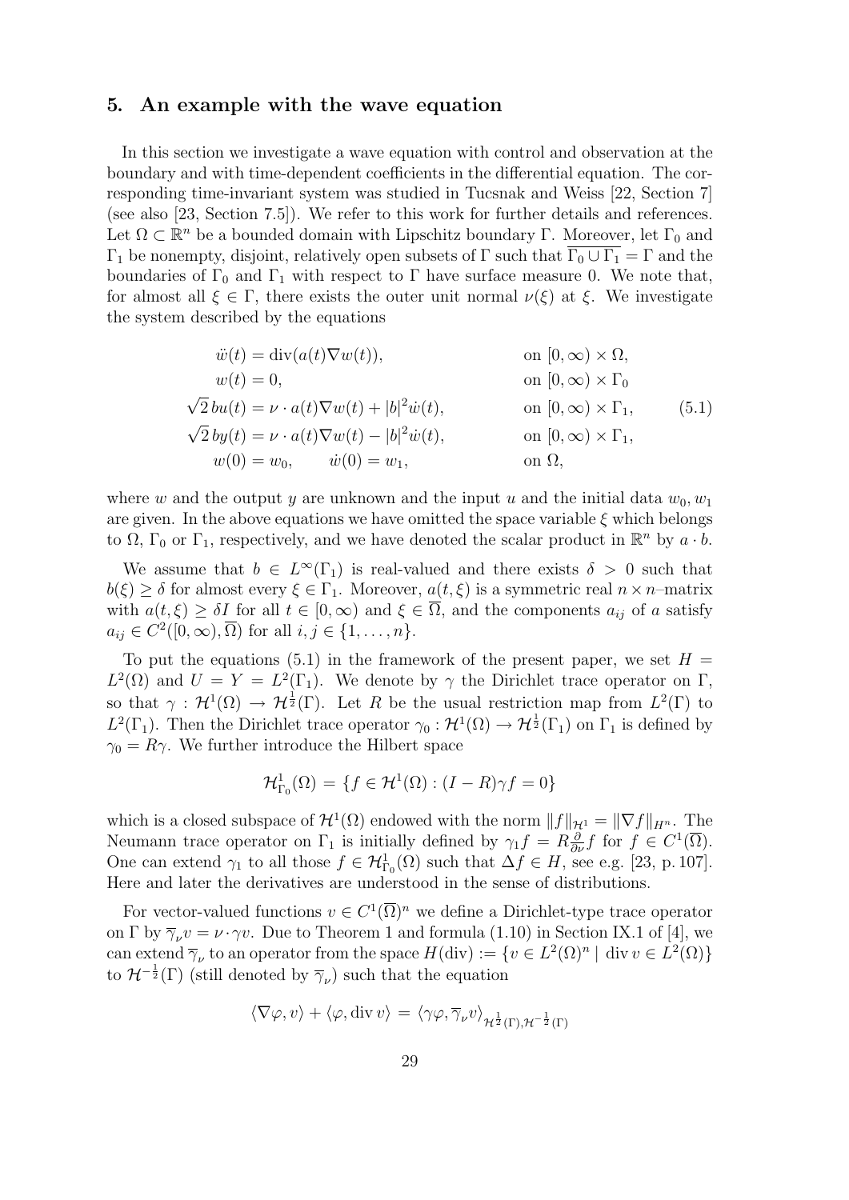## 5. An example with the wave equation

In this section we investigate a wave equation with control and observation at the boundary and with time-dependent coefficients in the differential equation. The corresponding time-invariant system was studied in Tucsnak and Weiss [22, Section 7] (see also [23, Section 7.5]). We refer to this work for further details and references. Let $\Omega \subset \mathbb{R}^n$ be a bounded domain with Lipschitz boundary $\Gamma$. Moreover, let $\Gamma_0$ and $\Gamma_1$ be nonempty, disjoint, relatively open subsets of $\Gamma$ such that $\overline{\Gamma_0 \cup \Gamma_1} = \Gamma$ and the boundaries of $\Gamma_0$ and $\Gamma_1$ with respect to $\Gamma$ have surface measure 0. We note that, for almost all $\xi \in \Gamma$, there exists the outer unit normal $\nu(\xi)$ at $\xi$. We investigate the system described by the equations

$$
\begin{aligned}
\ddot{w}(t) &= \operatorname{div}(a(t)\nabla w(t)), && \text{on } [0,\infty) \times \Omega, \\
w(t) &= 0, && \text{on } [0,\infty) \times \Gamma_0 \\
\sqrt{2}\, bu(t) &= \nu \cdot a(t)\nabla w(t) + |b|^2 \dot{w}(t), && \text{on } [0,\infty) \times \Gamma_1, \\
\sqrt{2}\, by(t) &= \nu \cdot a(t)\nabla w(t) - |b|^2 \dot{w}(t), && \text{on } [0,\infty) \times \Gamma_1, \\
w(0) &= w_0, \qquad \dot{w}(0) = w_1, && \text{on } \Omega,
\end{aligned}
\tag{5.1}
$$

where $w$ and the output $y$ are unknown and the input $u$ and the initial data $w_0, w_1$ are given. In the above equations we have omitted the space variable $\xi$ which belongs to $\Omega$, $\Gamma_0$ or $\Gamma_1$, respectively, and we have denoted the scalar product in $\mathbb{R}^n$ by $a \cdot b$.

We assume that $b \in L^\infty(\Gamma_1)$ is real-valued and there exists $\delta > 0$ such that $b(\xi) \geq \delta$ for almost every $\xi \in \Gamma_1$. Moreover, $a(t,\xi)$ is a symmetric real $n \times n$–matrix with $a(t,\xi) \geq \delta I$ for all $t \in [0,\infty)$ and $\xi \in \overline{\Omega}$, and the components $a_{ij}$ of $a$ satisfy $a_{ij} \in C^2([0,\infty), \overline{\Omega})$ for all $i,j \in \{1,\ldots,n\}$.

To put the equations (5.1) in the framework of the present paper, we set $H = L^2(\Omega)$ and $U = Y = L^2(\Gamma_1)$. We denote by $\gamma$ the Dirichlet trace operator on $\Gamma$, so that $\gamma : \mathcal{H}^1(\Omega) \to \mathcal{H}^{\frac{1}{2}}(\Gamma)$. Let $R$ be the usual restriction map from $L^2(\Gamma)$ to $L^2(\Gamma_1)$. Then the Dirichlet trace operator $\gamma_0 : \mathcal{H}^1(\Omega) \to \mathcal{H}^{\frac{1}{2}}(\Gamma_1)$ on $\Gamma_1$ is defined by $\gamma_0 = R\gamma$. We further introduce the Hilbert space

$$
\mathcal{H}^1_{\Gamma_0}(\Omega) = \{f \in \mathcal{H}^1(\Omega) : (I - R)\gamma f = 0\}
$$

which is a closed subspace of $\mathcal{H}^1(\Omega)$ endowed with the norm $\|f\|_{\mathcal{H}^1} = \|\nabla f\|_{H^n}$. The Neumann trace operator on $\Gamma_1$ is initially defined by $\gamma_1 f = R\frac{\partial}{\partial \nu} f$ for $f \in C^1(\overline{\Omega})$. One can extend $\gamma_1$ to all those $f \in \mathcal{H}^1_{\Gamma_0}(\Omega)$ such that $\Delta f \in H$, see e.g. [23, p. 107]. Here and later the derivatives are understood in the sense of distributions.

For vector-valued functions $v \in C^1(\overline{\Omega})^n$ we define a Dirichlet-type trace operator on $\Gamma$ by $\overline{\gamma}_\nu v = \nu \cdot \gamma v$. Due to Theorem 1 and formula (1.10) in Section IX.1 of [4], we can extend $\overline{\gamma}_\nu$ to an operator from the space $H(\operatorname{div}) := \{v \in L^2(\Omega)^n \mid \operatorname{div} v \in L^2(\Omega)\}$ to $\mathcal{H}^{-\frac{1}{2}}(\Gamma)$ (still denoted by $\overline{\gamma}_\nu$) such that the equation

$$
\langle \nabla \varphi, v \rangle + \langle \varphi, \operatorname{div} v \rangle = \langle \gamma \varphi, \overline{\gamma}_\nu v \rangle_{\mathcal{H}^{\frac{1}{2}}(\Gamma), \mathcal{H}^{-\frac{1}{2}}(\Gamma)}
$$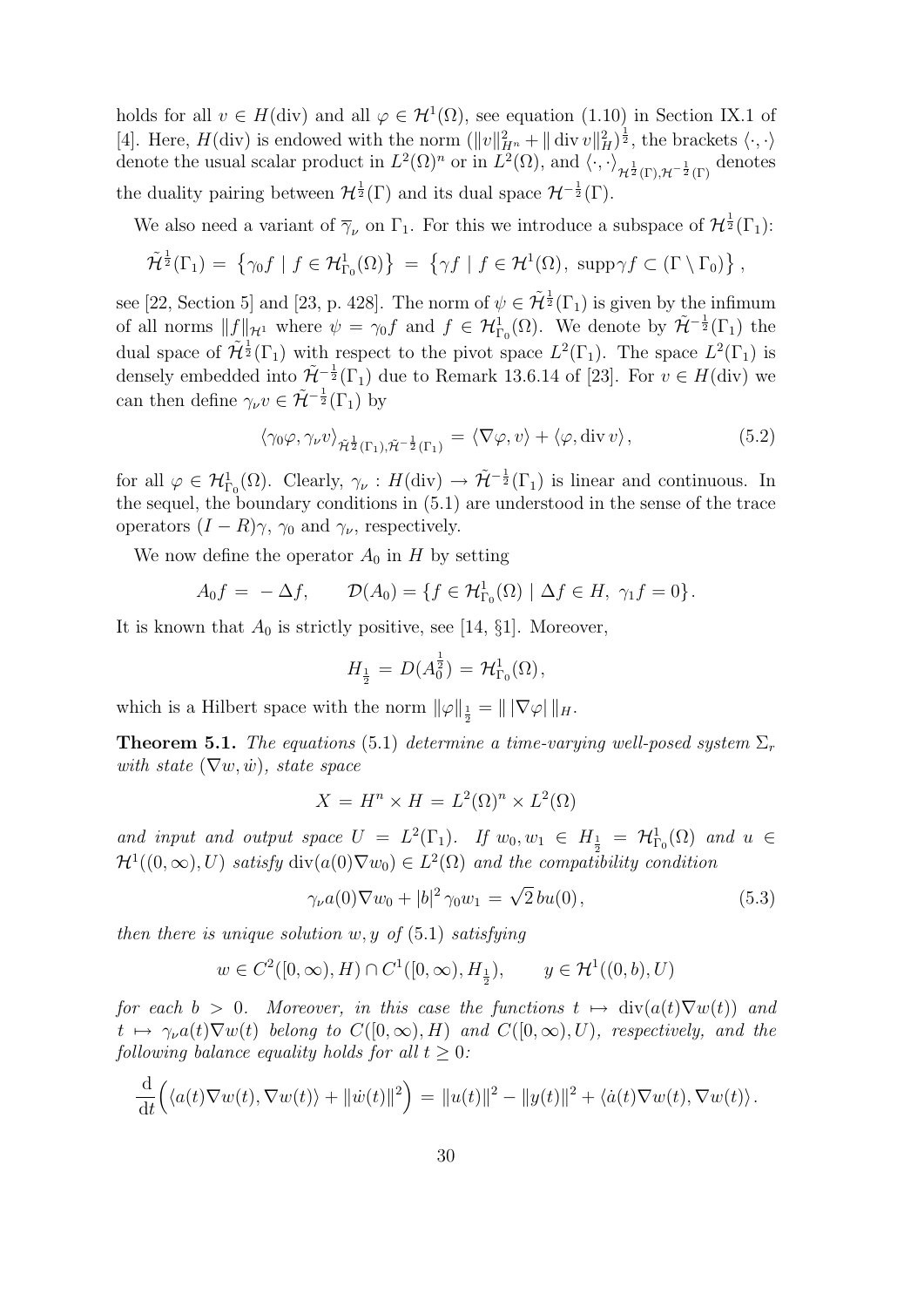holds for all $v \in H(\mathrm{div})$ and all $\varphi \in \mathcal{H}^1(\Omega)$, see equation (1.10) in Section IX.1 of [4]. Here, $H(\mathrm{div})$ is endowed with the norm $(\|v\|_{H^n}^2 + \|\operatorname{div} v\|_H^2)^{\frac{1}{2}}$, the brackets $\langle \cdot, \cdot \rangle$ denote the usual scalar product in $L^2(\Omega)^n$ or in $L^2(\Omega)$, and $\langle \cdot, \cdot \rangle_{\mathcal{H}^{\frac{1}{2}}(\Gamma), \mathcal{H}^{-\frac{1}{2}}(\Gamma)}$ denotes the duality pairing between $\mathcal{H}^{\frac{1}{2}}(\Gamma)$ and its dual space $\mathcal{H}^{-\frac{1}{2}}(\Gamma)$.

We also need a variant of $\overline{\gamma}_\nu$ on $\Gamma_1$. For this we introduce a subspace of $\mathcal{H}^{\frac{1}{2}}(\Gamma_1)$:

$$\tilde{\mathcal{H}}^{\frac{1}{2}}(\Gamma_1) = \left\{ \gamma_0 f \mid f \in \mathcal{H}^1_{\Gamma_0}(\Omega) \right\} = \left\{ \gamma f \mid f \in \mathcal{H}^1(\Omega),\ \operatorname{supp} \gamma f \subset (\Gamma \setminus \Gamma_0) \right\},$$

see [22, Section 5] and [23, p. 428]. The norm of $\psi \in \tilde{\mathcal{H}}^{\frac{1}{2}}(\Gamma_1)$ is given by the infimum of all norms $\|f\|_{\mathcal{H}^1}$ where $\psi = \gamma_0 f$ and $f \in \mathcal{H}^1_{\Gamma_0}(\Omega)$. We denote by $\tilde{\mathcal{H}}^{-\frac{1}{2}}(\Gamma_1)$ the dual space of $\tilde{\mathcal{H}}^{\frac{1}{2}}(\Gamma_1)$ with respect to the pivot space $L^2(\Gamma_1)$. The space $L^2(\Gamma_1)$ is densely embedded into $\tilde{\mathcal{H}}^{-\frac{1}{2}}(\Gamma_1)$ due to Remark 13.6.14 of [23]. For $v \in H(\mathrm{div})$ we can then define $\gamma_\nu v \in \tilde{\mathcal{H}}^{-\frac{1}{2}}(\Gamma_1)$ by

$$\langle \gamma_0 \varphi, \gamma_\nu v \rangle_{\tilde{\mathcal{H}}^{\frac{1}{2}}(\Gamma_1), \tilde{\mathcal{H}}^{-\frac{1}{2}}(\Gamma_1)} = \langle \nabla \varphi, v \rangle + \langle \varphi, \operatorname{div} v \rangle, \tag{5.2}$$

for all $\varphi \in \mathcal{H}^1_{\Gamma_0}(\Omega)$. Clearly, $\gamma_\nu : H(\mathrm{div}) \to \tilde{\mathcal{H}}^{-\frac{1}{2}}(\Gamma_1)$ is linear and continuous. In the sequel, the boundary conditions in (5.1) are understood in the sense of the trace operators $(I - R)\gamma$, $\gamma_0$ and $\gamma_\nu$, respectively.

We now define the operator $A_0$ in $H$ by setting

$$A_0 f = -\Delta f, \qquad \mathcal{D}(A_0) = \{ f \in \mathcal{H}^1_{\Gamma_0}(\Omega) \mid \Delta f \in H,\ \gamma_1 f = 0 \}.$$

It is known that $A_0$ is strictly positive, see [14, §1]. Moreover,

$$H_{\frac{1}{2}} = D(A_0^{\frac{1}{2}}) = \mathcal{H}^1_{\Gamma_0}(\Omega),$$

which is a Hilbert space with the norm $\|\varphi\|_{\frac{1}{2}} = \| \, |\nabla \varphi| \, \|_H$.

**Theorem 5.1.** *The equations* (5.1) *determine a time-varying well-posed system* $\Sigma_r$ *with state* $(\nabla w, \dot{w})$*, state space*

$$X = H^n \times H = L^2(\Omega)^n \times L^2(\Omega)$$

*and input and output space* $U = L^2(\Gamma_1)$*. If* $w_0, w_1 \in H_{\frac{1}{2}} = \mathcal{H}^1_{\Gamma_0}(\Omega)$ *and* $u \in \mathcal{H}^1((0,\infty), U)$ *satisfy* $\operatorname{div}(a(0)\nabla w_0) \in L^2(\Omega)$ *and the compatibility condition*

$$\gamma_\nu a(0) \nabla w_0 + |b|^2 \gamma_0 w_1 = \sqrt{2}\, b u(0), \tag{5.3}$$

*then there is unique solution* $w, y$ *of* (5.1) *satisfying*

$$w \in C^2([0,\infty), H) \cap C^1([0,\infty), H_{\frac{1}{2}}), \qquad y \in \mathcal{H}^1((0,b), U)$$

*for each* $b > 0$*. Moreover, in this case the functions* $t \mapsto \operatorname{div}(a(t)\nabla w(t))$ *and* $t \mapsto \gamma_\nu a(t) \nabla w(t)$ *belong to* $C([0,\infty), H)$ *and* $C([0,\infty), U)$*, respectively, and the following balance equality holds for all* $t \geq 0$*:*

$$\frac{\mathrm{d}}{\mathrm{d}t}\Big( \langle a(t) \nabla w(t), \nabla w(t) \rangle + \|\dot{w}(t)\|^2 \Big) = \|u(t)\|^2 - \|y(t)\|^2 + \langle \dot{a}(t) \nabla w(t), \nabla w(t) \rangle.$$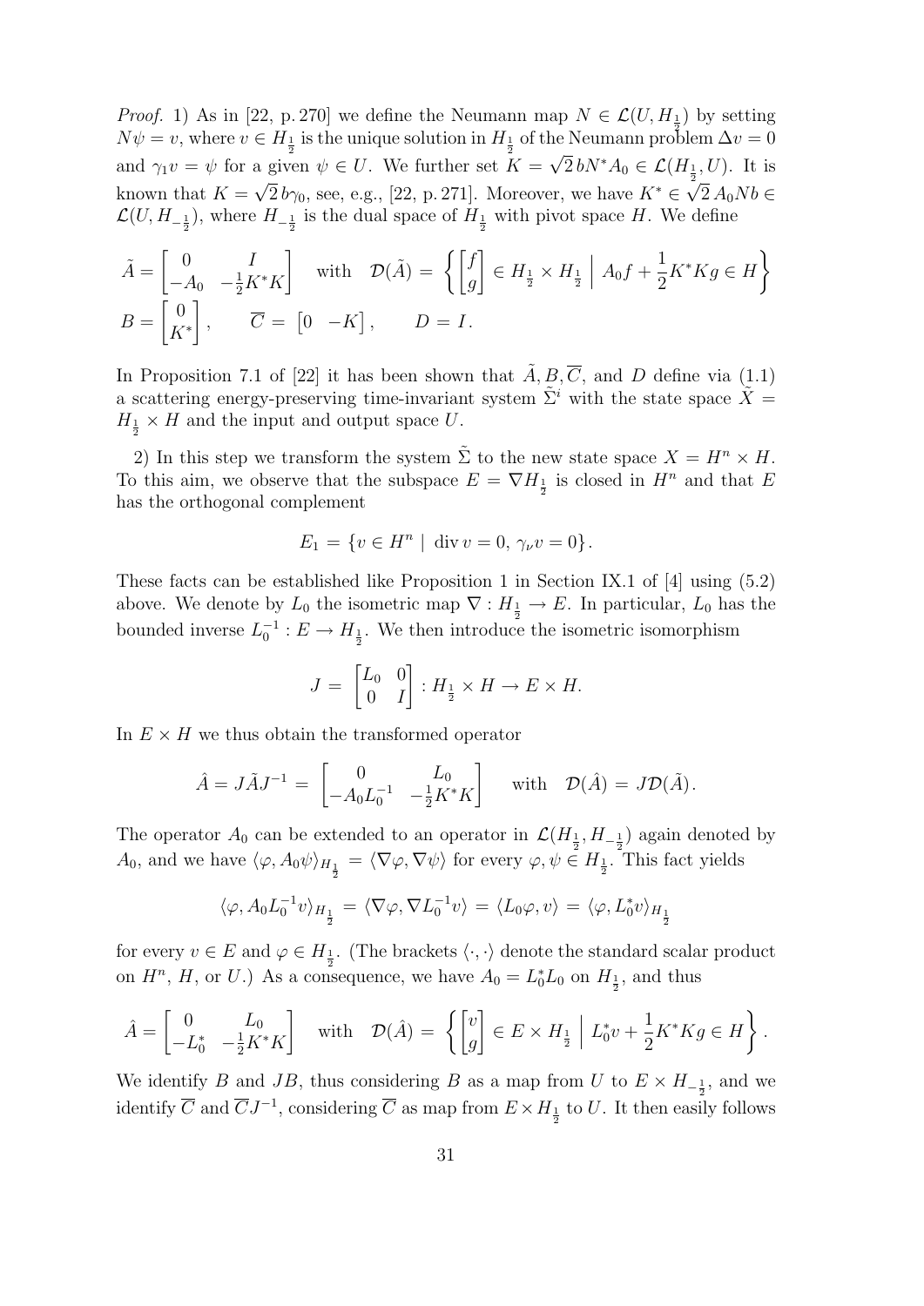*Proof.* 1) As in [22, p. 270] we define the Neumann map $N \in \mathcal{L}(U, H_{\frac{1}{2}})$ by setting $N\psi = v$, where $v \in H_{\frac{1}{2}}$ is the unique solution in $H_{\frac{1}{2}}$ of the Neumann problem $\Delta v = 0$ and $\gamma_1 v = \psi$ for a given $\psi \in U$. We further set $K = \sqrt{2}\, bN^* A_0 \in \mathcal{L}(H_{\frac{1}{2}}, U)$. It is known that $K = \sqrt{2}\, b\gamma_0$, see, e.g., [22, p. 271]. Moreover, we have $K^* \in \sqrt{2}\, A_0 N b \in \mathcal{L}(U, H_{-\frac{1}{2}})$, where $H_{-\frac{1}{2}}$ is the dual space of $H_{\frac{1}{2}}$ with pivot space $H$. We define

$$\tilde{A} = \begin{bmatrix} 0 & I \\ -A_0 & -\frac{1}{2}K^*K \end{bmatrix} \quad \text{with} \quad \mathcal{D}(\tilde{A}) = \left\{ \begin{bmatrix} f \\ g \end{bmatrix} \in H_{\frac{1}{2}} \times H_{\frac{1}{2}} \;\Big|\; A_0 f + \frac{1}{2}K^*Kg \in H \right\}$$

$$B = \begin{bmatrix} 0 \\ K^* \end{bmatrix}, \qquad \overline{C} = \begin{bmatrix} 0 & -K \end{bmatrix}, \qquad D = I.$$

In Proposition 7.1 of [22] it has been shown that $\tilde{A}, B, \overline{C}$, and $D$ define via (1.1) a scattering energy-preserving time-invariant system $\tilde{\Sigma}^i$ with the state space $\tilde{X} = H_{\frac{1}{2}} \times H$ and the input and output space $U$.

2) In this step we transform the system $\tilde{\Sigma}$ to the new state space $X = H^n \times H$. To this aim, we observe that the subspace $E = \nabla H_{\frac{1}{2}}$ is closed in $H^n$ and that $E$ has the orthogonal complement

$$E_1 = \{ v \in H^n \mid \operatorname{div} v = 0,\ \gamma_\nu v = 0 \}.$$

These facts can be established like Proposition 1 in Section IX.1 of [4] using (5.2) above. We denote by $L_0$ the isometric map $\nabla : H_{\frac{1}{2}} \to E$. In particular, $L_0$ has the bounded inverse $L_0^{-1} : E \to H_{\frac{1}{2}}$. We then introduce the isometric isomorphism

$$J = \begin{bmatrix} L_0 & 0 \\ 0 & I \end{bmatrix} : H_{\frac{1}{2}} \times H \to E \times H.$$

In $E \times H$ we thus obtain the transformed operator

$$\hat{A} = J\tilde{A}J^{-1} = \begin{bmatrix} 0 & L_0 \\ -A_0 L_0^{-1} & -\frac{1}{2}K^*K \end{bmatrix} \quad \text{with} \quad \mathcal{D}(\hat{A}) = J\mathcal{D}(\tilde{A}).$$

The operator $A_0$ can be extended to an operator in $\mathcal{L}(H_{\frac{1}{2}}, H_{-\frac{1}{2}})$ again denoted by $A_0$, and we have $\langle \varphi, A_0 \psi \rangle_{H_{\frac{1}{2}}} = \langle \nabla\varphi, \nabla\psi \rangle$ for every $\varphi, \psi \in H_{\frac{1}{2}}$. This fact yields

$$\langle \varphi, A_0 L_0^{-1} v \rangle_{H_{\frac{1}{2}}} = \langle \nabla\varphi, \nabla L_0^{-1} v \rangle = \langle L_0 \varphi, v \rangle = \langle \varphi, L_0^* v \rangle_{H_{\frac{1}{2}}}$$

for every $v \in E$ and $\varphi \in H_{\frac{1}{2}}$. (The brackets $\langle \cdot, \cdot \rangle$ denote the standard scalar product on $H^n$, $H$, or $U$.) As a consequence, we have $A_0 = L_0^* L_0$ on $H_{\frac{1}{2}}$, and thus

$$\hat{A} = \begin{bmatrix} 0 & L_0 \\ -L_0^* & -\frac{1}{2}K^*K \end{bmatrix} \quad \text{with} \quad \mathcal{D}(\hat{A}) = \left\{ \begin{bmatrix} v \\ g \end{bmatrix} \in E \times H_{\frac{1}{2}} \;\Big|\; L_0^* v + \frac{1}{2}K^*Kg \in H \right\}.$$

We identify $B$ and $JB$, thus considering $B$ as a map from $U$ to $E \times H_{-\frac{1}{2}}$, and we identify $\overline{C}$ and $\overline{C}J^{-1}$, considering $\overline{C}$ as map from $E \times H_{\frac{1}{2}}$ to $U$. It then easily follows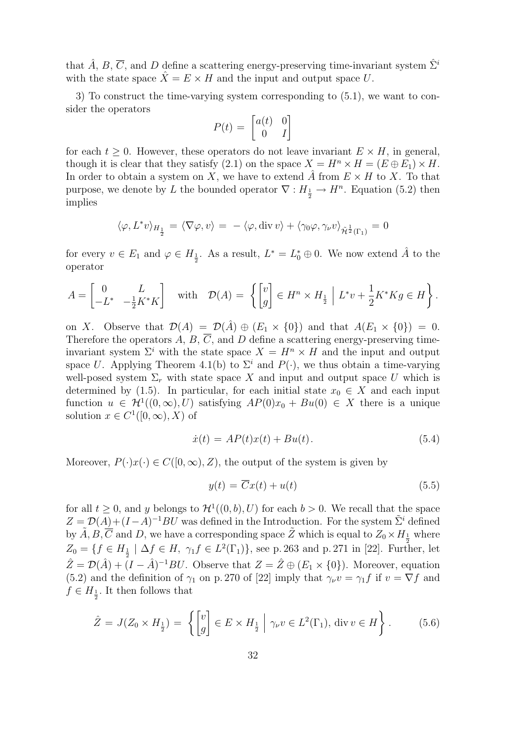that $\hat{A}$, $B$, $\overline{C}$, and $D$ define a scattering energy-preserving time-invariant system $\hat{\Sigma}^i$ with the state space $\hat{X} = E \times H$ and the input and output space $U$.

3) To construct the time-varying system corresponding to (5.1), we want to consider the operators

$$P(t) = \begin{bmatrix} a(t) & 0 \\ 0 & I \end{bmatrix}$$

for each $t \geq 0$. However, these operators do not leave invariant $E \times H$, in general, though it is clear that they satisfy (2.1) on the space $X = H^n \times H = (E \oplus E_1) \times H$. In order to obtain a system on $X$, we have to extend $\hat{A}$ from $E \times H$ to $X$. To that purpose, we denote by $L$ the bounded operator $\nabla : H_{\frac{1}{2}} \to H^n$. Equation (5.2) then implies

$$\langle \varphi, L^* v \rangle_{H_{\frac{1}{2}}} = \langle \nabla \varphi, v \rangle = -\langle \varphi, \operatorname{div} v \rangle + \langle \gamma_0 \varphi, \gamma_\nu v \rangle_{\tilde{\mathcal{H}}^{\frac{1}{2}}(\Gamma_1)} = 0$$

for every $v \in E_1$ and $\varphi \in H_{\frac{1}{2}}$. As a result, $L^* = L_0^* \oplus 0$. We now extend $\hat{A}$ to the operator

$$A = \begin{bmatrix} 0 & L \\ -L^* & -\frac{1}{2} K^* K \end{bmatrix} \quad \text{with} \quad \mathcal{D}(A) = \left\{ \begin{bmatrix} v \\ g \end{bmatrix} \in H^n \times H_{\frac{1}{2}} \;\middle|\; L^* v + \frac{1}{2} K^* K g \in H \right\}.$$

on $X$. Observe that $\mathcal{D}(A) = \mathcal{D}(\hat{A}) \oplus (E_1 \times \{0\})$ and that $A(E_1 \times \{0\}) = 0$. Therefore the operators $A$, $B$, $\overline{C}$, and $D$ define a scattering energy-preserving time-invariant system $\Sigma^i$ with the state space $X = H^n \times H$ and the input and output space $U$. Applying Theorem 4.1(b) to $\Sigma^i$ and $P(\cdot)$, we thus obtain a time-varying well-posed system $\Sigma_r$ with state space $X$ and input and output space $U$ which is determined by (1.5). In particular, for each initial state $x_0 \in X$ and each input function $u \in \mathcal{H}^1((0,\infty), U)$ satisfying $AP(0)x_0 + Bu(0) \in X$ there is a unique solution $x \in C^1([0,\infty), X)$ of

$$\dot{x}(t) = AP(t)x(t) + Bu(t). \tag{5.4}$$

Moreover, $P(\cdot)x(\cdot) \in C([0,\infty), Z)$, the output of the system is given by

$$y(t) = \overline{C}x(t) + u(t) \tag{5.5}$$

for all $t \geq 0$, and $y$ belongs to $\mathcal{H}^1((0,b), U)$ for each $b > 0$. We recall that the space $Z = \mathcal{D}(A) + (I - A)^{-1}BU$ was defined in the Introduction. For the system $\tilde{\Sigma}^i$ defined by $\tilde{A}, B, \overline{C}$ and $D$, we have a corresponding space $\tilde{Z}$ which is equal to $Z_0 \times H_{\frac{1}{2}}$ where $Z_0 = \{ f \in H_{\frac{1}{2}} \mid \Delta f \in H, \; \gamma_1 f \in L^2(\Gamma_1) \}$, see p. 263 and p. 271 in [22]. Further, let $\hat{Z} = \mathcal{D}(\hat{A}) + (I - \hat{A})^{-1}BU$. Observe that $Z = \hat{Z} \oplus (E_1 \times \{0\})$. Moreover, equation (5.2) and the definition of $\gamma_1$ on p. 270 of [22] imply that $\gamma_\nu v = \gamma_1 f$ if $v = \nabla f$ and $f \in H_{\frac{1}{2}}$. It then follows that

$$\hat{Z} = J(Z_0 \times H_{\frac{1}{2}}) = \left\{ \begin{bmatrix} v \\ g \end{bmatrix} \in E \times H_{\frac{1}{2}} \;\middle|\; \gamma_\nu v \in L^2(\Gamma_1), \; \operatorname{div} v \in H \right\}. \tag{5.6}$$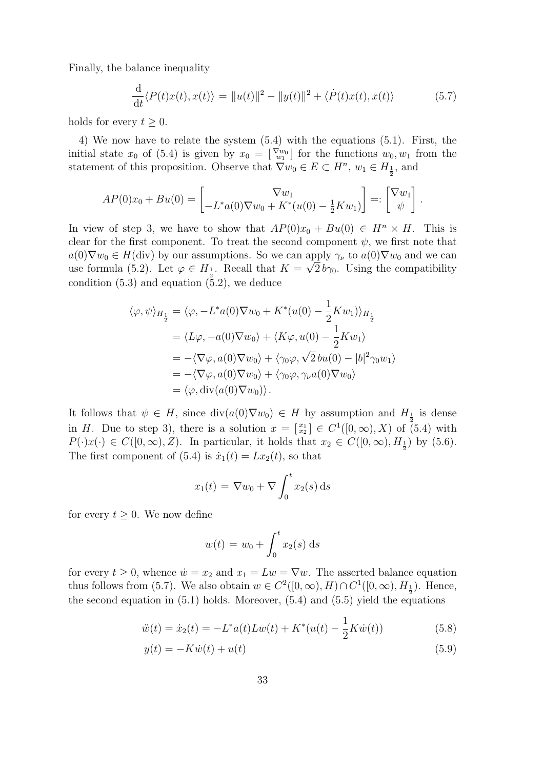Finally, the balance inequality

$$\frac{\mathrm{d}}{\mathrm{d}t}\langle P(t)x(t), x(t)\rangle \,=\, \|u(t)\|^2 - \|y(t)\|^2 + \langle \dot{P}(t)x(t), x(t)\rangle \tag{5.7}$$

holds for every $t \geq 0$.

4) We now have to relate the system (5.4) with the equations (5.1). First, the initial state $x_0$ of (5.4) is given by $x_0 = \left[\begin{smallmatrix} \nabla w_0 \\ w_1 \end{smallmatrix}\right]$ for the functions $w_0, w_1$ from the statement of this proposition. Observe that $\nabla w_0 \in E \subset H^n$, $w_1 \in H_{\frac{1}{2}}$, and

$$AP(0)x_0 + Bu(0) = \begin{bmatrix} \nabla w_1 \\ -L^* a(0)\nabla w_0 + K^*(u(0) - \frac{1}{2}Kw_1) \end{bmatrix} =: \begin{bmatrix} \nabla w_1 \\ \psi \end{bmatrix}.$$

In view of step 3, we have to show that $AP(0)x_0 + Bu(0) \in H^n \times H$. This is clear for the first component. To treat the second component $\psi$, we first note that $a(0)\nabla w_0 \in H(\mathrm{div})$ by our assumptions. So we can apply $\gamma_\nu$ to $a(0)\nabla w_0$ and we can use formula (5.2). Let $\varphi \in H_{\frac{1}{2}}$. Recall that $K = \sqrt{2}\, b\gamma_0$. Using the compatibility condition (5.3) and equation (5.2), we deduce

$$\begin{aligned}
\langle \varphi, \psi \rangle_{H_{\frac{1}{2}}} &= \langle \varphi, -L^* a(0)\nabla w_0 + K^*(u(0) - \frac{1}{2}Kw_1)\rangle_{H_{\frac{1}{2}}} \\
&= \langle L\varphi, -a(0)\nabla w_0\rangle + \langle K\varphi, u(0) - \frac{1}{2}Kw_1\rangle \\
&= -\langle \nabla\varphi, a(0)\nabla w_0\rangle + \langle \gamma_0\varphi, \sqrt{2}\, bu(0) - |b|^2\gamma_0 w_1\rangle \\
&= -\langle \nabla\varphi, a(0)\nabla w_0\rangle + \langle \gamma_0\varphi, \gamma_\nu a(0)\nabla w_0\rangle \\
&= \langle \varphi, \mathrm{div}(a(0)\nabla w_0)\rangle.
\end{aligned}$$

It follows that $\psi \in H$, since $\mathrm{div}(a(0)\nabla w_0) \in H$ by assumption and $H_{\frac{1}{2}}$ is dense in $H$. Due to step 3), there is a solution $x = \left[\begin{smallmatrix} x_1 \\ x_2 \end{smallmatrix}\right] \in C^1([0,\infty), X)$ of (5.4) with $P(\cdot)x(\cdot) \in C([0,\infty), Z)$. In particular, it holds that $x_2 \in C([0,\infty), H_{\frac{1}{2}})$ by (5.6). The first component of (5.4) is $\dot{x}_1(t) = Lx_2(t)$, so that

$$x_1(t) \,=\, \nabla w_0 + \nabla \int_0^t x_2(s)\,\mathrm{d}s$$

for every $t \geq 0$. We now define

$$w(t) \,=\, w_0 + \int_0^t x_2(s)\,\mathrm{d}s$$

for every $t \geq 0$, whence $\dot{w} = x_2$ and $x_1 = Lw = \nabla w$. The asserted balance equation thus follows from (5.7). We also obtain $w \in C^2([0,\infty), H) \cap C^1([0,\infty), H_{\frac{1}{2}})$. Hence, the second equation in (5.1) holds. Moreover, (5.4) and (5.5) yield the equations

$$\ddot{w}(t) = \dot{x}_2(t) = -L^* a(t) L w(t) + K^*(u(t) - \frac{1}{2}K\dot{w}(t)) \tag{5.8}$$

$$y(t) = -K\dot{w}(t) + u(t) \tag{5.9}$$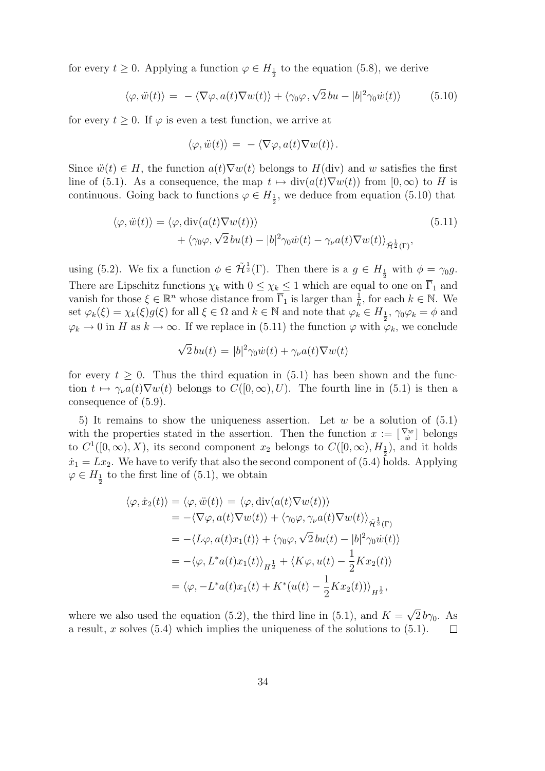for every $t \geq 0$. Applying a function $\varphi \in H_{\frac{1}{2}}$ to the equation (5.8), we derive

$$\langle \varphi, \ddot{w}(t)\rangle = -\langle \nabla\varphi, a(t)\nabla w(t)\rangle + \langle \gamma_0\varphi, \sqrt{2}\,bu - |b|^2\gamma_0\dot{w}(t)\rangle \tag{5.10}$$

for every $t \geq 0$. If $\varphi$ is even a test function, we arrive at

$$\langle \varphi, \ddot{w}(t)\rangle = -\langle \nabla\varphi, a(t)\nabla w(t)\rangle.$$

Since $\ddot{w}(t) \in H$, the function $a(t)\nabla w(t)$ belongs to $H(\mathrm{div})$ and $w$ satisfies the first line of (5.1). As a consequence, the map $t \mapsto \mathrm{div}(a(t)\nabla w(t))$ from $[0,\infty)$ to $H$ is continuous. Going back to functions $\varphi \in H_{\frac{1}{2}}$, we deduce from equation (5.10) that

$$\begin{aligned}\langle \varphi, \ddot{w}(t)\rangle &= \langle \varphi, \mathrm{div}(a(t)\nabla w(t))\rangle \\ &\quad + \langle \gamma_0\varphi, \sqrt{2}\,bu(t) - |b|^2\gamma_0\dot{w}(t) - \gamma_\nu a(t)\nabla w(t)\rangle_{\tilde{\mathcal{H}}^{\frac{1}{2}}(\Gamma)},\end{aligned} \tag{5.11}$$

using (5.2). We fix a function $\phi \in \tilde{\mathcal{H}}^{\frac{1}{2}}(\Gamma)$. Then there is a $g \in H_{\frac{1}{2}}$ with $\phi = \gamma_0 g$. There are Lipschitz functions $\chi_k$ with $0 \leq \chi_k \leq 1$ which are equal to one on $\overline{\Gamma}_1$ and vanish for those $\xi \in \mathbb{R}^n$ whose distance from $\overline{\Gamma}_1$ is larger than $\frac{1}{k}$, for each $k \in \mathbb{N}$. We set $\varphi_k(\xi) = \chi_k(\xi)g(\xi)$ for all $\xi \in \Omega$ and $k \in \mathbb{N}$ and note that $\varphi_k \in H_{\frac{1}{2}}$, $\gamma_0\varphi_k = \phi$ and $\varphi_k \to 0$ in $H$ as $k \to \infty$. If we replace in (5.11) the function $\varphi$ with $\varphi_k$, we conclude

$$\sqrt{2}\,bu(t) = |b|^2\gamma_0\dot{w}(t) + \gamma_\nu a(t)\nabla w(t)$$

for every $t \geq 0$. Thus the third equation in (5.1) has been shown and the function $t \mapsto \gamma_\nu a(t)\nabla w(t)$ belongs to $C([0,\infty), U)$. The fourth line in (5.1) is then a consequence of (5.9).

5) It remains to show the uniqueness assertion. Let $w$ be a solution of (5.1) with the properties stated in the assertion. Then the function $x := \left[\begin{smallmatrix}\nabla w \\ \dot{w}\end{smallmatrix}\right]$ belongs to $C^1([0,\infty), X)$, its second component $x_2$ belongs to $C([0,\infty), H_{\frac{1}{2}})$, and it holds $\dot{x}_1 = Lx_2$. We have to verify that also the second component of (5.4) holds. Applying $\varphi \in H_{\frac{1}{2}}$ to the first line of (5.1), we obtain

$$\begin{aligned}\langle \varphi, \dot{x}_2(t)\rangle &= \langle \varphi, \ddot{w}(t)\rangle = \langle \varphi, \mathrm{div}(a(t)\nabla w(t))\rangle \\ &= -\langle \nabla\varphi, a(t)\nabla w(t)\rangle + \langle \gamma_0\varphi, \gamma_\nu a(t)\nabla w(t)\rangle_{\tilde{\mathcal{H}}^{\frac{1}{2}}(\Gamma)} \\ &= -\langle L\varphi, a(t)x_1(t)\rangle + \langle \gamma_0\varphi, \sqrt{2}\,bu(t) - |b|^2\gamma_0\dot{w}(t)\rangle \\ &= -\langle \varphi, L^*a(t)x_1(t)\rangle_{H^{\frac{1}{2}}} + \langle K\varphi, u(t) - \frac{1}{2}Kx_2(t)\rangle \\ &= \langle \varphi, -L^*a(t)x_1(t) + K^*(u(t) - \frac{1}{2}Kx_2(t))\rangle_{H^{\frac{1}{2}}},\end{aligned}$$

where we also used the equation (5.2), the third line in (5.1), and $K = \sqrt{2}\,b\gamma_0$. As a result, $x$ solves (5.4) which implies the uniqueness of the solutions to (5.1). $\square$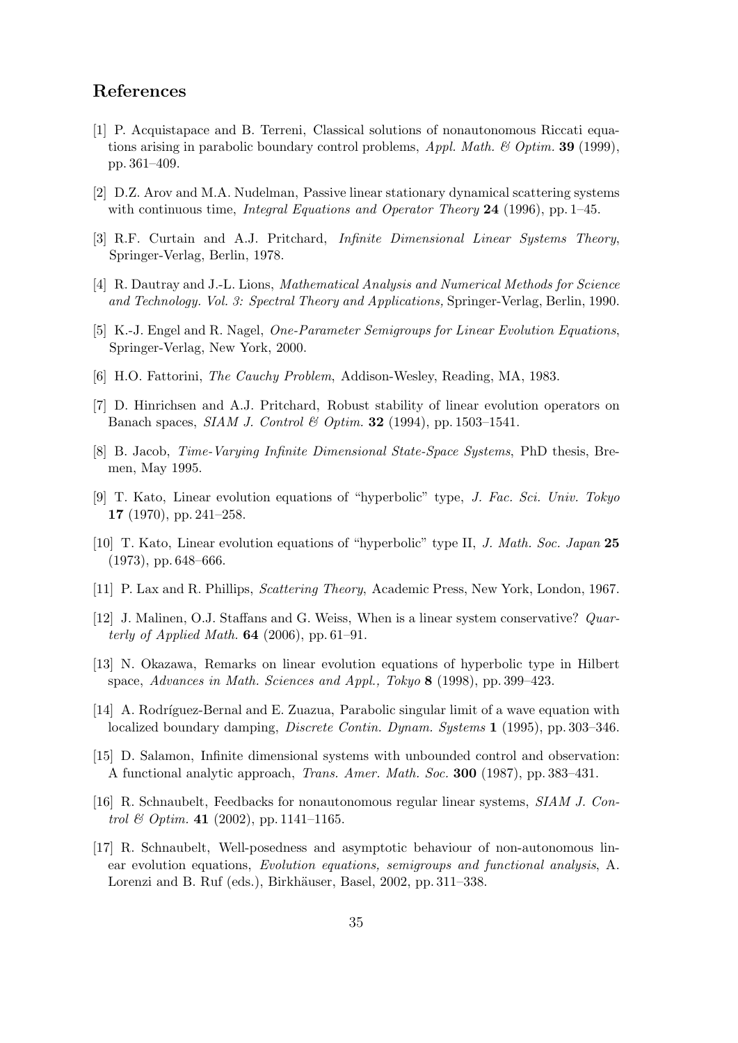## References

[1] P. Acquistapace and B. Terreni, Classical solutions of nonautonomous Riccati equations arising in parabolic boundary control problems, *Appl. Math. & Optim.* **39** (1999), pp. 361–409.

[2] D.Z. Arov and M.A. Nudelman, Passive linear stationary dynamical scattering systems with continuous time, *Integral Equations and Operator Theory* **24** (1996), pp. 1–45.

[3] R.F. Curtain and A.J. Pritchard, *Infinite Dimensional Linear Systems Theory*, Springer-Verlag, Berlin, 1978.

[4] R. Dautray and J.-L. Lions, *Mathematical Analysis and Numerical Methods for Science and Technology. Vol. 3: Spectral Theory and Applications,* Springer-Verlag, Berlin, 1990.

[5] K.-J. Engel and R. Nagel, *One-Parameter Semigroups for Linear Evolution Equations*, Springer-Verlag, New York, 2000.

[6] H.O. Fattorini, *The Cauchy Problem*, Addison-Wesley, Reading, MA, 1983.

[7] D. Hinrichsen and A.J. Pritchard, Robust stability of linear evolution operators on Banach spaces, *SIAM J. Control & Optim.* **32** (1994), pp. 1503–1541.

[8] B. Jacob, *Time-Varying Infinite Dimensional State-Space Systems*, PhD thesis, Bremen, May 1995.

[9] T. Kato, Linear evolution equations of "hyperbolic" type, *J. Fac. Sci. Univ. Tokyo* **17** (1970), pp. 241–258.

[10] T. Kato, Linear evolution equations of "hyperbolic" type II, *J. Math. Soc. Japan* **25** (1973), pp. 648–666.

[11] P. Lax and R. Phillips, *Scattering Theory*, Academic Press, New York, London, 1967.

[12] J. Malinen, O.J. Staffans and G. Weiss, When is a linear system conservative? *Quarterly of Applied Math.* **64** (2006), pp. 61–91.

[13] N. Okazawa, Remarks on linear evolution equations of hyperbolic type in Hilbert space, *Advances in Math. Sciences and Appl., Tokyo* **8** (1998), pp. 399–423.

[14] A. Rodríguez-Bernal and E. Zuazua, Parabolic singular limit of a wave equation with localized boundary damping, *Discrete Contin. Dynam. Systems* **1** (1995), pp. 303–346.

[15] D. Salamon, Infinite dimensional systems with unbounded control and observation: A functional analytic approach, *Trans. Amer. Math. Soc.* **300** (1987), pp. 383–431.

[16] R. Schnaubelt, Feedbacks for nonautonomous regular linear systems, *SIAM J. Control & Optim.* **41** (2002), pp. 1141–1165.

[17] R. Schnaubelt, Well-posedness and asymptotic behaviour of non-autonomous linear evolution equations, *Evolution equations, semigroups and functional analysis*, A. Lorenzi and B. Ruf (eds.), Birkhäuser, Basel, 2002, pp. 311–338.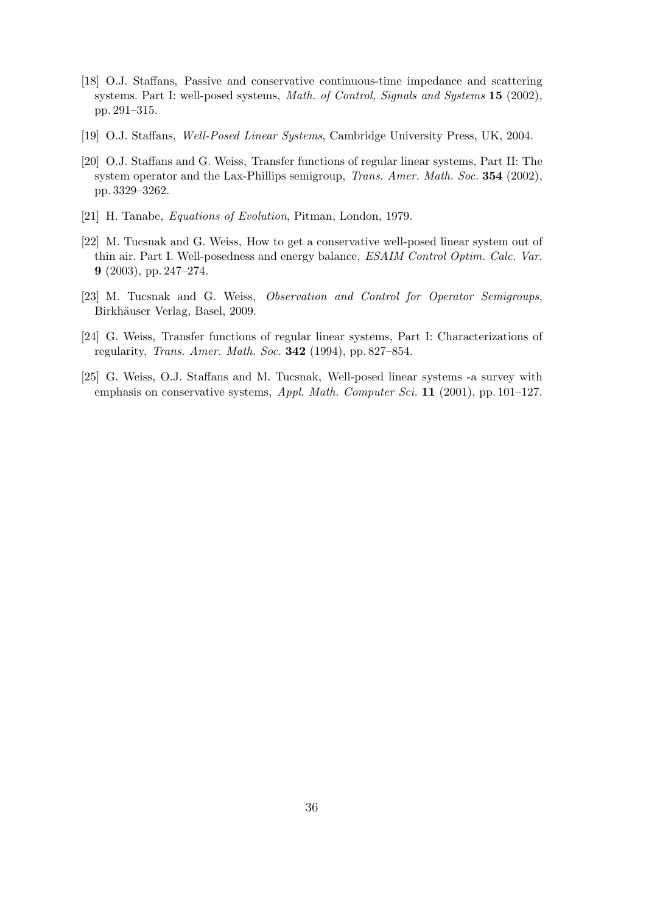[18] O.J. Staffans, Passive and conservative continuous-time impedance and scattering systems. Part I: well-posed systems, *Math. of Control, Signals and Systems* **15** (2002), pp. 291–315.

[19] O.J. Staffans, *Well-Posed Linear Systems*, Cambridge University Press, UK, 2004.

[20] O.J. Staffans and G. Weiss, Transfer functions of regular linear systems, Part II: The system operator and the Lax-Phillips semigroup, *Trans. Amer. Math. Soc.* **354** (2002), pp. 3329–3262.

[21] H. Tanabe, *Equations of Evolution*, Pitman, London, 1979.

[22] M. Tucsnak and G. Weiss, How to get a conservative well-posed linear system out of thin air. Part I. Well-posedness and energy balance, *ESAIM Control Optim. Calc. Var.* **9** (2003), pp. 247–274.

[23] M. Tucsnak and G. Weiss, *Observation and Control for Operator Semigroups*, Birkhäuser Verlag, Basel, 2009.

[24] G. Weiss, Transfer functions of regular linear systems, Part I: Characterizations of regularity, *Trans. Amer. Math. Soc.* **342** (1994), pp. 827–854.

[25] G. Weiss, O.J. Staffans and M. Tucsnak, Well-posed linear systems -a survey with emphasis on conservative systems, *Appl. Math. Computer Sci.* **11** (2001), pp. 101–127.